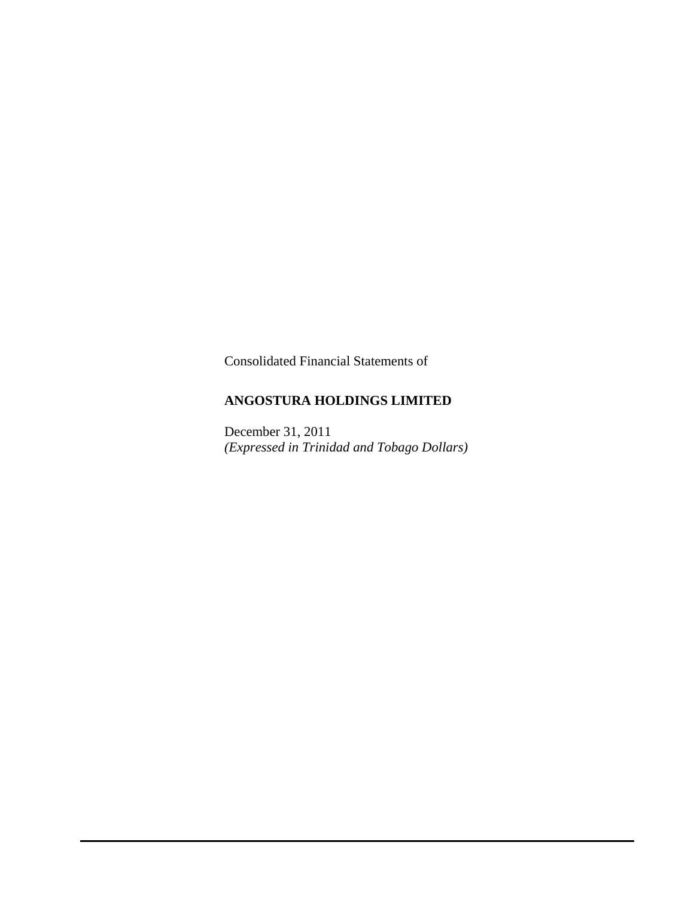Consolidated Financial Statements of

**ANGOSTURA HOLDINGS LIMITED**

December 31, 2011

*(Expressed in Trinidad and Tobago Dollars)*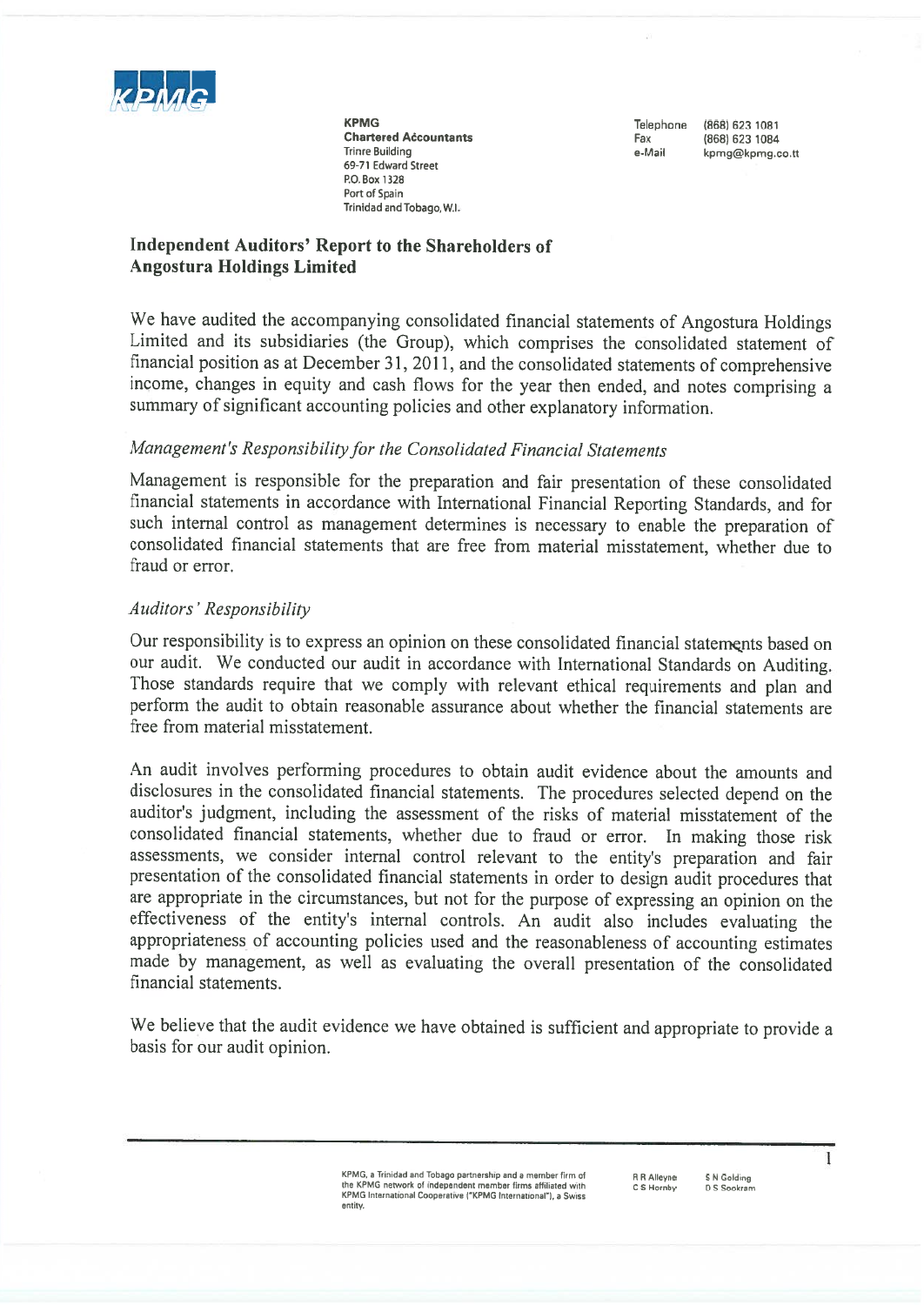**KPMG**
**Chartered Accountants**
Trinre Building
69-71 Edward Street
P.O. Box 1328
Port of Spain
Trinidad and Tobago, W.I.

Telephone (868) 623 1081
Fax (868) 623 1084
e-Mail kpmg@kpmg.co.tt

## Independent Auditors' Report to the Shareholders of Angostura Holdings Limited

We have audited the accompanying consolidated financial statements of Angostura Holdings Limited and its subsidiaries (the Group), which comprises the consolidated statement of financial position as at December 31, 2011, and the consolidated statements of comprehensive income, changes in equity and cash flows for the year then ended, and notes comprising a summary of significant accounting policies and other explanatory information.

### *Management's Responsibility for the Consolidated Financial Statements*

Management is responsible for the preparation and fair presentation of these consolidated financial statements in accordance with International Financial Reporting Standards, and for such internal control as management determines is necessary to enable the preparation of consolidated financial statements that are free from material misstatement, whether due to fraud or error.

### *Auditors' Responsibility*

Our responsibility is to express an opinion on these consolidated financial statements based on our audit. We conducted our audit in accordance with International Standards on Auditing. Those standards require that we comply with relevant ethical requirements and plan and perform the audit to obtain reasonable assurance about whether the financial statements are free from material misstatement.

An audit involves performing procedures to obtain audit evidence about the amounts and disclosures in the consolidated financial statements. The procedures selected depend on the auditor's judgment, including the assessment of the risks of material misstatement of the consolidated financial statements, whether due to fraud or error. In making those risk assessments, we consider internal control relevant to the entity's preparation and fair presentation of the consolidated financial statements in order to design audit procedures that are appropriate in the circumstances, but not for the purpose of expressing an opinion on the effectiveness of the entity's internal controls. An audit also includes evaluating the appropriateness of accounting policies used and the reasonableness of accounting estimates made by management, as well as evaluating the overall presentation of the consolidated financial statements.

We believe that the audit evidence we have obtained is sufficient and appropriate to provide a basis for our audit opinion.

KPMG, a Trinidad and Tobago partnership and a member firm of the KPMG network of independent member firms affiliated with KPMG International Cooperative ("KPMG International"), a Swiss entity.

R R Alleyne C S Hornby S N Golding D S Sookram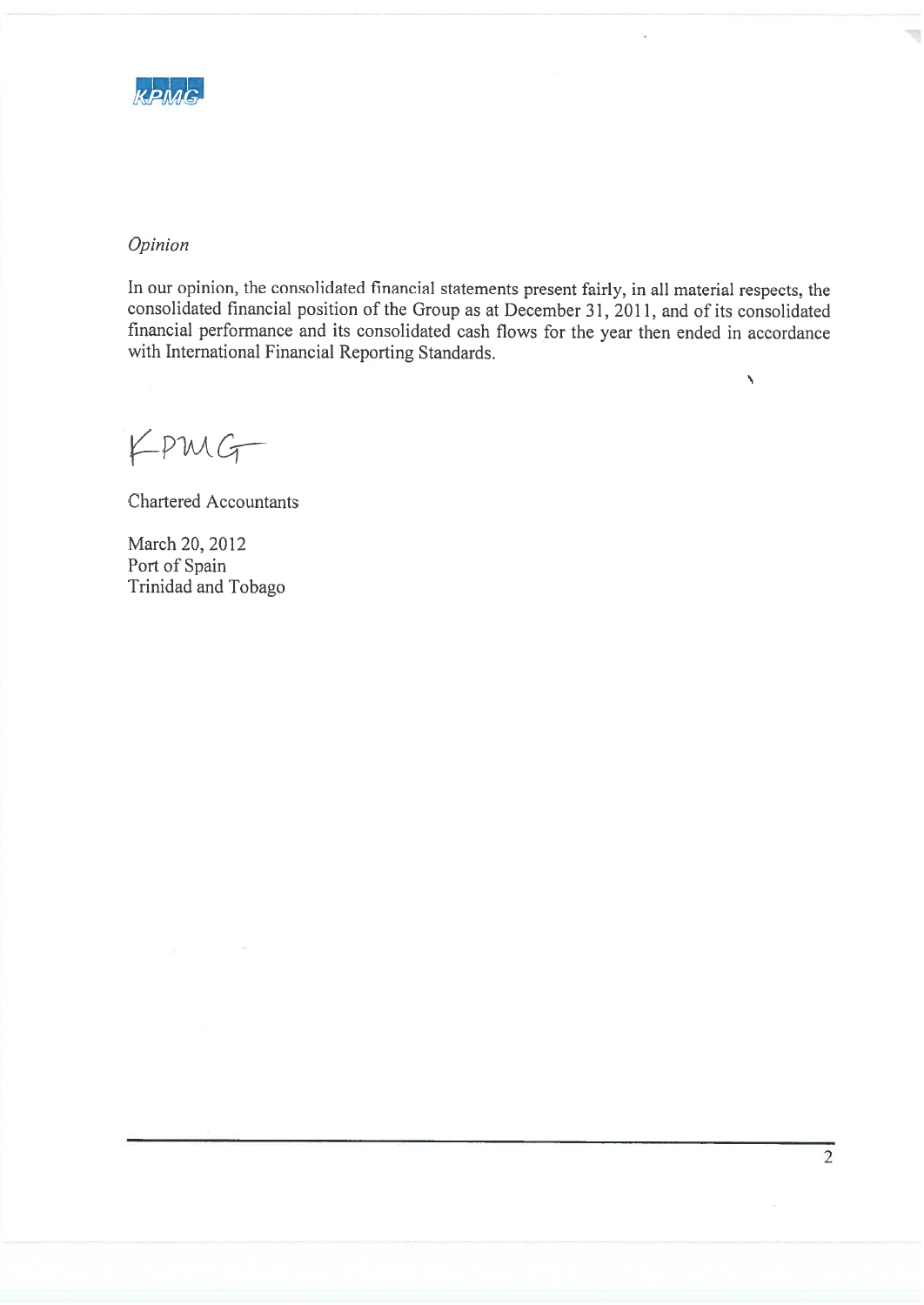*Opinion*

In our opinion, the consolidated financial statements present fairly, in all material respects, the consolidated financial position of the Group as at December 31, 2011, and of its consolidated financial performance and its consolidated cash flows for the year then ended in accordance with International Financial Reporting Standards.

KPMG

Chartered Accountants

March 20, 2012
Port of Spain
Trinidad and Tobago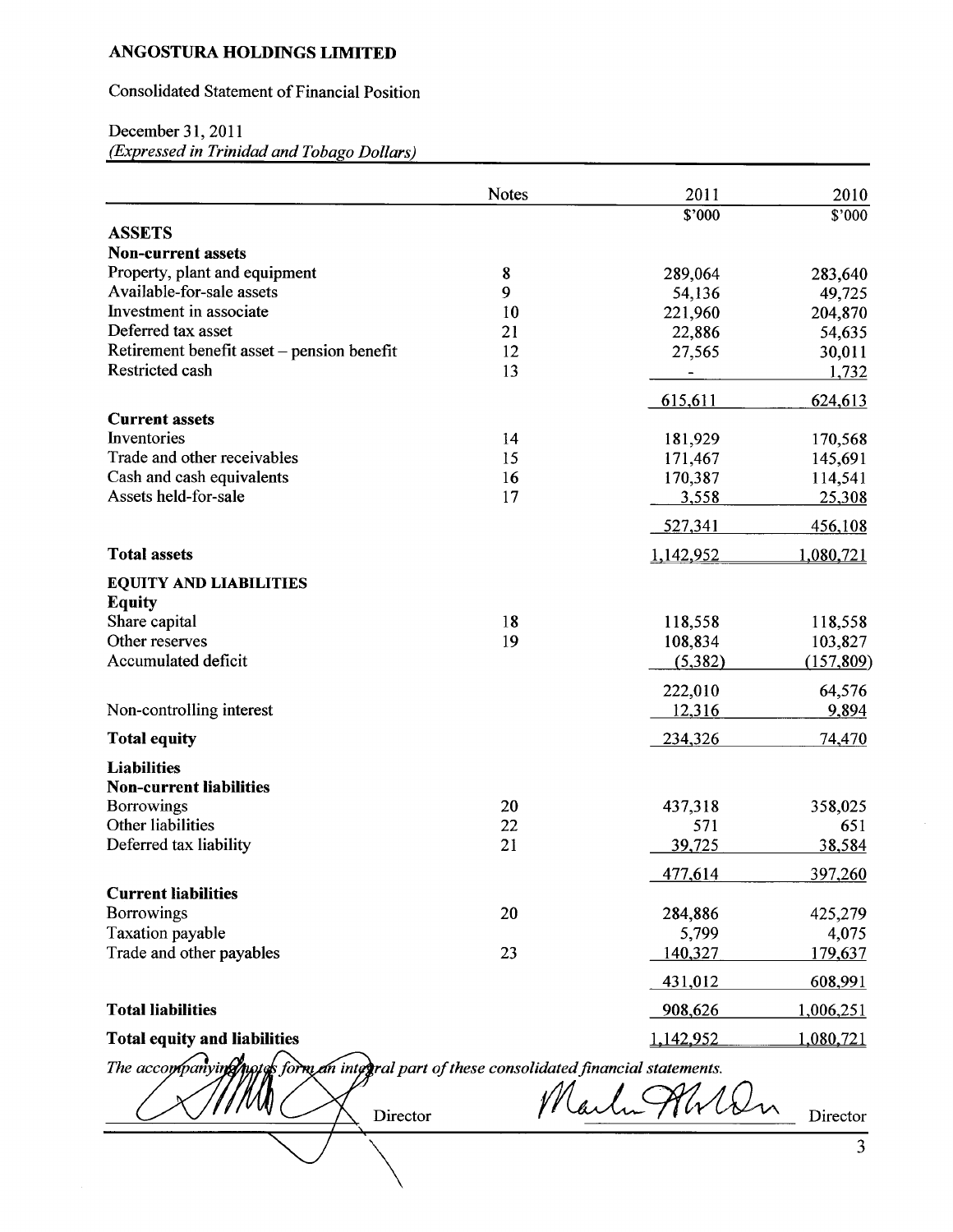# ANGOSTURA HOLDINGS LIMITED

Consolidated Statement of Financial Position

December 31, 2011
*(Expressed in Trinidad and Tobago Dollars)*

| | Notes | 2011 | 2010 |
|---|---|---|---|
| | | $'000 | $'000 |
| **ASSETS** | | | |
| **Non-current assets** | | | |
| Property, plant and equipment | 8 | 289,064 | 283,640 |
| Available-for-sale assets | 9 | 54,136 | 49,725 |
| Investment in associate | 10 | 221,960 | 204,870 |
| Deferred tax asset | 21 | 22,886 | 54,635 |
| Retirement benefit asset – pension benefit | 12 | 27,565 | 30,011 |
| Restricted cash | 13 | - | 1,732 |
| | | 615,611 | 624,613 |
| **Current assets** | | | |
| Inventories | 14 | 181,929 | 170,568 |
| Trade and other receivables | 15 | 171,467 | 145,691 |
| Cash and cash equivalents | 16 | 170,387 | 114,541 |
| Assets held-for-sale | 17 | 3,558 | 25,308 |
| | | 527,341 | 456,108 |
| **Total assets** | | 1,142,952 | 1,080,721 |
| **EQUITY AND LIABILITIES** | | | |
| **Equity** | | | |
| Share capital | 18 | 118,558 | 118,558 |
| Other reserves | 19 | 108,834 | 103,827 |
| Accumulated deficit | | (5,382) | (157,809) |
| | | 222,010 | 64,576 |
| Non-controlling interest | | 12,316 | 9,894 |
| **Total equity** | | 234,326 | 74,470 |
| **Liabilities** | | | |
| **Non-current liabilities** | | | |
| Borrowings | 20 | 437,318 | 358,025 |
| Other liabilities | 22 | 571 | 651 |
| Deferred tax liability | 21 | 39,725 | 38,584 |
| | | 477,614 | 397,260 |
| **Current liabilities** | | | |
| Borrowings | 20 | 284,886 | 425,279 |
| Taxation payable | | 5,799 | 4,075 |
| Trade and other payables | 23 | 140,327 | 179,637 |
| | | 431,012 | 608,991 |
| **Total liabilities** | | 908,626 | 1,006,251 |
| **Total equity and liabilities** | | 1,142,952 | 1,080,721 |

*The accompanying notes form an integral part of these consolidated financial statements.*

Director Director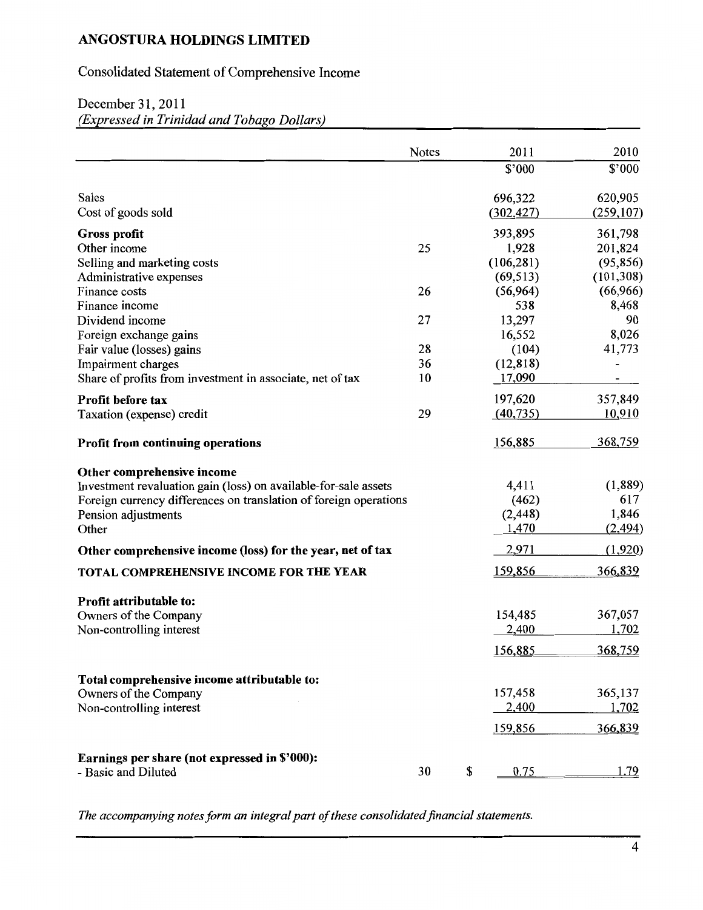# ANGOSTURA HOLDINGS LIMITED

## Consolidated Statement of Comprehensive Income

December 31, 2011
*(Expressed in Trinidad and Tobago Dollars)*

| | Notes | 2011 | 2010 |
|---|---|---|---|
| | | $'000 | $'000 |
| Sales | | 696,322 | 620,905 |
| Cost of goods sold | | (302,427) | (259,107) |
| **Gross profit** | | 393,895 | 361,798 |
| Other income | 25 | 1,928 | 201,824 |
| Selling and marketing costs | | (106,281) | (95,856) |
| Administrative expenses | | (69,513) | (101,308) |
| Finance costs | 26 | (56,964) | (66,966) |
| Finance income | | 538 | 8,468 |
| Dividend income | 27 | 13,297 | 90 |
| Foreign exchange gains | | 16,552 | 8,026 |
| Fair value (losses) gains | 28 | (104) | 41,773 |
| Impairment charges | 36 | (12,818) | - |
| Share of profits from investment in associate, net of tax | 10 | 17,090 | - |
| **Profit before tax** | | 197,620 | 357,849 |
| Taxation (expense) credit | 29 | (40,735) | 10,910 |
| **Profit from continuing operations** | | 156,885 | 368,759 |
| **Other comprehensive income** | | | |
| Investment revaluation gain (loss) on available-for-sale assets | | 4,411 | (1,889) |
| Foreign currency differences on translation of foreign operations | | (462) | 617 |
| Pension adjustments | | (2,448) | 1,846 |
| Other | | 1,470 | (2,494) |
| **Other comprehensive income (loss) for the year, net of tax** | | 2,971 | (1,920) |
| **TOTAL COMPREHENSIVE INCOME FOR THE YEAR** | | 159,856 | 366,839 |
| **Profit attributable to:** | | | |
| Owners of the Company | | 154,485 | 367,057 |
| Non-controlling interest | | 2,400 | 1,702 |
| | | 156,885 | 368,759 |
| **Total comprehensive income attributable to:** | | | |
| Owners of the Company | | 157,458 | 365,137 |
| Non-controlling interest | | 2,400 | 1,702 |
| | | 159,856 | 366,839 |
| **Earnings per share (not expressed in $'000):** | | | |
| - Basic and Diluted | 30 | $ 0.75 | 1.79 |

*The accompanying notes form an integral part of these consolidated financial statements.*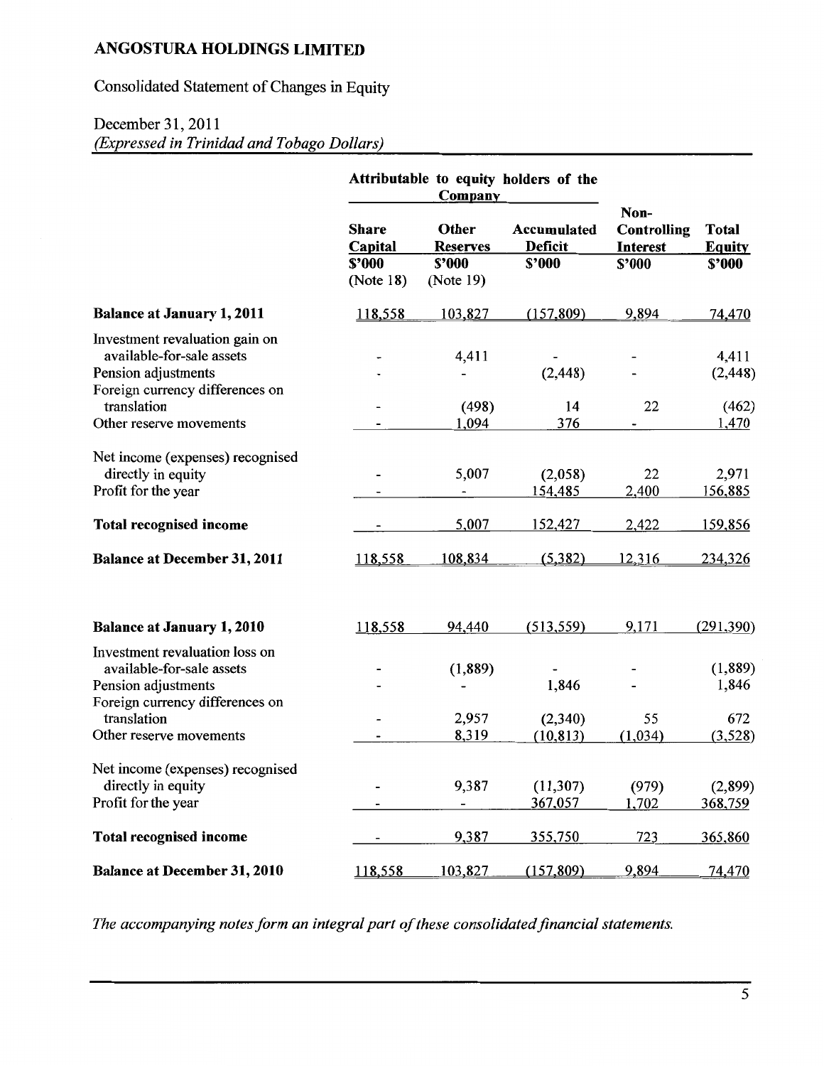# ANGOSTURA HOLDINGS LIMITED

Consolidated Statement of Changes in Equity

December 31, 2011
*(Expressed in Trinidad and Tobago Dollars)*

| | Attributable to equity holders of the Company | | | | |
|---|---|---|---|---|---|
| | **Share Capital** | **Other Reserves** | **Accumulated Deficit** | **Non-Controlling Interest** | **Total Equity** |
| | **$'000** (Note 18) | **$'000** (Note 19) | **$'000** | **$'000** | **$'000** |
| **Balance at January 1, 2011** | 118,558 | 103,827 | (157,809) | 9,894 | 74,470 |
| Investment revaluation gain on available-for-sale assets | - | 4,411 | - | - | 4,411 |
| Pension adjustments | - | - | (2,448) | - | (2,448) |
| Foreign currency differences on translation | - | (498) | 14 | 22 | (462) |
| Other reserve movements | - | 1,094 | 376 | - | 1,470 |
| Net income (expenses) recognised directly in equity | - | 5,007 | (2,058) | 22 | 2,971 |
| Profit for the year | - | - | 154,485 | 2,400 | 156,885 |
| **Total recognised income** | - | 5,007 | 152,427 | 2,422 | 159,856 |
| **Balance at December 31, 2011** | 118,558 | 108,834 | (5,382) | 12,316 | 234,326 |
| | | | | | |
| **Balance at January 1, 2010** | 118,558 | 94,440 | (513,559) | 9,171 | (291,390) |
| Investment revaluation loss on available-for-sale assets | - | (1,889) | - | - | (1,889) |
| Pension adjustments | - | - | 1,846 | - | 1,846 |
| Foreign currency differences on translation | - | 2,957 | (2,340) | 55 | 672 |
| Other reserve movements | - | 8,319 | (10,813) | (1,034) | (3,528) |
| Net income (expenses) recognised directly in equity | - | 9,387 | (11,307) | (979) | (2,899) |
| Profit for the year | - | - | 367,057 | 1,702 | 368,759 |
| **Total recognised income** | - | 9,387 | 355,750 | 723 | 365,860 |
| **Balance at December 31, 2010** | 118,558 | 103,827 | (157,809) | 9,894 | 74,470 |

*The accompanying notes form an integral part of these consolidated financial statements.*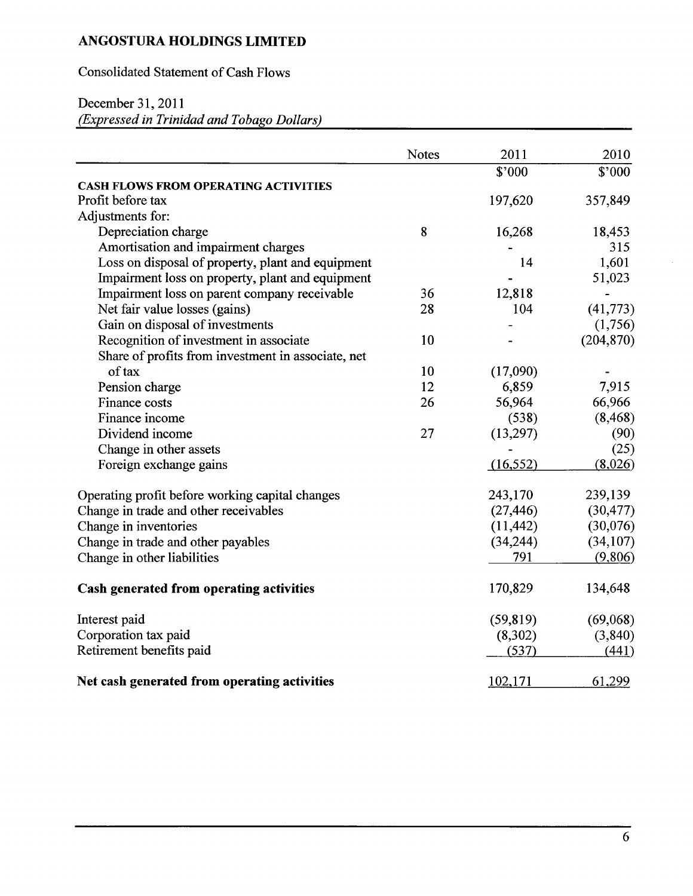# ANGOSTURA HOLDINGS LIMITED

Consolidated Statement of Cash Flows

December 31, 2011
*(Expressed in Trinidad and Tobago Dollars)*

| | Notes | 2011 | 2010 |
|---|---|---|---|
| | | $'000 | $'000 |
| **CASH FLOWS FROM OPERATING ACTIVITIES** | | | |
| Profit before tax | | 197,620 | 357,849 |
| Adjustments for: | | | |
| Depreciation charge | 8 | 16,268 | 18,453 |
| Amortisation and impairment charges | | - | 315 |
| Loss on disposal of property, plant and equipment | | 14 | 1,601 |
| Impairment loss on property, plant and equipment | | - | 51,023 |
| Impairment loss on parent company receivable | 36 | 12,818 | - |
| Net fair value losses (gains) | 28 | 104 | (41,773) |
| Gain on disposal of investments | | - | (1,756) |
| Recognition of investment in associate | 10 | - | (204,870) |
| Share of profits from investment in associate, net of tax | 10 | (17,090) | - |
| Pension charge | 12 | 6,859 | 7,915 |
| Finance costs | 26 | 56,964 | 66,966 |
| Finance income | | (538) | (8,468) |
| Dividend income | 27 | (13,297) | (90) |
| Change in other assets | | - | (25) |
| Foreign exchange gains | | (16,552) | (8,026) |
| Operating profit before working capital changes | | 243,170 | 239,139 |
| Change in trade and other receivables | | (27,446) | (30,477) |
| Change in inventories | | (11,442) | (30,076) |
| Change in trade and other payables | | (34,244) | (34,107) |
| Change in other liabilities | | 791 | (9,806) |
| **Cash generated from operating activities** | | 170,829 | 134,648 |
| Interest paid | | (59,819) | (69,068) |
| Corporation tax paid | | (8,302) | (3,840) |
| Retirement benefits paid | | (537) | (441) |
| **Net cash generated from operating activities** | | 102,171 | 61,299 |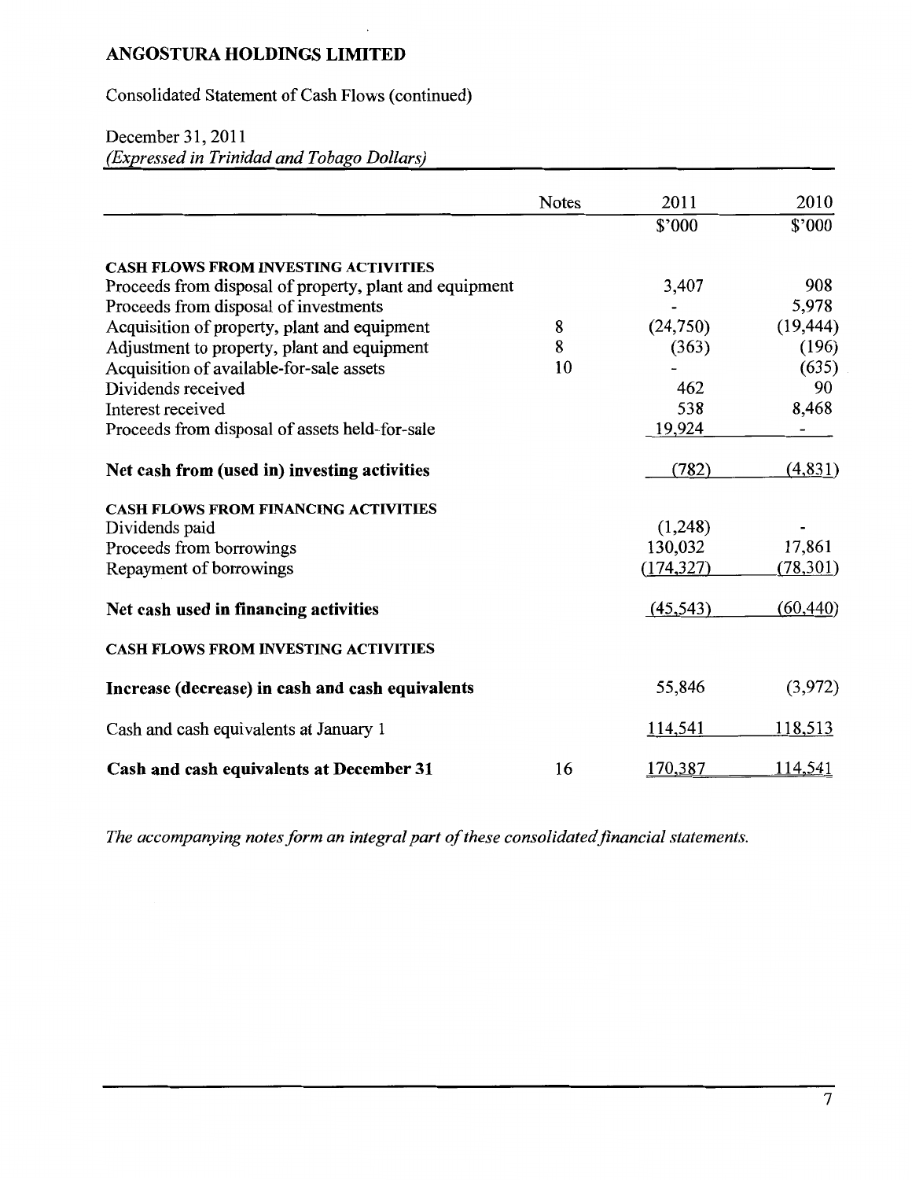# ANGOSTURA HOLDINGS LIMITED

Consolidated Statement of Cash Flows (continued)

December 31, 2011
*(Expressed in Trinidad and Tobago Dollars)*

| | Notes | 2011 | 2010 |
|---|---|---|---|
| | | $'000 | $'000 |
| **CASH FLOWS FROM INVESTING ACTIVITIES** | | | |
| Proceeds from disposal of property, plant and equipment | | 3,407 | 908 |
| Proceeds from disposal of investments | | - | 5,978 |
| Acquisition of property, plant and equipment | 8 | (24,750) | (19,444) |
| Adjustment to property, plant and equipment | 8 | (363) | (196) |
| Acquisition of available-for-sale assets | 10 | - | (635) |
| Dividends received | | 462 | 90 |
| Interest received | | 538 | 8,468 |
| Proceeds from disposal of assets held-for-sale | | 19,924 | - |
| **Net cash from (used in) investing activities** | | (782) | (4,831) |
| **CASH FLOWS FROM FINANCING ACTIVITIES** | | | |
| Dividends paid | | (1,248) | - |
| Proceeds from borrowings | | 130,032 | 17,861 |
| Repayment of borrowings | | (174,327) | (78,301) |
| **Net cash used in financing activities** | | (45,543) | (60,440) |
| **CASH FLOWS FROM INVESTING ACTIVITIES** | | | |
| **Increase (decrease) in cash and cash equivalents** | | 55,846 | (3,972) |
| Cash and cash equivalents at January 1 | | 114,541 | 118,513 |
| **Cash and cash equivalents at December 31** | 16 | 170,387 | 114,541 |

*The accompanying notes form an integral part of these consolidated financial statements.*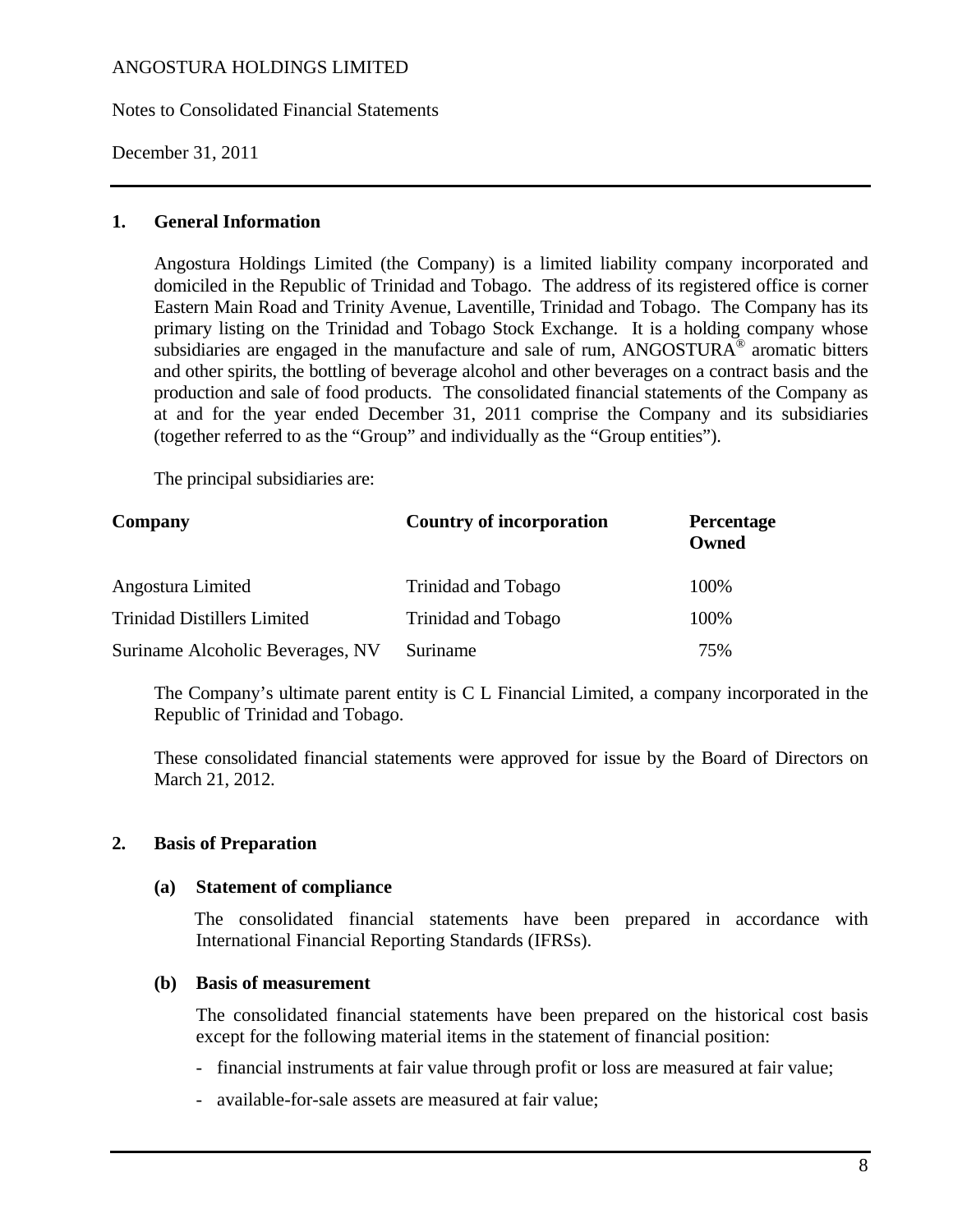ANGOSTURA HOLDINGS LIMITED

Notes to Consolidated Financial Statements

December 31, 2011

## 1. General Information

Angostura Holdings Limited (the Company) is a limited liability company incorporated and domiciled in the Republic of Trinidad and Tobago. The address of its registered office is corner Eastern Main Road and Trinity Avenue, Laventille, Trinidad and Tobago. The Company has its primary listing on the Trinidad and Tobago Stock Exchange. It is a holding company whose subsidiaries are engaged in the manufacture and sale of rum, ANGOSTURA® aromatic bitters and other spirits, the bottling of beverage alcohol and other beverages on a contract basis and the production and sale of food products. The consolidated financial statements of the Company as at and for the year ended December 31, 2011 comprise the Company and its subsidiaries (together referred to as the "Group" and individually as the "Group entities").

The principal subsidiaries are:

| Company | Country of incorporation | Percentage Owned |
|---|---|---|
| Angostura Limited | Trinidad and Tobago | 100% |
| Trinidad Distillers Limited | Trinidad and Tobago | 100% |
| Suriname Alcoholic Beverages, NV | Suriname | 75% |

The Company's ultimate parent entity is C L Financial Limited, a company incorporated in the Republic of Trinidad and Tobago.

These consolidated financial statements were approved for issue by the Board of Directors on March 21, 2012.

## 2. Basis of Preparation

### (a) Statement of compliance

The consolidated financial statements have been prepared in accordance with International Financial Reporting Standards (IFRSs).

### (b) Basis of measurement

The consolidated financial statements have been prepared on the historical cost basis except for the following material items in the statement of financial position:

- financial instruments at fair value through profit or loss are measured at fair value;
- available-for-sale assets are measured at fair value;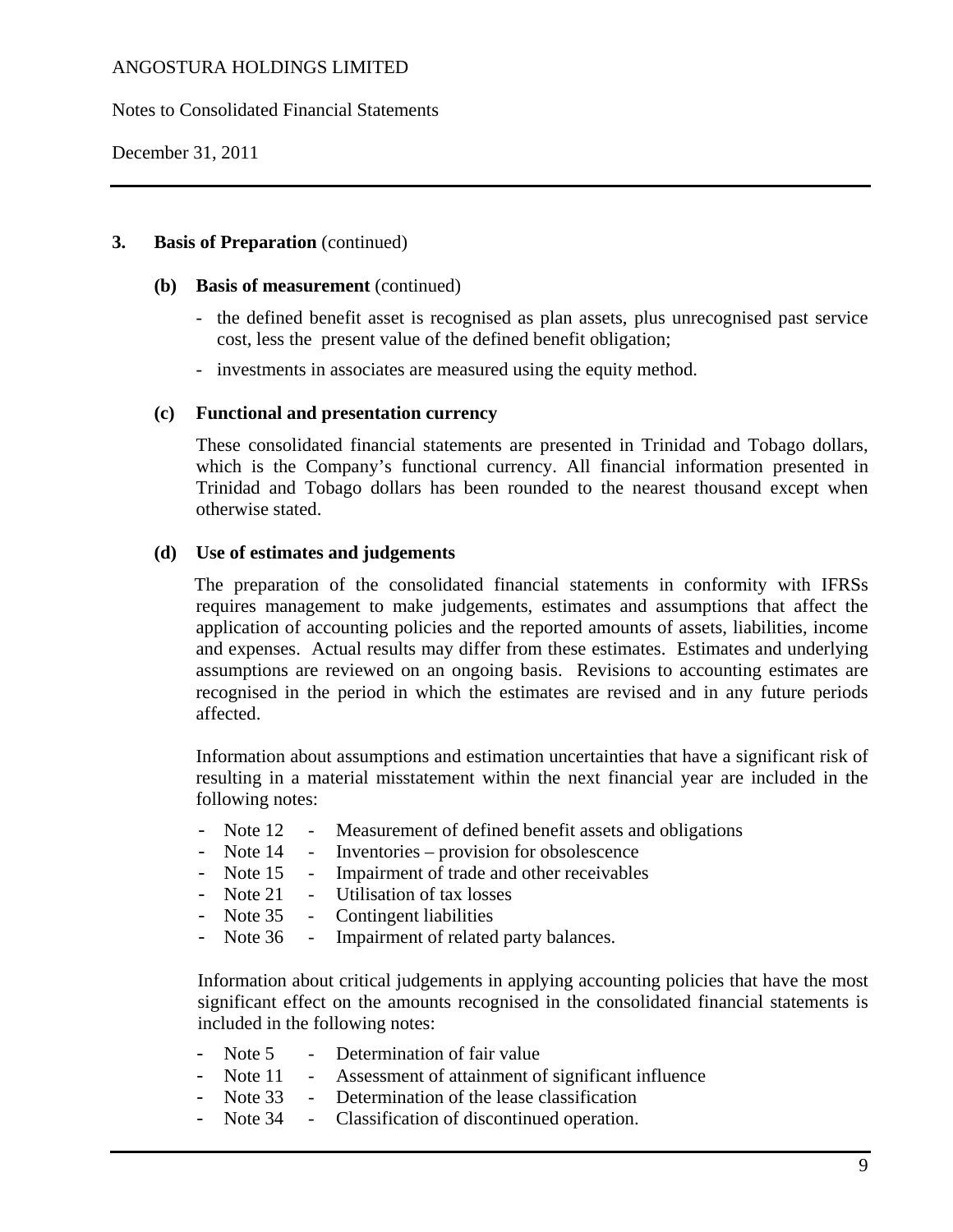## 3. Basis of Preparation (continued)

### (b) Basis of measurement (continued)

- the defined benefit asset is recognised as plan assets, plus unrecognised past service cost, less the present value of the defined benefit obligation;
- investments in associates are measured using the equity method.

### (c) Functional and presentation currency

These consolidated financial statements are presented in Trinidad and Tobago dollars, which is the Company's functional currency. All financial information presented in Trinidad and Tobago dollars has been rounded to the nearest thousand except when otherwise stated.

### (d) Use of estimates and judgements

The preparation of the consolidated financial statements in conformity with IFRSs requires management to make judgements, estimates and assumptions that affect the application of accounting policies and the reported amounts of assets, liabilities, income and expenses. Actual results may differ from these estimates. Estimates and underlying assumptions are reviewed on an ongoing basis. Revisions to accounting estimates are recognised in the period in which the estimates are revised and in any future periods affected.

Information about assumptions and estimation uncertainties that have a significant risk of resulting in a material misstatement within the next financial year are included in the following notes:

- Note 12 - Measurement of defined benefit assets and obligations
- Note 14 - Inventories – provision for obsolescence
- Note 15 - Impairment of trade and other receivables
- Note 21 - Utilisation of tax losses
- Note 35 - Contingent liabilities
- Note 36 - Impairment of related party balances.

Information about critical judgements in applying accounting policies that have the most significant effect on the amounts recognised in the consolidated financial statements is included in the following notes:

- Note 5 - Determination of fair value
- Note 11 - Assessment of attainment of significant influence
- Note 33 - Determination of the lease classification
- Note 34 - Classification of discontinued operation.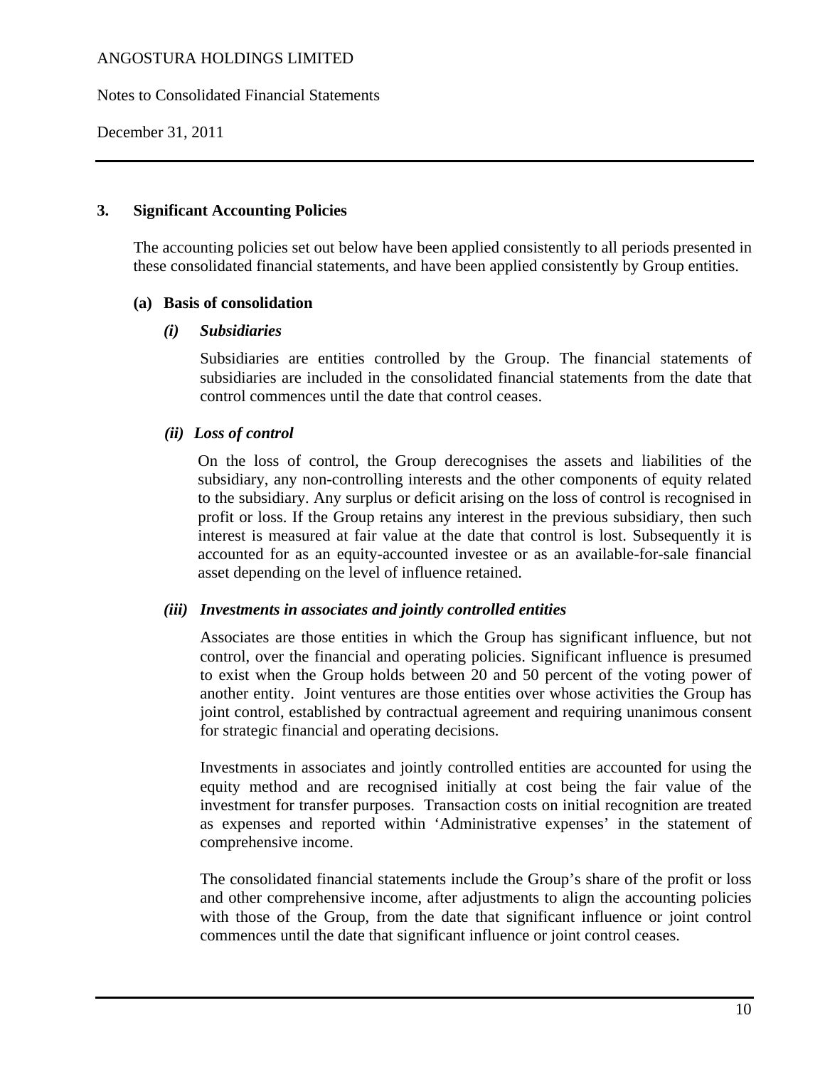## 3. Significant Accounting Policies

The accounting policies set out below have been applied consistently to all periods presented in these consolidated financial statements, and have been applied consistently by Group entities.

### (a) Basis of consolidation

#### *(i) Subsidiaries*

Subsidiaries are entities controlled by the Group. The financial statements of subsidiaries are included in the consolidated financial statements from the date that control commences until the date that control ceases.

#### *(ii) Loss of control*

On the loss of control, the Group derecognises the assets and liabilities of the subsidiary, any non-controlling interests and the other components of equity related to the subsidiary. Any surplus or deficit arising on the loss of control is recognised in profit or loss. If the Group retains any interest in the previous subsidiary, then such interest is measured at fair value at the date that control is lost. Subsequently it is accounted for as an equity-accounted investee or as an available-for-sale financial asset depending on the level of influence retained.

#### *(iii) Investments in associates and jointly controlled entities*

Associates are those entities in which the Group has significant influence, but not control, over the financial and operating policies. Significant influence is presumed to exist when the Group holds between 20 and 50 percent of the voting power of another entity. Joint ventures are those entities over whose activities the Group has joint control, established by contractual agreement and requiring unanimous consent for strategic financial and operating decisions.

Investments in associates and jointly controlled entities are accounted for using the equity method and are recognised initially at cost being the fair value of the investment for transfer purposes. Transaction costs on initial recognition are treated as expenses and reported within 'Administrative expenses' in the statement of comprehensive income.

The consolidated financial statements include the Group's share of the profit or loss and other comprehensive income, after adjustments to align the accounting policies with those of the Group, from the date that significant influence or joint control commences until the date that significant influence or joint control ceases.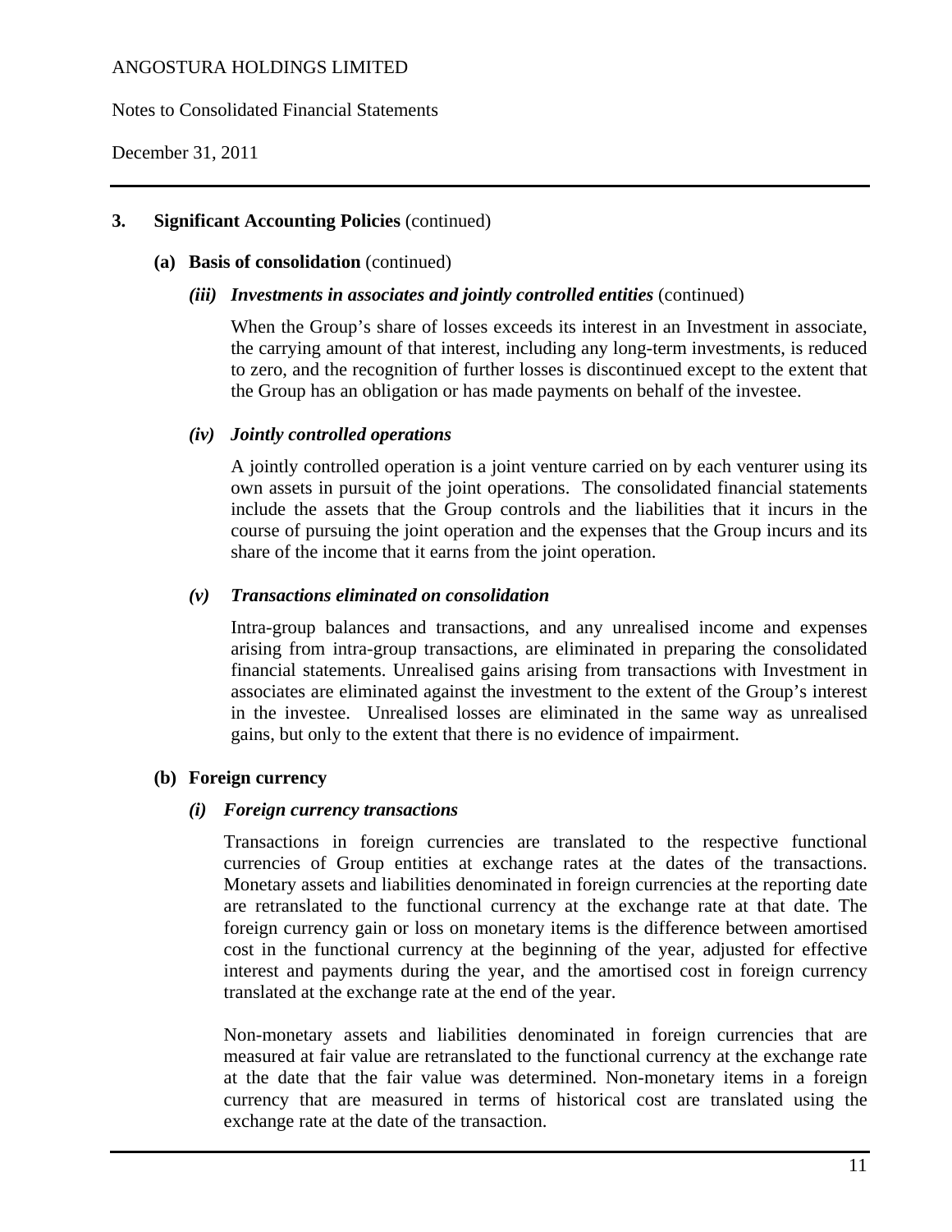## 3. Significant Accounting Policies (continued)

### (a) Basis of consolidation (continued)

#### *(iii) Investments in associates and jointly controlled entities* (continued)

When the Group's share of losses exceeds its interest in an Investment in associate, the carrying amount of that interest, including any long-term investments, is reduced to zero, and the recognition of further losses is discontinued except to the extent that the Group has an obligation or has made payments on behalf of the investee.

#### *(iv) Jointly controlled operations*

A jointly controlled operation is a joint venture carried on by each venturer using its own assets in pursuit of the joint operations. The consolidated financial statements include the assets that the Group controls and the liabilities that it incurs in the course of pursuing the joint operation and the expenses that the Group incurs and its share of the income that it earns from the joint operation.

#### *(v) Transactions eliminated on consolidation*

Intra-group balances and transactions, and any unrealised income and expenses arising from intra-group transactions, are eliminated in preparing the consolidated financial statements. Unrealised gains arising from transactions with Investment in associates are eliminated against the investment to the extent of the Group's interest in the investee. Unrealised losses are eliminated in the same way as unrealised gains, but only to the extent that there is no evidence of impairment.

### (b) Foreign currency

#### *(i) Foreign currency transactions*

Transactions in foreign currencies are translated to the respective functional currencies of Group entities at exchange rates at the dates of the transactions. Monetary assets and liabilities denominated in foreign currencies at the reporting date are retranslated to the functional currency at the exchange rate at that date. The foreign currency gain or loss on monetary items is the difference between amortised cost in the functional currency at the beginning of the year, adjusted for effective interest and payments during the year, and the amortised cost in foreign currency translated at the exchange rate at the end of the year.

Non-monetary assets and liabilities denominated in foreign currencies that are measured at fair value are retranslated to the functional currency at the exchange rate at the date that the fair value was determined. Non-monetary items in a foreign currency that are measured in terms of historical cost are translated using the exchange rate at the date of the transaction.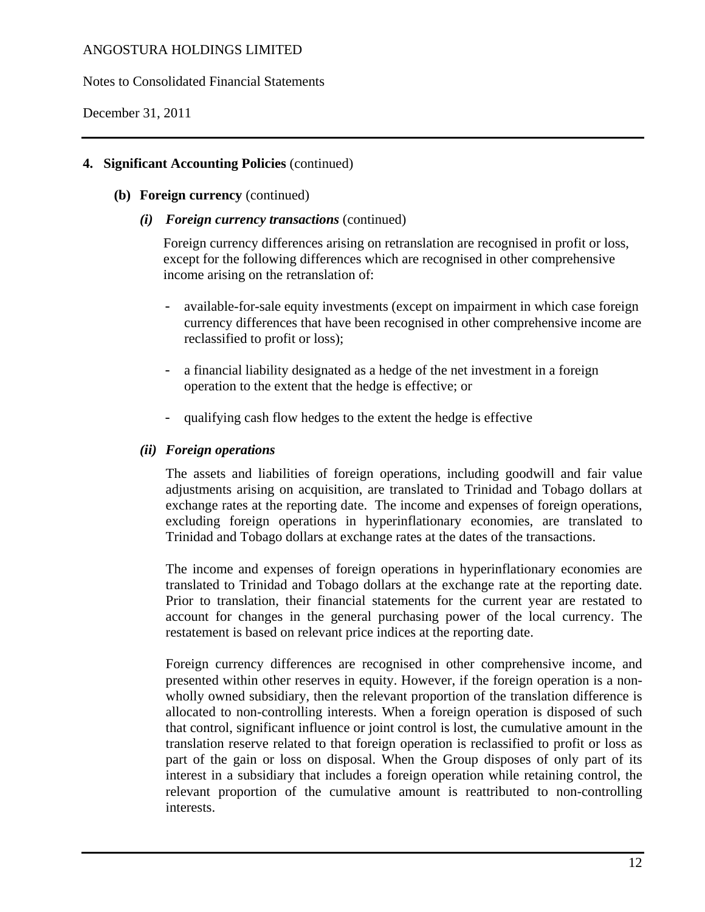## 4. Significant Accounting Policies (continued)

### (b) Foreign currency (continued)

#### *(i) Foreign currency transactions* (continued)

Foreign currency differences arising on retranslation are recognised in profit or loss, except for the following differences which are recognised in other comprehensive income arising on the retranslation of:

- available-for-sale equity investments (except on impairment in which case foreign currency differences that have been recognised in other comprehensive income are reclassified to profit or loss);
- a financial liability designated as a hedge of the net investment in a foreign operation to the extent that the hedge is effective; or
- qualifying cash flow hedges to the extent the hedge is effective

#### *(ii) Foreign operations*

The assets and liabilities of foreign operations, including goodwill and fair value adjustments arising on acquisition, are translated to Trinidad and Tobago dollars at exchange rates at the reporting date. The income and expenses of foreign operations, excluding foreign operations in hyperinflationary economies, are translated to Trinidad and Tobago dollars at exchange rates at the dates of the transactions.

The income and expenses of foreign operations in hyperinflationary economies are translated to Trinidad and Tobago dollars at the exchange rate at the reporting date. Prior to translation, their financial statements for the current year are restated to account for changes in the general purchasing power of the local currency. The restatement is based on relevant price indices at the reporting date.

Foreign currency differences are recognised in other comprehensive income, and presented within other reserves in equity. However, if the foreign operation is a non-wholly owned subsidiary, then the relevant proportion of the translation difference is allocated to non-controlling interests. When a foreign operation is disposed of such that control, significant influence or joint control is lost, the cumulative amount in the translation reserve related to that foreign operation is reclassified to profit or loss as part of the gain or loss on disposal. When the Group disposes of only part of its interest in a subsidiary that includes a foreign operation while retaining control, the relevant proportion of the cumulative amount is reattributed to non-controlling interests.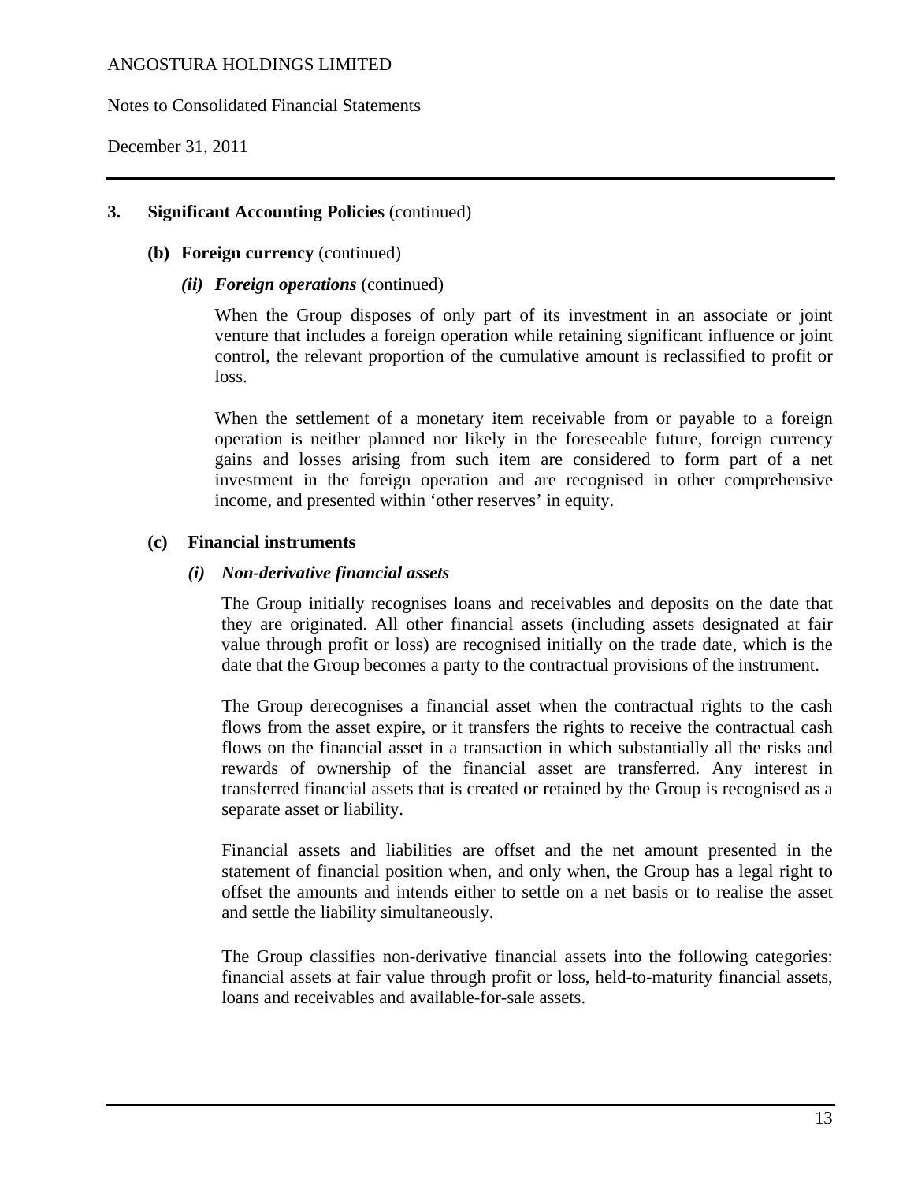### 3. Significant Accounting Policies (continued)

**(b) Foreign currency** (continued)

***(ii) Foreign operations*** (continued)

When the Group disposes of only part of its investment in an associate or joint venture that includes a foreign operation while retaining significant influence or joint control, the relevant proportion of the cumulative amount is reclassified to profit or loss.

When the settlement of a monetary item receivable from or payable to a foreign operation is neither planned nor likely in the foreseeable future, foreign currency gains and losses arising from such item are considered to form part of a net investment in the foreign operation and are recognised in other comprehensive income, and presented within 'other reserves' in equity.

**(c) Financial instruments**

***(i) Non-derivative financial assets***

The Group initially recognises loans and receivables and deposits on the date that they are originated. All other financial assets (including assets designated at fair value through profit or loss) are recognised initially on the trade date, which is the date that the Group becomes a party to the contractual provisions of the instrument.

The Group derecognises a financial asset when the contractual rights to the cash flows from the asset expire, or it transfers the rights to receive the contractual cash flows on the financial asset in a transaction in which substantially all the risks and rewards of ownership of the financial asset are transferred. Any interest in transferred financial assets that is created or retained by the Group is recognised as a separate asset or liability.

Financial assets and liabilities are offset and the net amount presented in the statement of financial position when, and only when, the Group has a legal right to offset the amounts and intends either to settle on a net basis or to realise the asset and settle the liability simultaneously.

The Group classifies non-derivative financial assets into the following categories: financial assets at fair value through profit or loss, held-to-maturity financial assets, loans and receivables and available-for-sale assets.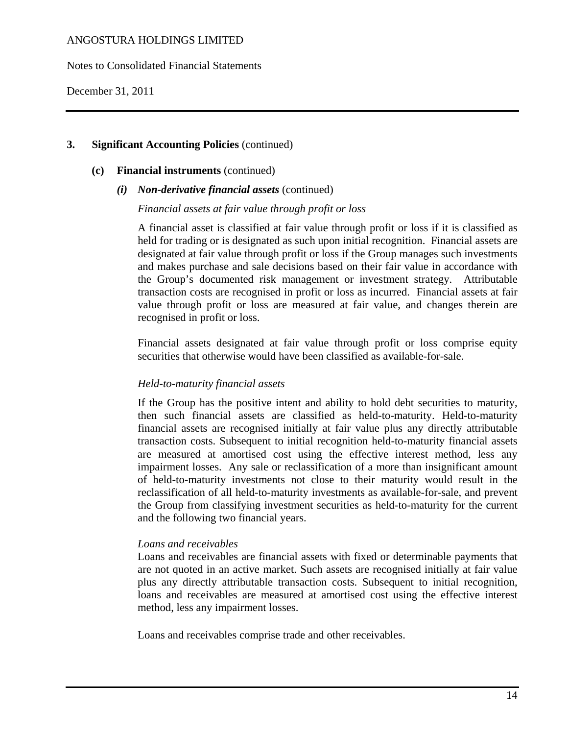## 3. Significant Accounting Policies (continued)

### (c) Financial instruments (continued)

#### *(i) Non-derivative financial assets* (continued)

*Financial assets at fair value through profit or loss*

A financial asset is classified at fair value through profit or loss if it is classified as held for trading or is designated as such upon initial recognition. Financial assets are designated at fair value through profit or loss if the Group manages such investments and makes purchase and sale decisions based on their fair value in accordance with the Group's documented risk management or investment strategy. Attributable transaction costs are recognised in profit or loss as incurred. Financial assets at fair value through profit or loss are measured at fair value, and changes therein are recognised in profit or loss.

Financial assets designated at fair value through profit or loss comprise equity securities that otherwise would have been classified as available-for-sale.

*Held-to-maturity financial assets*

If the Group has the positive intent and ability to hold debt securities to maturity, then such financial assets are classified as held-to-maturity. Held-to-maturity financial assets are recognised initially at fair value plus any directly attributable transaction costs. Subsequent to initial recognition held-to-maturity financial assets are measured at amortised cost using the effective interest method, less any impairment losses. Any sale or reclassification of a more than insignificant amount of held-to-maturity investments not close to their maturity would result in the reclassification of all held-to-maturity investments as available-for-sale, and prevent the Group from classifying investment securities as held-to-maturity for the current and the following two financial years.

*Loans and receivables*

Loans and receivables are financial assets with fixed or determinable payments that are not quoted in an active market. Such assets are recognised initially at fair value plus any directly attributable transaction costs. Subsequent to initial recognition, loans and receivables are measured at amortised cost using the effective interest method, less any impairment losses.

Loans and receivables comprise trade and other receivables.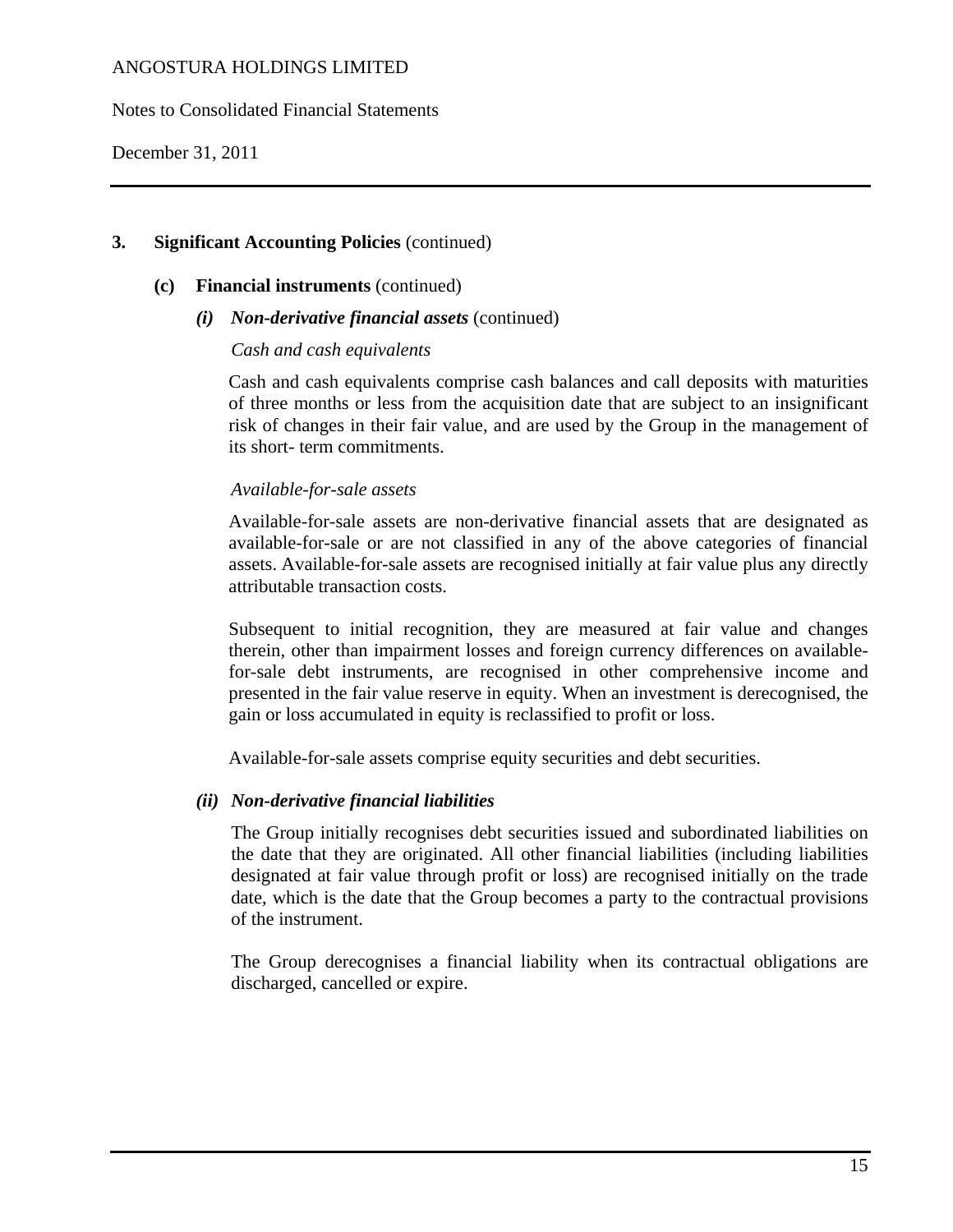## 3. Significant Accounting Policies (continued)

### (c) Financial instruments (continued)

#### *(i) Non-derivative financial assets* (continued)

*Cash and cash equivalents*

Cash and cash equivalents comprise cash balances and call deposits with maturities of three months or less from the acquisition date that are subject to an insignificant risk of changes in their fair value, and are used by the Group in the management of its short- term commitments.

*Available-for-sale assets*

Available-for-sale assets are non-derivative financial assets that are designated as available-for-sale or are not classified in any of the above categories of financial assets. Available-for-sale assets are recognised initially at fair value plus any directly attributable transaction costs.

Subsequent to initial recognition, they are measured at fair value and changes therein, other than impairment losses and foreign currency differences on available-for-sale debt instruments, are recognised in other comprehensive income and presented in the fair value reserve in equity. When an investment is derecognised, the gain or loss accumulated in equity is reclassified to profit or loss.

Available-for-sale assets comprise equity securities and debt securities.

#### *(ii) Non-derivative financial liabilities*

The Group initially recognises debt securities issued and subordinated liabilities on the date that they are originated. All other financial liabilities (including liabilities designated at fair value through profit or loss) are recognised initially on the trade date, which is the date that the Group becomes a party to the contractual provisions of the instrument.

The Group derecognises a financial liability when its contractual obligations are discharged, cancelled or expire.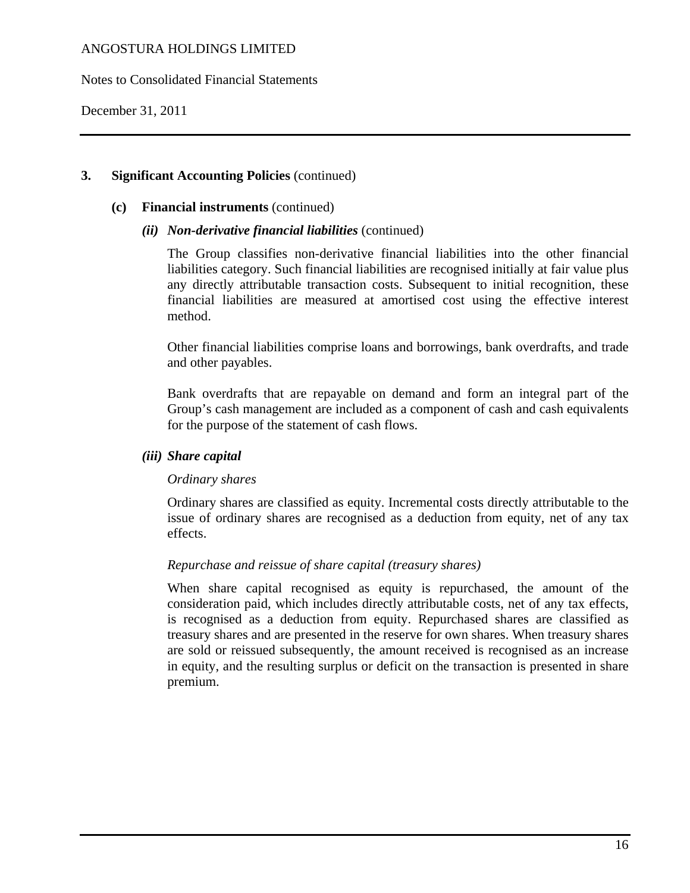## 3. Significant Accounting Policies (continued)

### (c) Financial instruments (continued)

#### *(ii) Non-derivative financial liabilities* (continued)

The Group classifies non-derivative financial liabilities into the other financial liabilities category. Such financial liabilities are recognised initially at fair value plus any directly attributable transaction costs. Subsequent to initial recognition, these financial liabilities are measured at amortised cost using the effective interest method.

Other financial liabilities comprise loans and borrowings, bank overdrafts, and trade and other payables.

Bank overdrafts that are repayable on demand and form an integral part of the Group's cash management are included as a component of cash and cash equivalents for the purpose of the statement of cash flows.

#### *(iii) Share capital*

*Ordinary shares*

Ordinary shares are classified as equity. Incremental costs directly attributable to the issue of ordinary shares are recognised as a deduction from equity, net of any tax effects.

*Repurchase and reissue of share capital (treasury shares)*

When share capital recognised as equity is repurchased, the amount of the consideration paid, which includes directly attributable costs, net of any tax effects, is recognised as a deduction from equity. Repurchased shares are classified as treasury shares and are presented in the reserve for own shares. When treasury shares are sold or reissued subsequently, the amount received is recognised as an increase in equity, and the resulting surplus or deficit on the transaction is presented in share premium.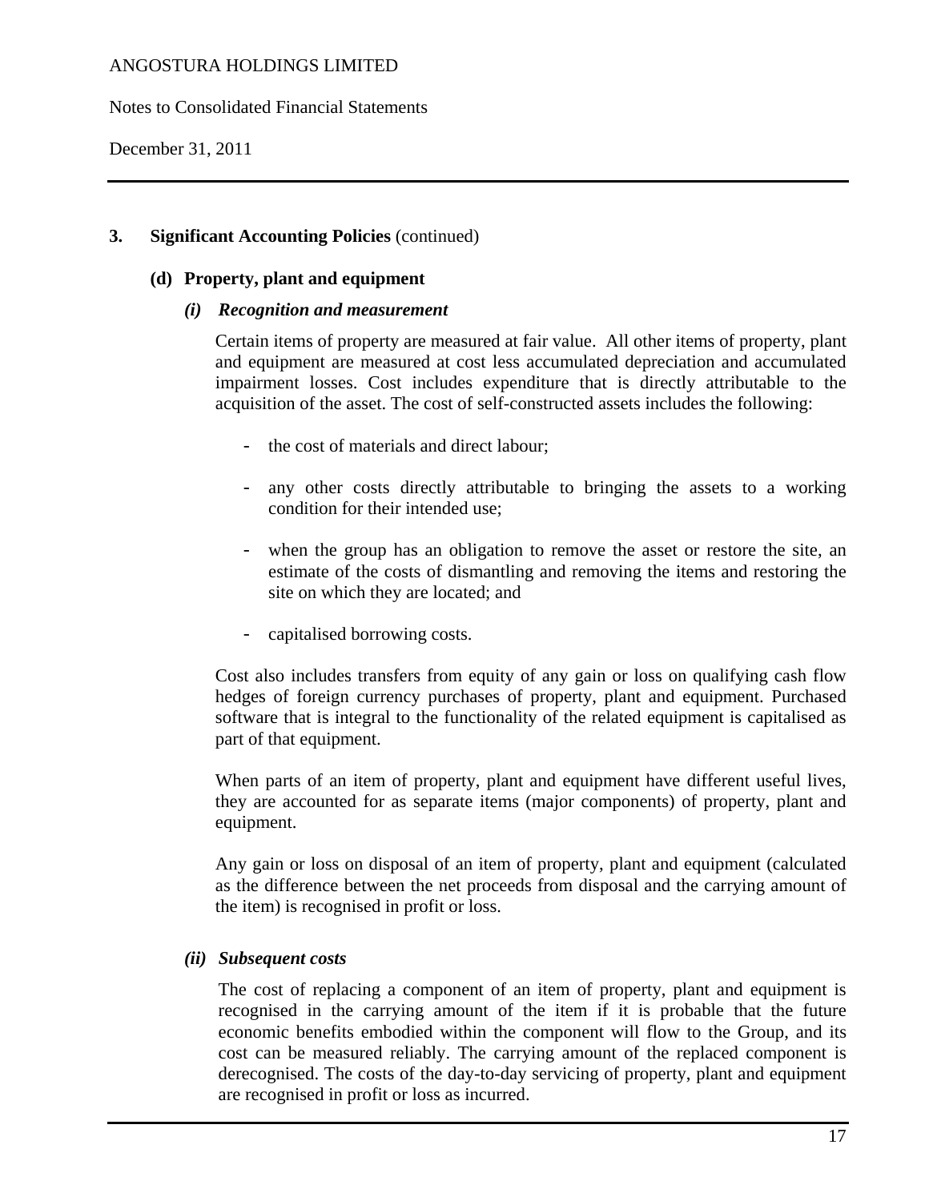## 3. Significant Accounting Policies (continued)

### (d) Property, plant and equipment

#### *(i) Recognition and measurement*

Certain items of property are measured at fair value. All other items of property, plant and equipment are measured at cost less accumulated depreciation and accumulated impairment losses. Cost includes expenditure that is directly attributable to the acquisition of the asset. The cost of self-constructed assets includes the following:

- the cost of materials and direct labour;
- any other costs directly attributable to bringing the assets to a working condition for their intended use;
- when the group has an obligation to remove the asset or restore the site, an estimate of the costs of dismantling and removing the items and restoring the site on which they are located; and
- capitalised borrowing costs.

Cost also includes transfers from equity of any gain or loss on qualifying cash flow hedges of foreign currency purchases of property, plant and equipment. Purchased software that is integral to the functionality of the related equipment is capitalised as part of that equipment.

When parts of an item of property, plant and equipment have different useful lives, they are accounted for as separate items (major components) of property, plant and equipment.

Any gain or loss on disposal of an item of property, plant and equipment (calculated as the difference between the net proceeds from disposal and the carrying amount of the item) is recognised in profit or loss.

#### *(ii) Subsequent costs*

The cost of replacing a component of an item of property, plant and equipment is recognised in the carrying amount of the item if it is probable that the future economic benefits embodied within the component will flow to the Group, and its cost can be measured reliably. The carrying amount of the replaced component is derecognised. The costs of the day-to-day servicing of property, plant and equipment are recognised in profit or loss as incurred.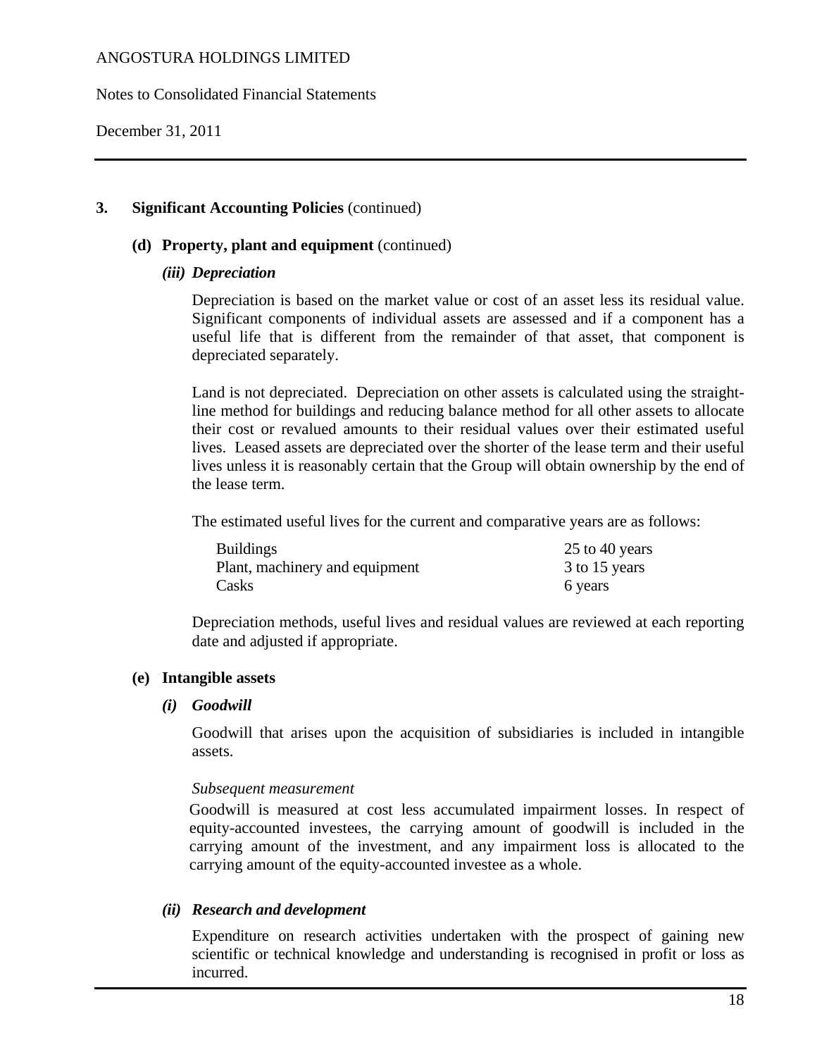## 3. Significant Accounting Policies (continued)

### (d) Property, plant and equipment (continued)

#### *(iii) Depreciation*

Depreciation is based on the market value or cost of an asset less its residual value. Significant components of individual assets are assessed and if a component has a useful life that is different from the remainder of that asset, that component is depreciated separately.

Land is not depreciated. Depreciation on other assets is calculated using the straight-line method for buildings and reducing balance method for all other assets to allocate their cost or revalued amounts to their residual values over their estimated useful lives. Leased assets are depreciated over the shorter of the lease term and their useful lives unless it is reasonably certain that the Group will obtain ownership by the end of the lease term.

The estimated useful lives for the current and comparative years are as follows:

| | |
|---|---|
| Buildings | 25 to 40 years |
| Plant, machinery and equipment | 3 to 15 years |
| Casks | 6 years |

Depreciation methods, useful lives and residual values are reviewed at each reporting date and adjusted if appropriate.

### (e) Intangible assets

#### *(i) Goodwill*

Goodwill that arises upon the acquisition of subsidiaries is included in intangible assets.

*Subsequent measurement*

Goodwill is measured at cost less accumulated impairment losses. In respect of equity-accounted investees, the carrying amount of goodwill is included in the carrying amount of the investment, and any impairment loss is allocated to the carrying amount of the equity-accounted investee as a whole.

#### *(ii) Research and development*

Expenditure on research activities undertaken with the prospect of gaining new scientific or technical knowledge and understanding is recognised in profit or loss as incurred.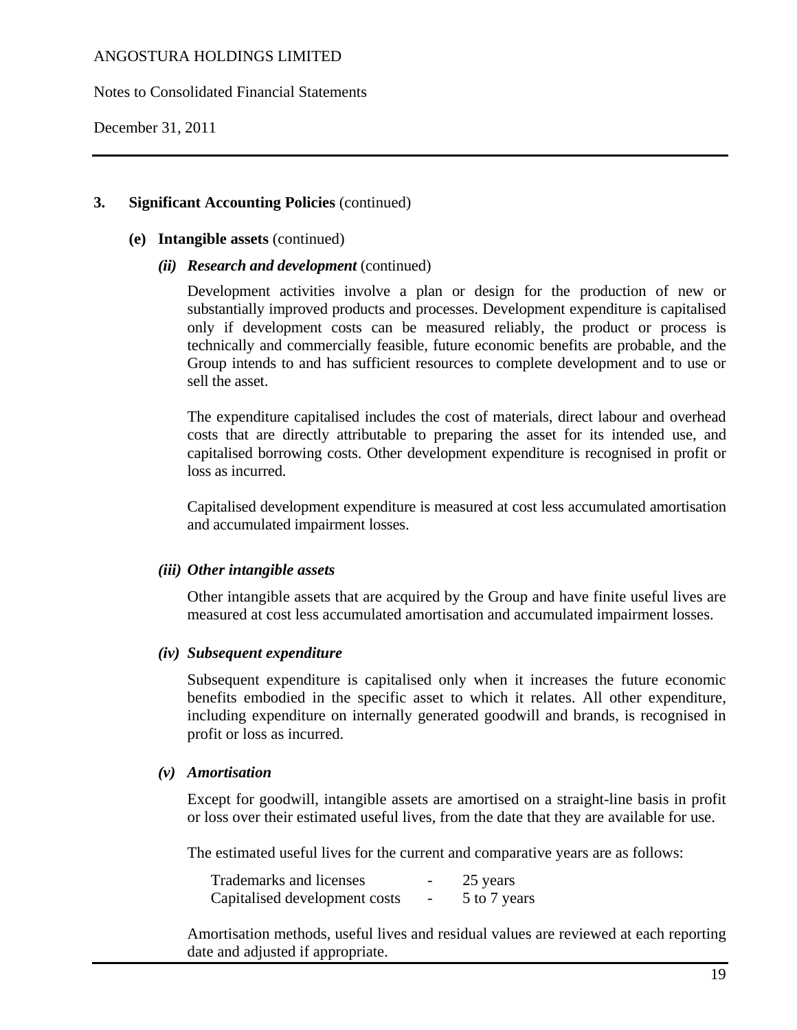## 3. Significant Accounting Policies (continued)

### (e) Intangible assets (continued)

#### *(ii) Research and development* (continued)

Development activities involve a plan or design for the production of new or substantially improved products and processes. Development expenditure is capitalised only if development costs can be measured reliably, the product or process is technically and commercially feasible, future economic benefits are probable, and the Group intends to and has sufficient resources to complete development and to use or sell the asset.

The expenditure capitalised includes the cost of materials, direct labour and overhead costs that are directly attributable to preparing the asset for its intended use, and capitalised borrowing costs. Other development expenditure is recognised in profit or loss as incurred.

Capitalised development expenditure is measured at cost less accumulated amortisation and accumulated impairment losses.

#### *(iii) Other intangible assets*

Other intangible assets that are acquired by the Group and have finite useful lives are measured at cost less accumulated amortisation and accumulated impairment losses.

#### *(iv) Subsequent expenditure*

Subsequent expenditure is capitalised only when it increases the future economic benefits embodied in the specific asset to which it relates. All other expenditure, including expenditure on internally generated goodwill and brands, is recognised in profit or loss as incurred.

#### *(v) Amortisation*

Except for goodwill, intangible assets are amortised on a straight-line basis in profit or loss over their estimated useful lives, from the date that they are available for use.

The estimated useful lives for the current and comparative years are as follows:

| | | |
|---|---|---|
| Trademarks and licenses | - | 25 years |
| Capitalised development costs | - | 5 to 7 years |

Amortisation methods, useful lives and residual values are reviewed at each reporting date and adjusted if appropriate.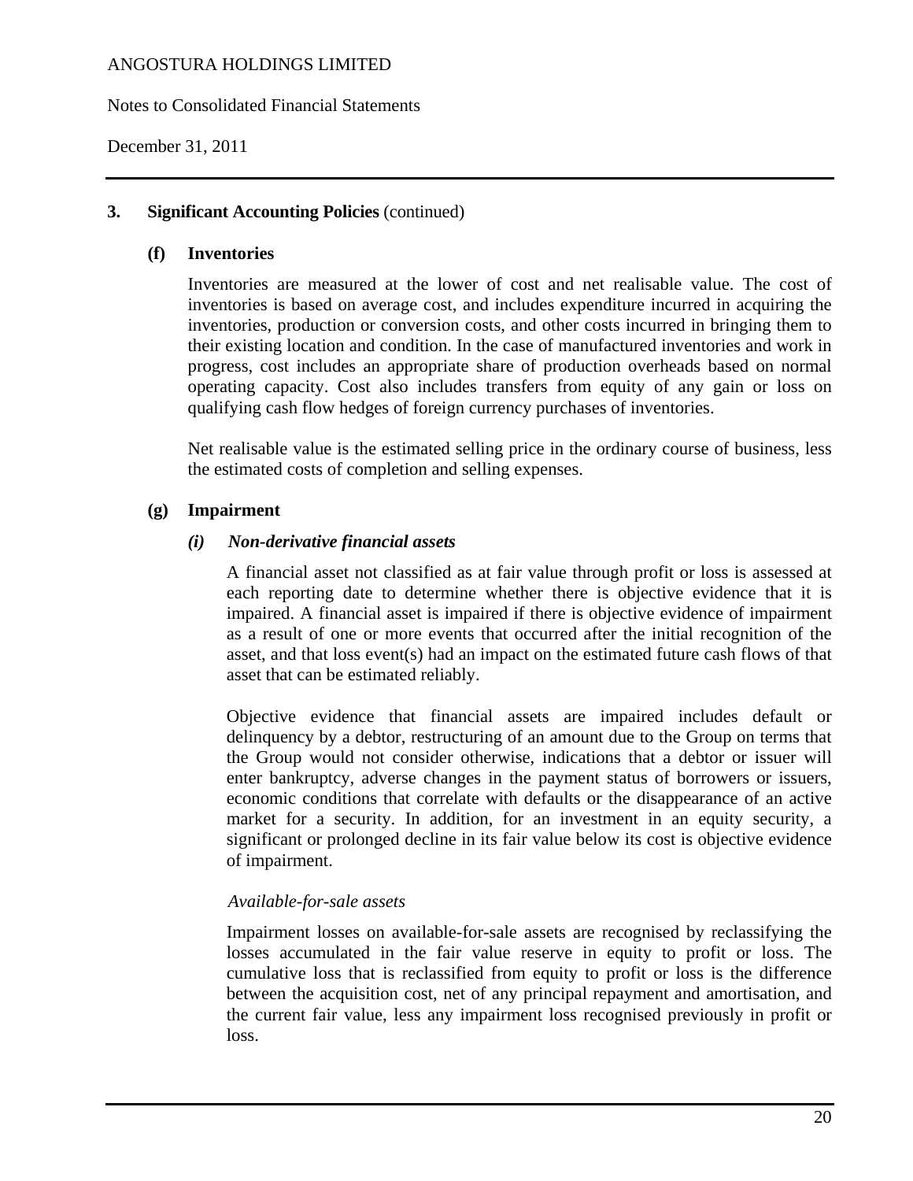### 3. Significant Accounting Policies (continued)

#### (f) Inventories

Inventories are measured at the lower of cost and net realisable value. The cost of inventories is based on average cost, and includes expenditure incurred in acquiring the inventories, production or conversion costs, and other costs incurred in bringing them to their existing location and condition. In the case of manufactured inventories and work in progress, cost includes an appropriate share of production overheads based on normal operating capacity. Cost also includes transfers from equity of any gain or loss on qualifying cash flow hedges of foreign currency purchases of inventories.

Net realisable value is the estimated selling price in the ordinary course of business, less the estimated costs of completion and selling expenses.

#### (g) Impairment

##### *(i) Non-derivative financial assets*

A financial asset not classified as at fair value through profit or loss is assessed at each reporting date to determine whether there is objective evidence that it is impaired. A financial asset is impaired if there is objective evidence of impairment as a result of one or more events that occurred after the initial recognition of the asset, and that loss event(s) had an impact on the estimated future cash flows of that asset that can be estimated reliably.

Objective evidence that financial assets are impaired includes default or delinquency by a debtor, restructuring of an amount due to the Group on terms that the Group would not consider otherwise, indications that a debtor or issuer will enter bankruptcy, adverse changes in the payment status of borrowers or issuers, economic conditions that correlate with defaults or the disappearance of an active market for a security. In addition, for an investment in an equity security, a significant or prolonged decline in its fair value below its cost is objective evidence of impairment.

*Available-for-sale assets*

Impairment losses on available-for-sale assets are recognised by reclassifying the losses accumulated in the fair value reserve in equity to profit or loss. The cumulative loss that is reclassified from equity to profit or loss is the difference between the acquisition cost, net of any principal repayment and amortisation, and the current fair value, less any impairment loss recognised previously in profit or loss.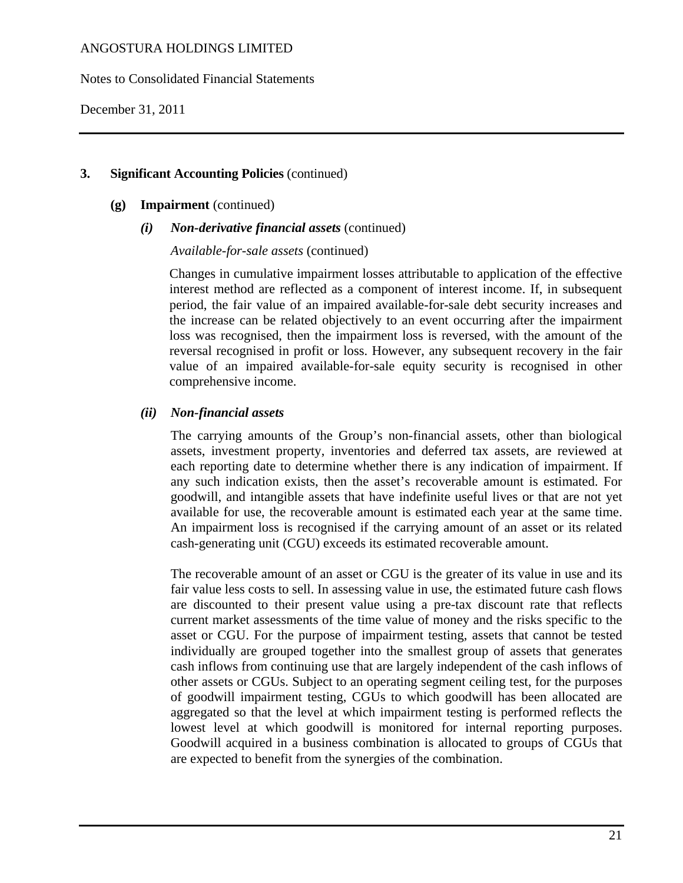### 3. Significant Accounting Policies (continued)

#### (g) Impairment (continued)

##### *(i) Non-derivative financial assets* (continued)

*Available-for-sale assets* (continued)

Changes in cumulative impairment losses attributable to application of the effective interest method are reflected as a component of interest income. If, in subsequent period, the fair value of an impaired available-for-sale debt security increases and the increase can be related objectively to an event occurring after the impairment loss was recognised, then the impairment loss is reversed, with the amount of the reversal recognised in profit or loss. However, any subsequent recovery in the fair value of an impaired available-for-sale equity security is recognised in other comprehensive income.

##### *(ii) Non-financial assets*

The carrying amounts of the Group's non-financial assets, other than biological assets, investment property, inventories and deferred tax assets, are reviewed at each reporting date to determine whether there is any indication of impairment. If any such indication exists, then the asset's recoverable amount is estimated. For goodwill, and intangible assets that have indefinite useful lives or that are not yet available for use, the recoverable amount is estimated each year at the same time. An impairment loss is recognised if the carrying amount of an asset or its related cash-generating unit (CGU) exceeds its estimated recoverable amount.

The recoverable amount of an asset or CGU is the greater of its value in use and its fair value less costs to sell. In assessing value in use, the estimated future cash flows are discounted to their present value using a pre-tax discount rate that reflects current market assessments of the time value of money and the risks specific to the asset or CGU. For the purpose of impairment testing, assets that cannot be tested individually are grouped together into the smallest group of assets that generates cash inflows from continuing use that are largely independent of the cash inflows of other assets or CGUs. Subject to an operating segment ceiling test, for the purposes of goodwill impairment testing, CGUs to which goodwill has been allocated are aggregated so that the level at which impairment testing is performed reflects the lowest level at which goodwill is monitored for internal reporting purposes. Goodwill acquired in a business combination is allocated to groups of CGUs that are expected to benefit from the synergies of the combination.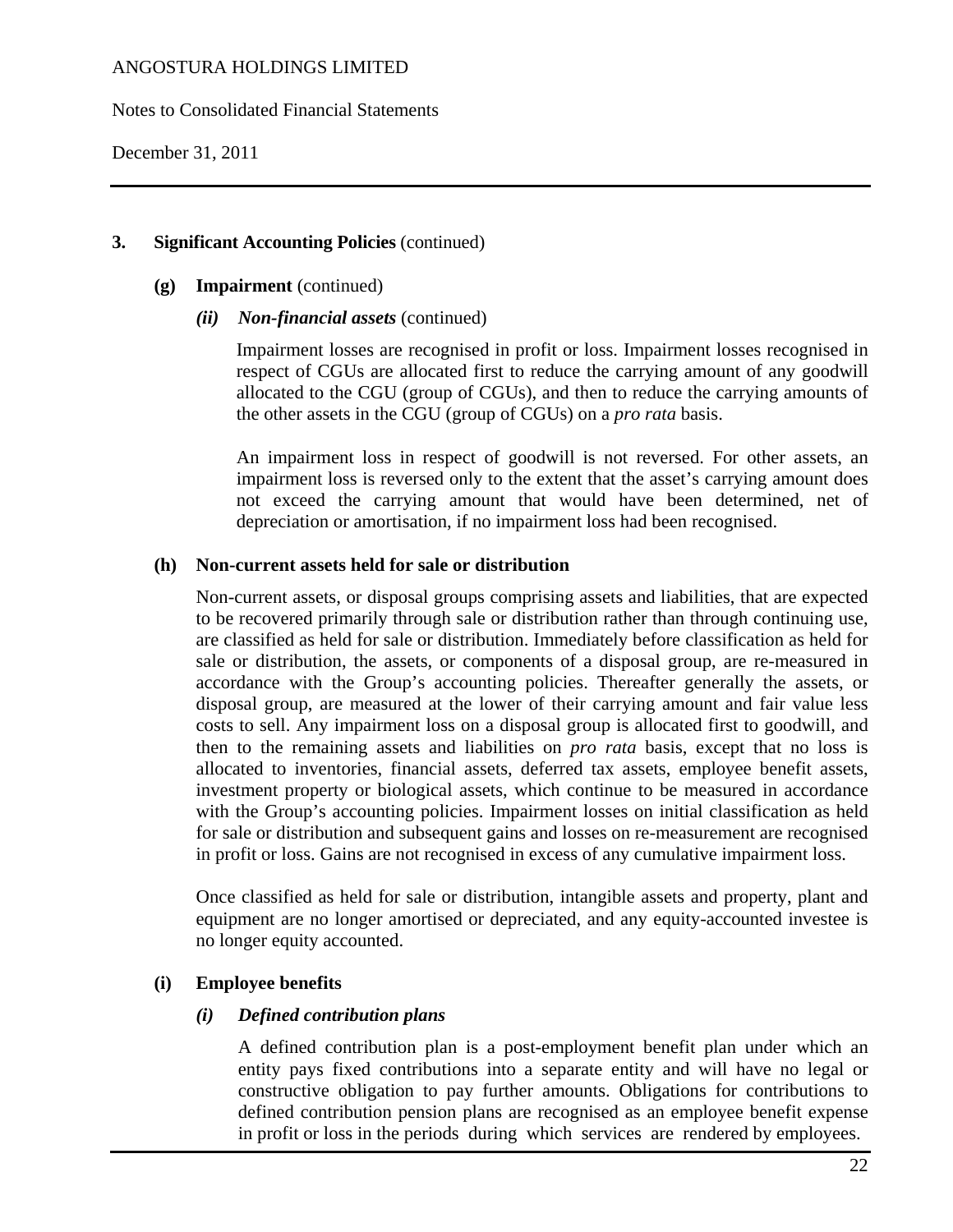## 3. Significant Accounting Policies (continued)

### (g) Impairment (continued)

#### *(ii) Non-financial assets* (continued)

Impairment losses are recognised in profit or loss. Impairment losses recognised in respect of CGUs are allocated first to reduce the carrying amount of any goodwill allocated to the CGU (group of CGUs), and then to reduce the carrying amounts of the other assets in the CGU (group of CGUs) on a *pro rata* basis.

An impairment loss in respect of goodwill is not reversed. For other assets, an impairment loss is reversed only to the extent that the asset's carrying amount does not exceed the carrying amount that would have been determined, net of depreciation or amortisation, if no impairment loss had been recognised.

### (h) Non-current assets held for sale or distribution

Non-current assets, or disposal groups comprising assets and liabilities, that are expected to be recovered primarily through sale or distribution rather than through continuing use, are classified as held for sale or distribution. Immediately before classification as held for sale or distribution, the assets, or components of a disposal group, are re-measured in accordance with the Group's accounting policies. Thereafter generally the assets, or disposal group, are measured at the lower of their carrying amount and fair value less costs to sell. Any impairment loss on a disposal group is allocated first to goodwill, and then to the remaining assets and liabilities on *pro rata* basis, except that no loss is allocated to inventories, financial assets, deferred tax assets, employee benefit assets, investment property or biological assets, which continue to be measured in accordance with the Group's accounting policies. Impairment losses on initial classification as held for sale or distribution and subsequent gains and losses on re-measurement are recognised in profit or loss. Gains are not recognised in excess of any cumulative impairment loss.

Once classified as held for sale or distribution, intangible assets and property, plant and equipment are no longer amortised or depreciated, and any equity-accounted investee is no longer equity accounted.

### (i) Employee benefits

#### *(i) Defined contribution plans*

A defined contribution plan is a post-employment benefit plan under which an entity pays fixed contributions into a separate entity and will have no legal or constructive obligation to pay further amounts. Obligations for contributions to defined contribution pension plans are recognised as an employee benefit expense in profit or loss in the periods during which services are rendered by employees.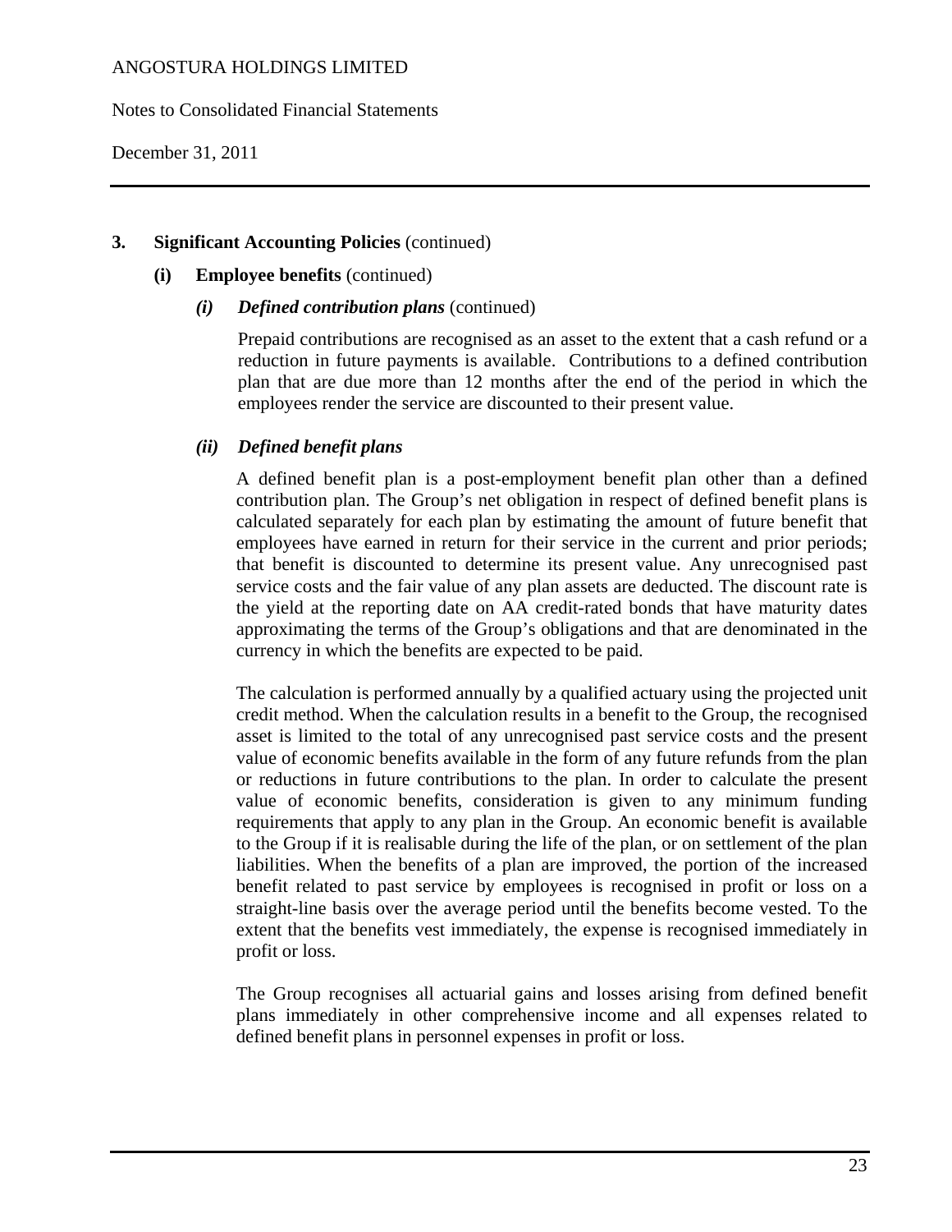## 3. Significant Accounting Policies (continued)

### (i) Employee benefits (continued)

#### *(i) Defined contribution plans* (continued)

Prepaid contributions are recognised as an asset to the extent that a cash refund or a reduction in future payments is available. Contributions to a defined contribution plan that are due more than 12 months after the end of the period in which the employees render the service are discounted to their present value.

#### *(ii) Defined benefit plans*

A defined benefit plan is a post-employment benefit plan other than a defined contribution plan. The Group's net obligation in respect of defined benefit plans is calculated separately for each plan by estimating the amount of future benefit that employees have earned in return for their service in the current and prior periods; that benefit is discounted to determine its present value. Any unrecognised past service costs and the fair value of any plan assets are deducted. The discount rate is the yield at the reporting date on AA credit-rated bonds that have maturity dates approximating the terms of the Group's obligations and that are denominated in the currency in which the benefits are expected to be paid.

The calculation is performed annually by a qualified actuary using the projected unit credit method. When the calculation results in a benefit to the Group, the recognised asset is limited to the total of any unrecognised past service costs and the present value of economic benefits available in the form of any future refunds from the plan or reductions in future contributions to the plan. In order to calculate the present value of economic benefits, consideration is given to any minimum funding requirements that apply to any plan in the Group. An economic benefit is available to the Group if it is realisable during the life of the plan, or on settlement of the plan liabilities. When the benefits of a plan are improved, the portion of the increased benefit related to past service by employees is recognised in profit or loss on a straight-line basis over the average period until the benefits become vested. To the extent that the benefits vest immediately, the expense is recognised immediately in profit or loss.

The Group recognises all actuarial gains and losses arising from defined benefit plans immediately in other comprehensive income and all expenses related to defined benefit plans in personnel expenses in profit or loss.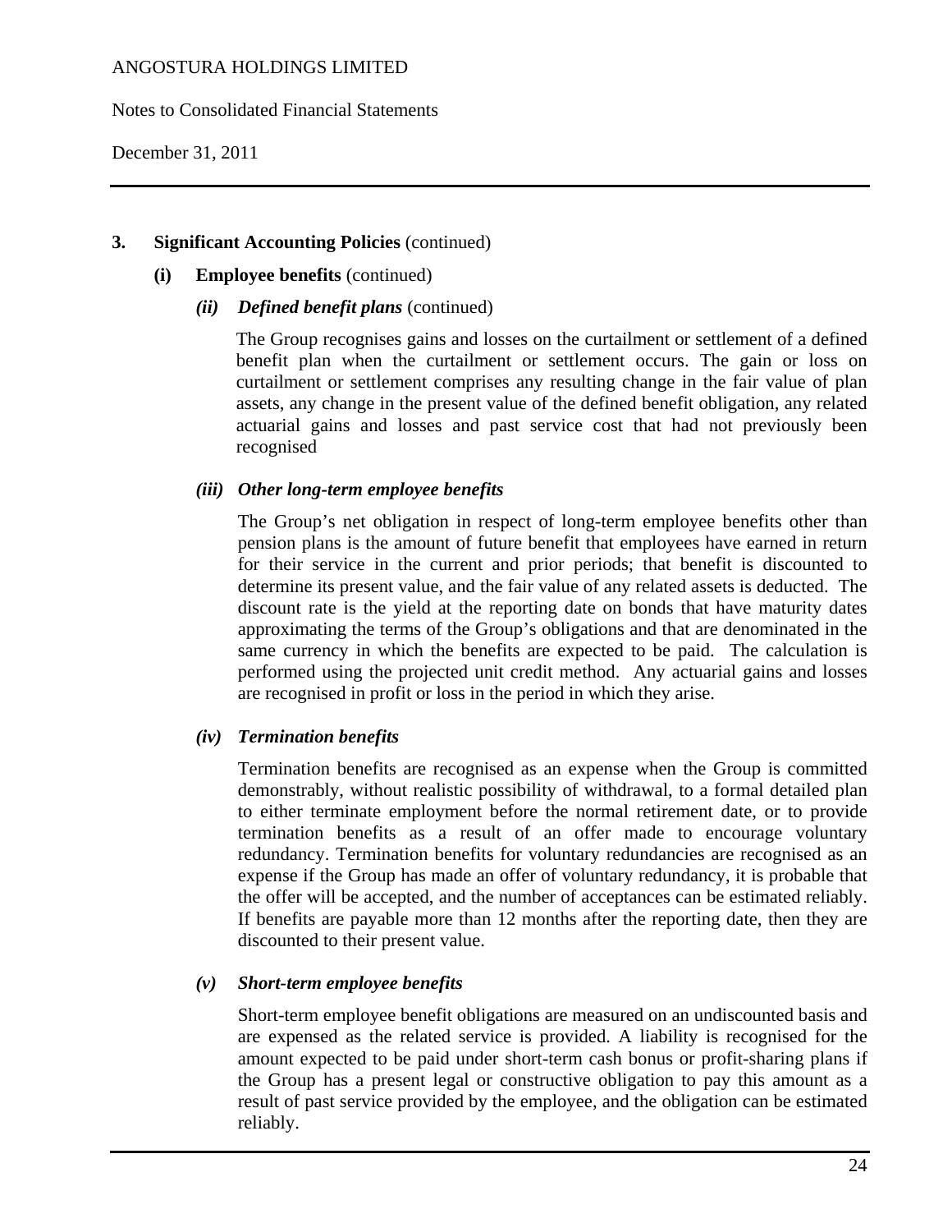## 3. Significant Accounting Policies (continued)

### (i) Employee benefits (continued)

#### *(ii) Defined benefit plans* (continued)

The Group recognises gains and losses on the curtailment or settlement of a defined benefit plan when the curtailment or settlement occurs. The gain or loss on curtailment or settlement comprises any resulting change in the fair value of plan assets, any change in the present value of the defined benefit obligation, any related actuarial gains and losses and past service cost that had not previously been recognised

#### *(iii) Other long-term employee benefits*

The Group's net obligation in respect of long-term employee benefits other than pension plans is the amount of future benefit that employees have earned in return for their service in the current and prior periods; that benefit is discounted to determine its present value, and the fair value of any related assets is deducted. The discount rate is the yield at the reporting date on bonds that have maturity dates approximating the terms of the Group's obligations and that are denominated in the same currency in which the benefits are expected to be paid. The calculation is performed using the projected unit credit method. Any actuarial gains and losses are recognised in profit or loss in the period in which they arise.

#### *(iv) Termination benefits*

Termination benefits are recognised as an expense when the Group is committed demonstrably, without realistic possibility of withdrawal, to a formal detailed plan to either terminate employment before the normal retirement date, or to provide termination benefits as a result of an offer made to encourage voluntary redundancy. Termination benefits for voluntary redundancies are recognised as an expense if the Group has made an offer of voluntary redundancy, it is probable that the offer will be accepted, and the number of acceptances can be estimated reliably. If benefits are payable more than 12 months after the reporting date, then they are discounted to their present value.

#### *(v) Short-term employee benefits*

Short-term employee benefit obligations are measured on an undiscounted basis and are expensed as the related service is provided. A liability is recognised for the amount expected to be paid under short-term cash bonus or profit-sharing plans if the Group has a present legal or constructive obligation to pay this amount as a result of past service provided by the employee, and the obligation can be estimated reliably.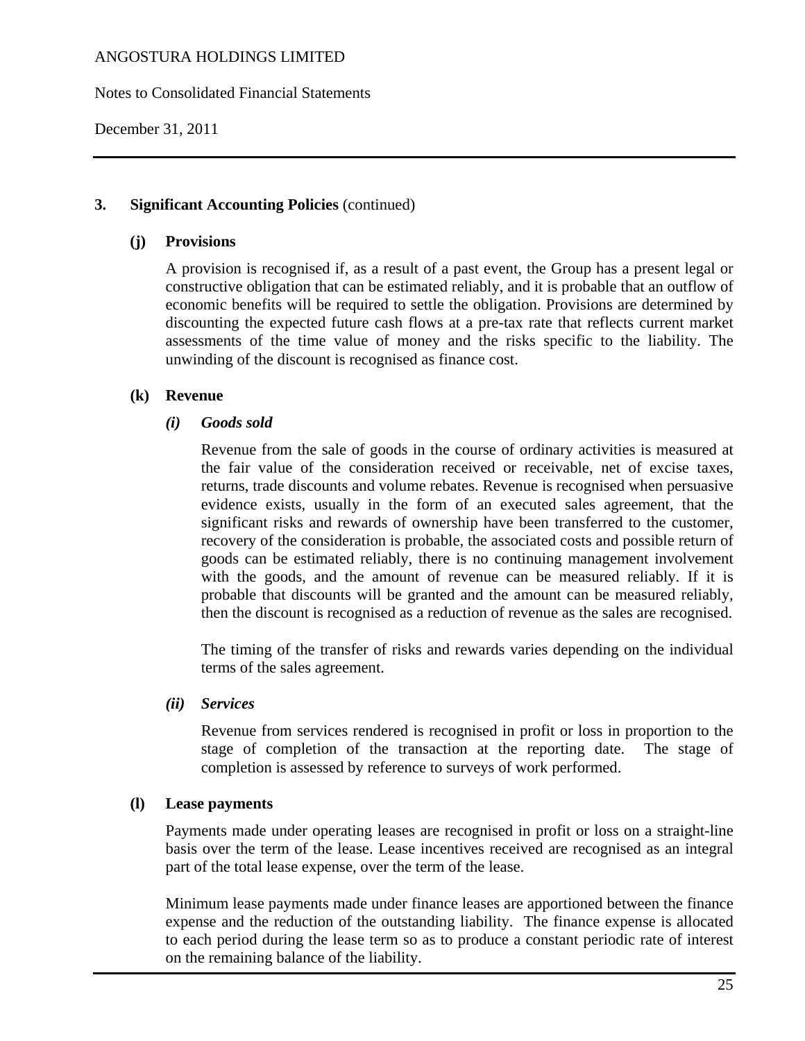## 3. Significant Accounting Policies (continued)

### (j) Provisions

A provision is recognised if, as a result of a past event, the Group has a present legal or constructive obligation that can be estimated reliably, and it is probable that an outflow of economic benefits will be required to settle the obligation. Provisions are determined by discounting the expected future cash flows at a pre-tax rate that reflects current market assessments of the time value of money and the risks specific to the liability. The unwinding of the discount is recognised as finance cost.

### (k) Revenue

#### *(i) Goods sold*

Revenue from the sale of goods in the course of ordinary activities is measured at the fair value of the consideration received or receivable, net of excise taxes, returns, trade discounts and volume rebates. Revenue is recognised when persuasive evidence exists, usually in the form of an executed sales agreement, that the significant risks and rewards of ownership have been transferred to the customer, recovery of the consideration is probable, the associated costs and possible return of goods can be estimated reliably, there is no continuing management involvement with the goods, and the amount of revenue can be measured reliably. If it is probable that discounts will be granted and the amount can be measured reliably, then the discount is recognised as a reduction of revenue as the sales are recognised.

The timing of the transfer of risks and rewards varies depending on the individual terms of the sales agreement.

#### *(ii) Services*

Revenue from services rendered is recognised in profit or loss in proportion to the stage of completion of the transaction at the reporting date. The stage of completion is assessed by reference to surveys of work performed.

### (l) Lease payments

Payments made under operating leases are recognised in profit or loss on a straight-line basis over the term of the lease. Lease incentives received are recognised as an integral part of the total lease expense, over the term of the lease.

Minimum lease payments made under finance leases are apportioned between the finance expense and the reduction of the outstanding liability. The finance expense is allocated to each period during the lease term so as to produce a constant periodic rate of interest on the remaining balance of the liability.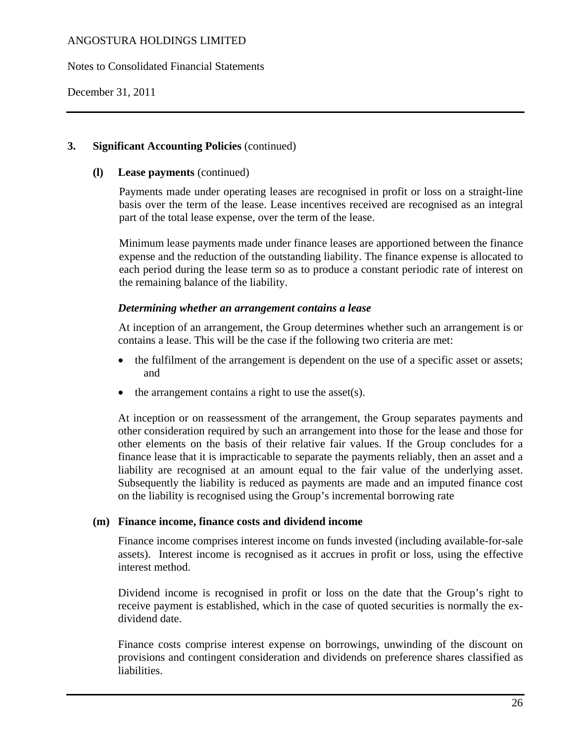## 3. Significant Accounting Policies (continued)

### (l) Lease payments (continued)

Payments made under operating leases are recognised in profit or loss on a straight-line basis over the term of the lease. Lease incentives received are recognised as an integral part of the total lease expense, over the term of the lease.

Minimum lease payments made under finance leases are apportioned between the finance expense and the reduction of the outstanding liability. The finance expense is allocated to each period during the lease term so as to produce a constant periodic rate of interest on the remaining balance of the liability.

***Determining whether an arrangement contains a lease***

At inception of an arrangement, the Group determines whether such an arrangement is or contains a lease. This will be the case if the following two criteria are met:

- the fulfilment of the arrangement is dependent on the use of a specific asset or assets; and
- the arrangement contains a right to use the asset(s).

At inception or on reassessment of the arrangement, the Group separates payments and other consideration required by such an arrangement into those for the lease and those for other elements on the basis of their relative fair values. If the Group concludes for a finance lease that it is impracticable to separate the payments reliably, then an asset and a liability are recognised at an amount equal to the fair value of the underlying asset. Subsequently the liability is reduced as payments are made and an imputed finance cost on the liability is recognised using the Group's incremental borrowing rate

### (m) Finance income, finance costs and dividend income

Finance income comprises interest income on funds invested (including available-for-sale assets). Interest income is recognised as it accrues in profit or loss, using the effective interest method.

Dividend income is recognised in profit or loss on the date that the Group's right to receive payment is established, which in the case of quoted securities is normally the ex-dividend date.

Finance costs comprise interest expense on borrowings, unwinding of the discount on provisions and contingent consideration and dividends on preference shares classified as liabilities.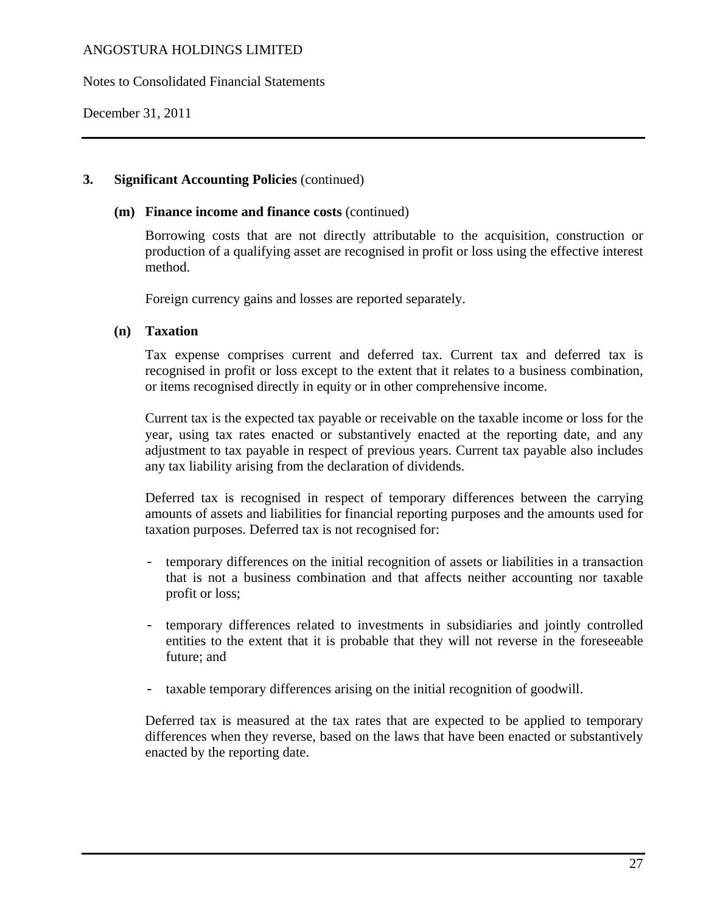## 3. Significant Accounting Policies (continued)

### (m) Finance income and finance costs (continued)

Borrowing costs that are not directly attributable to the acquisition, construction or production of a qualifying asset are recognised in profit or loss using the effective interest method.

Foreign currency gains and losses are reported separately.

### (n) Taxation

Tax expense comprises current and deferred tax. Current tax and deferred tax is recognised in profit or loss except to the extent that it relates to a business combination, or items recognised directly in equity or in other comprehensive income.

Current tax is the expected tax payable or receivable on the taxable income or loss for the year, using tax rates enacted or substantively enacted at the reporting date, and any adjustment to tax payable in respect of previous years. Current tax payable also includes any tax liability arising from the declaration of dividends.

Deferred tax is recognised in respect of temporary differences between the carrying amounts of assets and liabilities for financial reporting purposes and the amounts used for taxation purposes. Deferred tax is not recognised for:

- temporary differences on the initial recognition of assets or liabilities in a transaction that is not a business combination and that affects neither accounting nor taxable profit or loss;
- temporary differences related to investments in subsidiaries and jointly controlled entities to the extent that it is probable that they will not reverse in the foreseeable future; and
- taxable temporary differences arising on the initial recognition of goodwill.

Deferred tax is measured at the tax rates that are expected to be applied to temporary differences when they reverse, based on the laws that have been enacted or substantively enacted by the reporting date.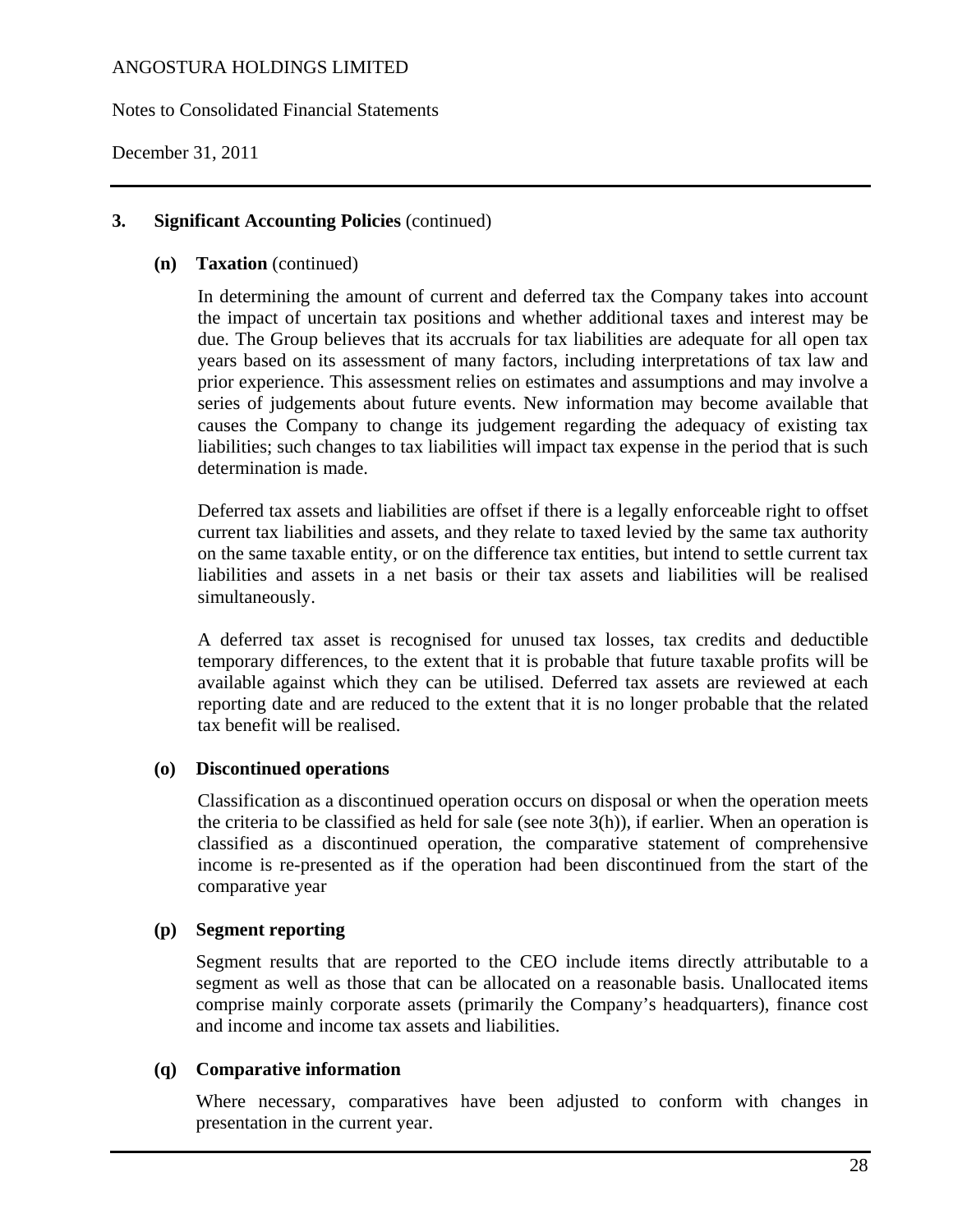## 3. Significant Accounting Policies (continued)

### (n) Taxation (continued)

In determining the amount of current and deferred tax the Company takes into account the impact of uncertain tax positions and whether additional taxes and interest may be due. The Group believes that its accruals for tax liabilities are adequate for all open tax years based on its assessment of many factors, including interpretations of tax law and prior experience. This assessment relies on estimates and assumptions and may involve a series of judgements about future events. New information may become available that causes the Company to change its judgement regarding the adequacy of existing tax liabilities; such changes to tax liabilities will impact tax expense in the period that is such determination is made.

Deferred tax assets and liabilities are offset if there is a legally enforceable right to offset current tax liabilities and assets, and they relate to taxed levied by the same tax authority on the same taxable entity, or on the difference tax entities, but intend to settle current tax liabilities and assets in a net basis or their tax assets and liabilities will be realised simultaneously.

A deferred tax asset is recognised for unused tax losses, tax credits and deductible temporary differences, to the extent that it is probable that future taxable profits will be available against which they can be utilised. Deferred tax assets are reviewed at each reporting date and are reduced to the extent that it is no longer probable that the related tax benefit will be realised.

### (o) Discontinued operations

Classification as a discontinued operation occurs on disposal or when the operation meets the criteria to be classified as held for sale (see note 3(h)), if earlier. When an operation is classified as a discontinued operation, the comparative statement of comprehensive income is re-presented as if the operation had been discontinued from the start of the comparative year

### (p) Segment reporting

Segment results that are reported to the CEO include items directly attributable to a segment as well as those that can be allocated on a reasonable basis. Unallocated items comprise mainly corporate assets (primarily the Company's headquarters), finance cost and income and income tax assets and liabilities.

### (q) Comparative information

Where necessary, comparatives have been adjusted to conform with changes in presentation in the current year.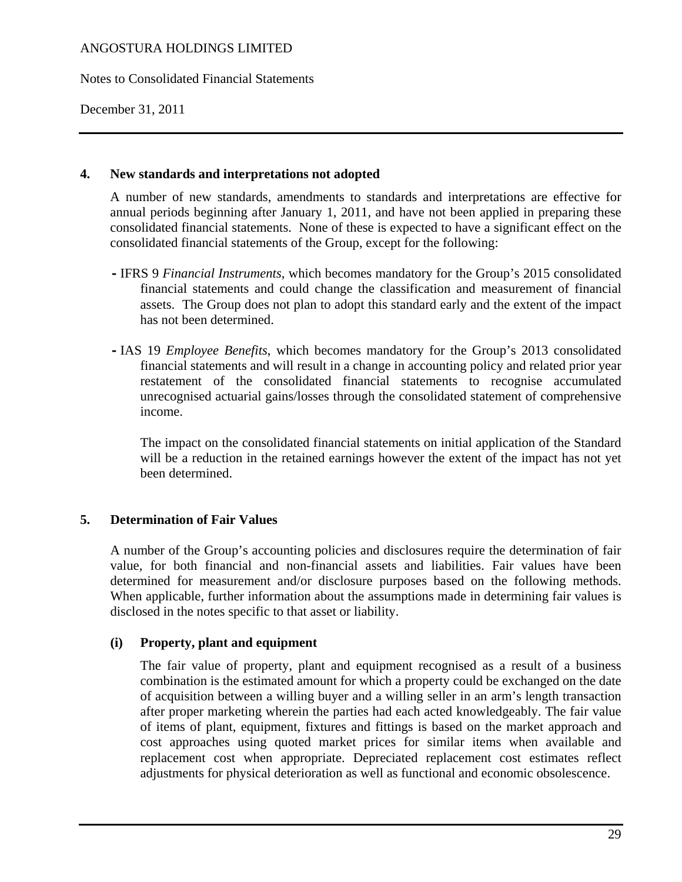## 4. New standards and interpretations not adopted

A number of new standards, amendments to standards and interpretations are effective for annual periods beginning after January 1, 2011, and have not been applied in preparing these consolidated financial statements. None of these is expected to have a significant effect on the consolidated financial statements of the Group, except for the following:

- IFRS 9 *Financial Instruments*, which becomes mandatory for the Group's 2015 consolidated financial statements and could change the classification and measurement of financial assets. The Group does not plan to adopt this standard early and the extent of the impact has not been determined.

- IAS 19 *Employee Benefits*, which becomes mandatory for the Group's 2013 consolidated financial statements and will result in a change in accounting policy and related prior year restatement of the consolidated financial statements to recognise accumulated unrecognised actuarial gains/losses through the consolidated statement of comprehensive income.

  The impact on the consolidated financial statements on initial application of the Standard will be a reduction in the retained earnings however the extent of the impact has not yet been determined.

## 5. Determination of Fair Values

A number of the Group's accounting policies and disclosures require the determination of fair value, for both financial and non-financial assets and liabilities. Fair values have been determined for measurement and/or disclosure purposes based on the following methods. When applicable, further information about the assumptions made in determining fair values is disclosed in the notes specific to that asset or liability.

### (i) Property, plant and equipment

The fair value of property, plant and equipment recognised as a result of a business combination is the estimated amount for which a property could be exchanged on the date of acquisition between a willing buyer and a willing seller in an arm's length transaction after proper marketing wherein the parties had each acted knowledgeably. The fair value of items of plant, equipment, fixtures and fittings is based on the market approach and cost approaches using quoted market prices for similar items when available and replacement cost when appropriate. Depreciated replacement cost estimates reflect adjustments for physical deterioration as well as functional and economic obsolescence.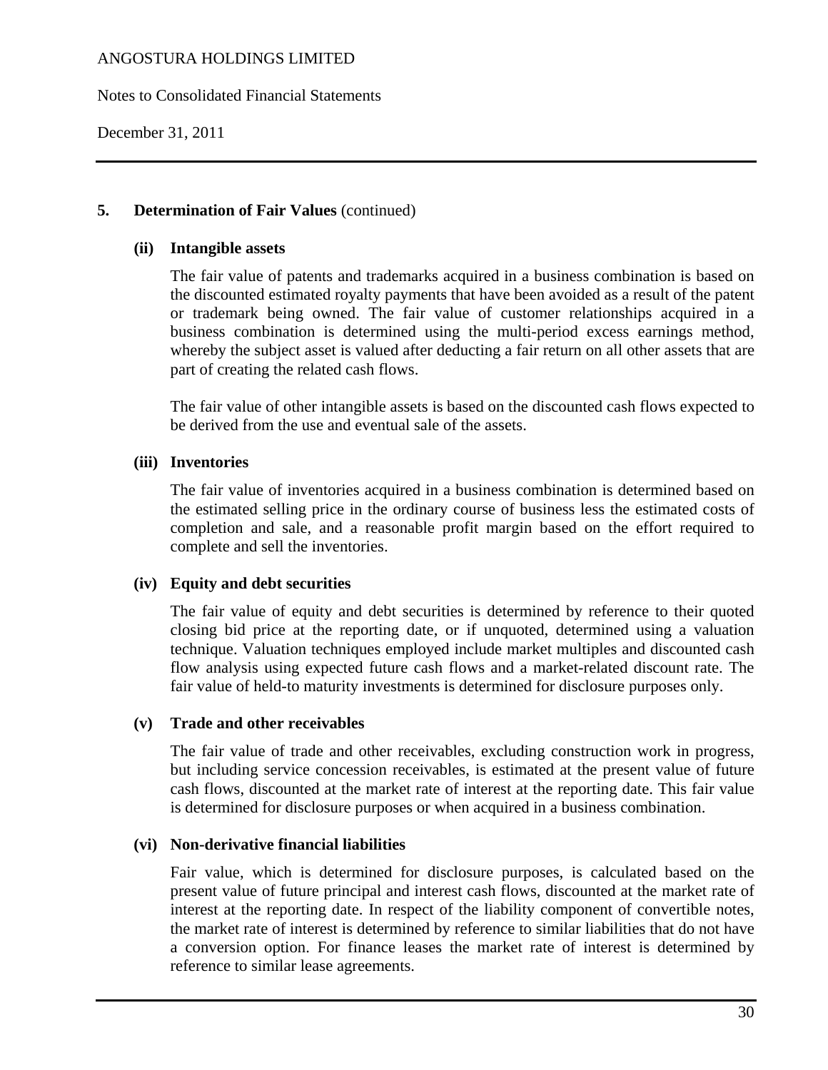## 5. Determination of Fair Values (continued)

### (ii) Intangible assets

The fair value of patents and trademarks acquired in a business combination is based on the discounted estimated royalty payments that have been avoided as a result of the patent or trademark being owned. The fair value of customer relationships acquired in a business combination is determined using the multi-period excess earnings method, whereby the subject asset is valued after deducting a fair return on all other assets that are part of creating the related cash flows.

The fair value of other intangible assets is based on the discounted cash flows expected to be derived from the use and eventual sale of the assets.

### (iii) Inventories

The fair value of inventories acquired in a business combination is determined based on the estimated selling price in the ordinary course of business less the estimated costs of completion and sale, and a reasonable profit margin based on the effort required to complete and sell the inventories.

### (iv) Equity and debt securities

The fair value of equity and debt securities is determined by reference to their quoted closing bid price at the reporting date, or if unquoted, determined using a valuation technique. Valuation techniques employed include market multiples and discounted cash flow analysis using expected future cash flows and a market-related discount rate. The fair value of held-to maturity investments is determined for disclosure purposes only.

### (v) Trade and other receivables

The fair value of trade and other receivables, excluding construction work in progress, but including service concession receivables, is estimated at the present value of future cash flows, discounted at the market rate of interest at the reporting date. This fair value is determined for disclosure purposes or when acquired in a business combination.

### (vi) Non-derivative financial liabilities

Fair value, which is determined for disclosure purposes, is calculated based on the present value of future principal and interest cash flows, discounted at the market rate of interest at the reporting date. In respect of the liability component of convertible notes, the market rate of interest is determined by reference to similar liabilities that do not have a conversion option. For finance leases the market rate of interest is determined by reference to similar lease agreements.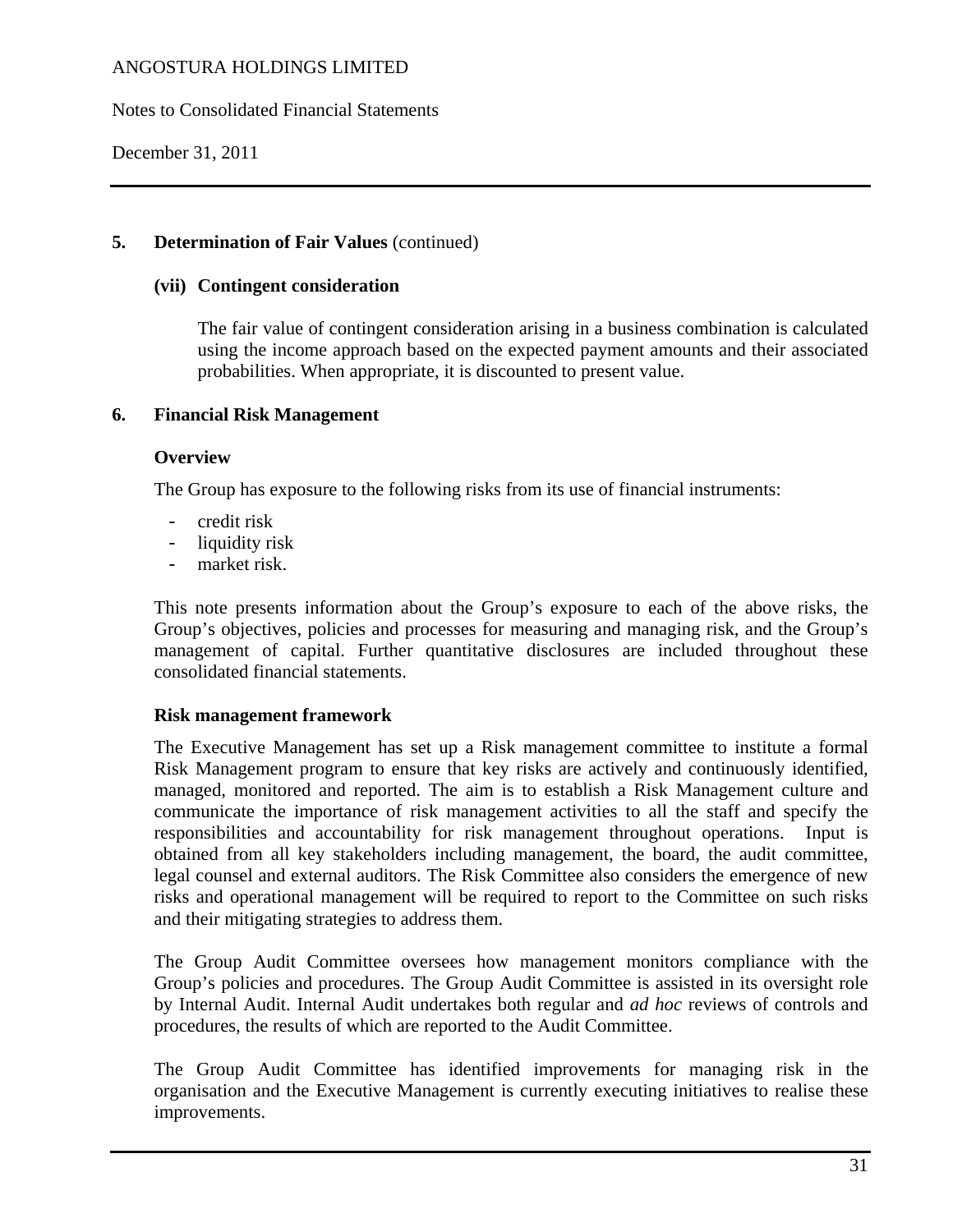## 5. Determination of Fair Values (continued)

### (vii) Contingent consideration

The fair value of contingent consideration arising in a business combination is calculated using the income approach based on the expected payment amounts and their associated probabilities. When appropriate, it is discounted to present value.

## 6. Financial Risk Management

### Overview

The Group has exposure to the following risks from its use of financial instruments:

- credit risk
- liquidity risk
- market risk.

This note presents information about the Group's exposure to each of the above risks, the Group's objectives, policies and processes for measuring and managing risk, and the Group's management of capital. Further quantitative disclosures are included throughout these consolidated financial statements.

### Risk management framework

The Executive Management has set up a Risk management committee to institute a formal Risk Management program to ensure that key risks are actively and continuously identified, managed, monitored and reported. The aim is to establish a Risk Management culture and communicate the importance of risk management activities to all the staff and specify the responsibilities and accountability for risk management throughout operations. Input is obtained from all key stakeholders including management, the board, the audit committee, legal counsel and external auditors. The Risk Committee also considers the emergence of new risks and operational management will be required to report to the Committee on such risks and their mitigating strategies to address them.

The Group Audit Committee oversees how management monitors compliance with the Group's policies and procedures. The Group Audit Committee is assisted in its oversight role by Internal Audit. Internal Audit undertakes both regular and *ad hoc* reviews of controls and procedures, the results of which are reported to the Audit Committee.

The Group Audit Committee has identified improvements for managing risk in the organisation and the Executive Management is currently executing initiatives to realise these improvements.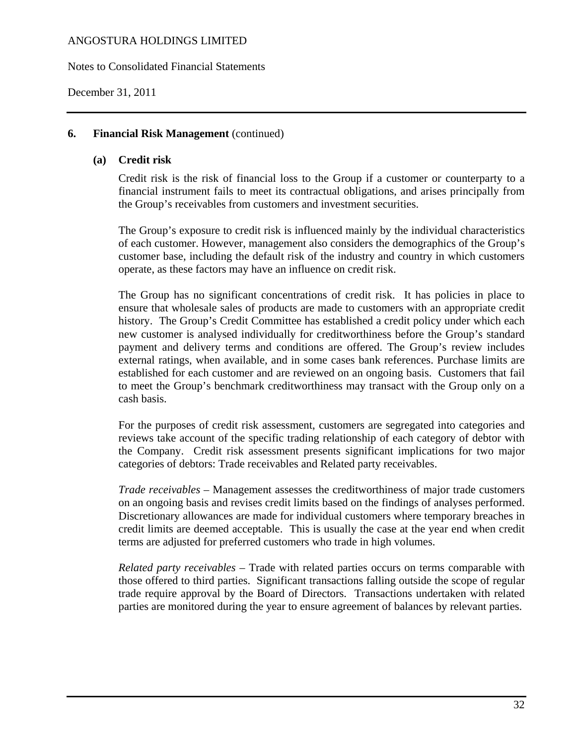## 6. Financial Risk Management (continued)

### (a) Credit risk

Credit risk is the risk of financial loss to the Group if a customer or counterparty to a financial instrument fails to meet its contractual obligations, and arises principally from the Group's receivables from customers and investment securities.

The Group's exposure to credit risk is influenced mainly by the individual characteristics of each customer. However, management also considers the demographics of the Group's customer base, including the default risk of the industry and country in which customers operate, as these factors may have an influence on credit risk.

The Group has no significant concentrations of credit risk. It has policies in place to ensure that wholesale sales of products are made to customers with an appropriate credit history. The Group's Credit Committee has established a credit policy under which each new customer is analysed individually for creditworthiness before the Group's standard payment and delivery terms and conditions are offered. The Group's review includes external ratings, when available, and in some cases bank references. Purchase limits are established for each customer and are reviewed on an ongoing basis. Customers that fail to meet the Group's benchmark creditworthiness may transact with the Group only on a cash basis.

For the purposes of credit risk assessment, customers are segregated into categories and reviews take account of the specific trading relationship of each category of debtor with the Company. Credit risk assessment presents significant implications for two major categories of debtors: Trade receivables and Related party receivables.

*Trade receivables* – Management assesses the creditworthiness of major trade customers on an ongoing basis and revises credit limits based on the findings of analyses performed. Discretionary allowances are made for individual customers where temporary breaches in credit limits are deemed acceptable. This is usually the case at the year end when credit terms are adjusted for preferred customers who trade in high volumes.

*Related party receivables* – Trade with related parties occurs on terms comparable with those offered to third parties. Significant transactions falling outside the scope of regular trade require approval by the Board of Directors. Transactions undertaken with related parties are monitored during the year to ensure agreement of balances by relevant parties.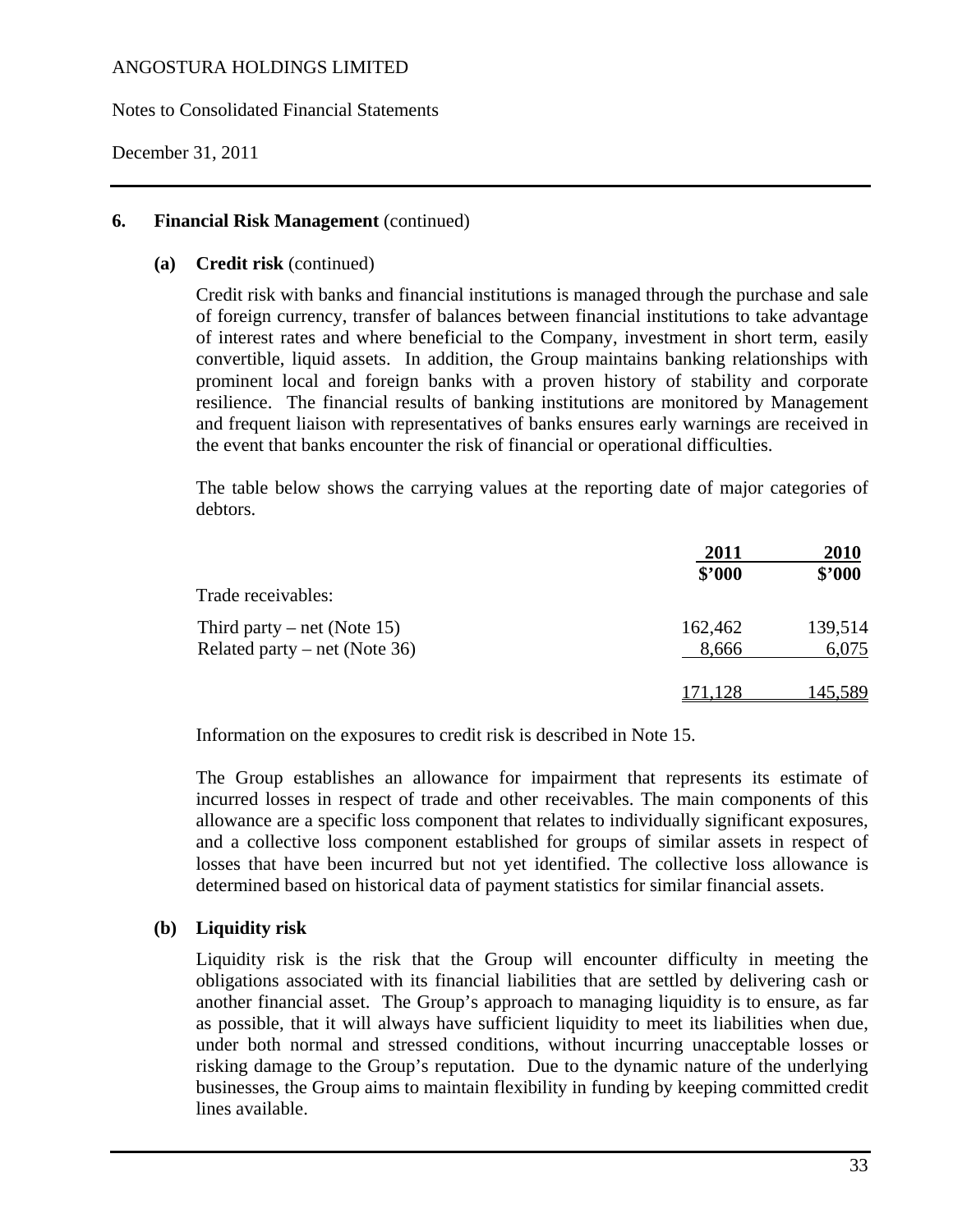ANGOSTURA HOLDINGS LIMITED

Notes to Consolidated Financial Statements

December 31, 2011

## 6. Financial Risk Management (continued)

### (a) Credit risk (continued)

Credit risk with banks and financial institutions is managed through the purchase and sale of foreign currency, transfer of balances between financial institutions to take advantage of interest rates and where beneficial to the Company, investment in short term, easily convertible, liquid assets. In addition, the Group maintains banking relationships with prominent local and foreign banks with a proven history of stability and corporate resilience. The financial results of banking institutions are monitored by Management and frequent liaison with representatives of banks ensures early warnings are received in the event that banks encounter the risk of financial or operational difficulties.

The table below shows the carrying values at the reporting date of major categories of debtors.

| | 2011<br>$'000 | 2010<br>$'000 |
|---|---|---|
| Trade receivables: | | |
| Third party – net (Note 15) | 162,462 | 139,514 |
| Related party – net (Note 36) | 8,666 | 6,075 |
| | 171,128 | 145,589 |

Information on the exposures to credit risk is described in Note 15.

The Group establishes an allowance for impairment that represents its estimate of incurred losses in respect of trade and other receivables. The main components of this allowance are a specific loss component that relates to individually significant exposures, and a collective loss component established for groups of similar assets in respect of losses that have been incurred but not yet identified. The collective loss allowance is determined based on historical data of payment statistics for similar financial assets.

### (b) Liquidity risk

Liquidity risk is the risk that the Group will encounter difficulty in meeting the obligations associated with its financial liabilities that are settled by delivering cash or another financial asset. The Group's approach to managing liquidity is to ensure, as far as possible, that it will always have sufficient liquidity to meet its liabilities when due, under both normal and stressed conditions, without incurring unacceptable losses or risking damage to the Group's reputation. Due to the dynamic nature of the underlying businesses, the Group aims to maintain flexibility in funding by keeping committed credit lines available.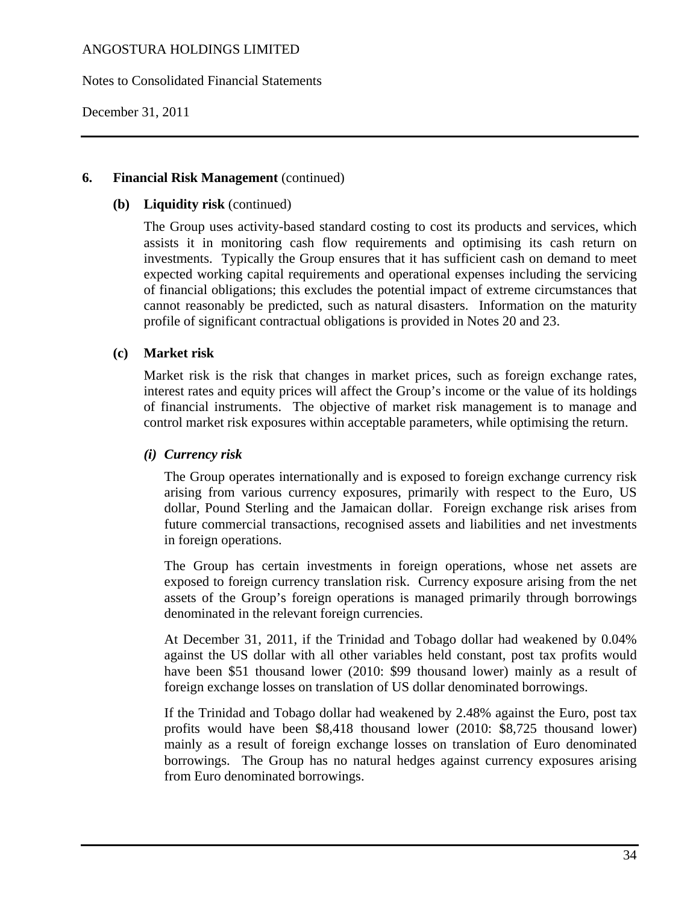## 6. Financial Risk Management (continued)

### (b) Liquidity risk (continued)

The Group uses activity-based standard costing to cost its products and services, which assists it in monitoring cash flow requirements and optimising its cash return on investments. Typically the Group ensures that it has sufficient cash on demand to meet expected working capital requirements and operational expenses including the servicing of financial obligations; this excludes the potential impact of extreme circumstances that cannot reasonably be predicted, such as natural disasters. Information on the maturity profile of significant contractual obligations is provided in Notes 20 and 23.

### (c) Market risk

Market risk is the risk that changes in market prices, such as foreign exchange rates, interest rates and equity prices will affect the Group's income or the value of its holdings of financial instruments. The objective of market risk management is to manage and control market risk exposures within acceptable parameters, while optimising the return.

#### *(i) Currency risk*

The Group operates internationally and is exposed to foreign exchange currency risk arising from various currency exposures, primarily with respect to the Euro, US dollar, Pound Sterling and the Jamaican dollar. Foreign exchange risk arises from future commercial transactions, recognised assets and liabilities and net investments in foreign operations.

The Group has certain investments in foreign operations, whose net assets are exposed to foreign currency translation risk. Currency exposure arising from the net assets of the Group's foreign operations is managed primarily through borrowings denominated in the relevant foreign currencies.

At December 31, 2011, if the Trinidad and Tobago dollar had weakened by 0.04% against the US dollar with all other variables held constant, post tax profits would have been $51 thousand lower (2010: $99 thousand lower) mainly as a result of foreign exchange losses on translation of US dollar denominated borrowings.

If the Trinidad and Tobago dollar had weakened by 2.48% against the Euro, post tax profits would have been $8,418 thousand lower (2010: $8,725 thousand lower) mainly as a result of foreign exchange losses on translation of Euro denominated borrowings. The Group has no natural hedges against currency exposures arising from Euro denominated borrowings.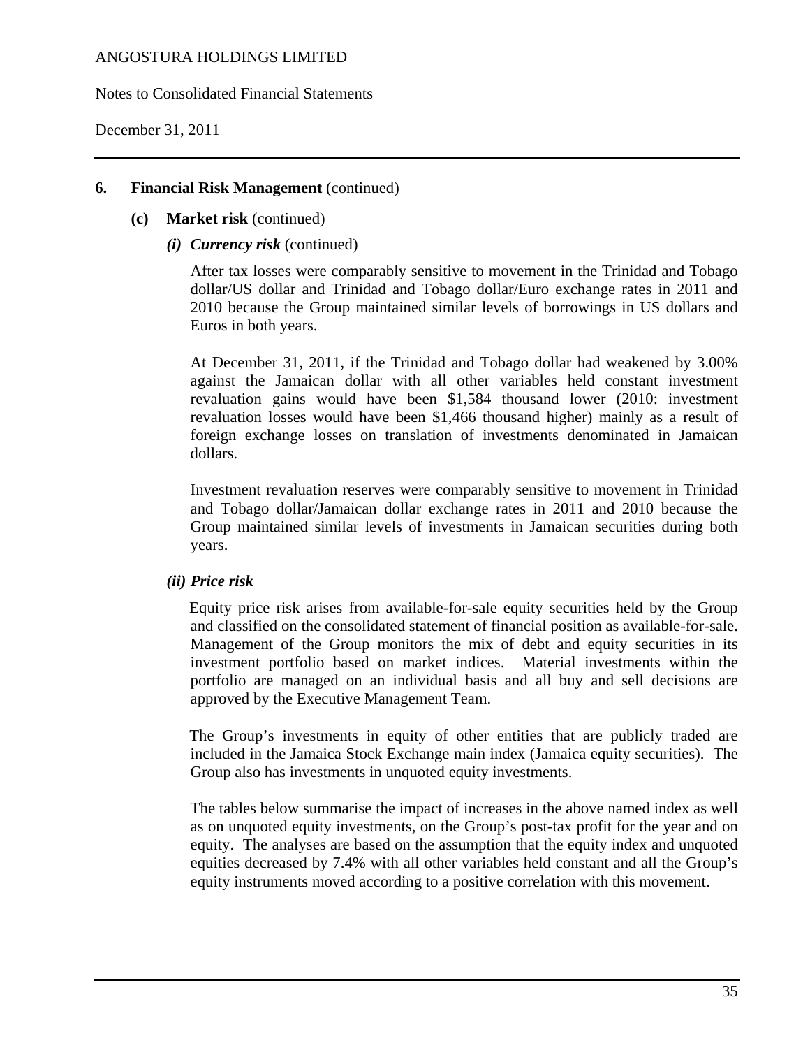## 6. Financial Risk Management (continued)

### (c) Market risk (continued)

#### *(i) Currency risk* (continued)

After tax losses were comparably sensitive to movement in the Trinidad and Tobago dollar/US dollar and Trinidad and Tobago dollar/Euro exchange rates in 2011 and 2010 because the Group maintained similar levels of borrowings in US dollars and Euros in both years.

At December 31, 2011, if the Trinidad and Tobago dollar had weakened by 3.00% against the Jamaican dollar with all other variables held constant investment revaluation gains would have been $1,584 thousand lower (2010: investment revaluation losses would have been $1,466 thousand higher) mainly as a result of foreign exchange losses on translation of investments denominated in Jamaican dollars.

Investment revaluation reserves were comparably sensitive to movement in Trinidad and Tobago dollar/Jamaican dollar exchange rates in 2011 and 2010 because the Group maintained similar levels of investments in Jamaican securities during both years.

#### *(ii) Price risk*

Equity price risk arises from available-for-sale equity securities held by the Group and classified on the consolidated statement of financial position as available-for-sale. Management of the Group monitors the mix of debt and equity securities in its investment portfolio based on market indices. Material investments within the portfolio are managed on an individual basis and all buy and sell decisions are approved by the Executive Management Team.

The Group's investments in equity of other entities that are publicly traded are included in the Jamaica Stock Exchange main index (Jamaica equity securities). The Group also has investments in unquoted equity investments.

The tables below summarise the impact of increases in the above named index as well as on unquoted equity investments, on the Group's post-tax profit for the year and on equity. The analyses are based on the assumption that the equity index and unquoted equities decreased by 7.4% with all other variables held constant and all the Group's equity instruments moved according to a positive correlation with this movement.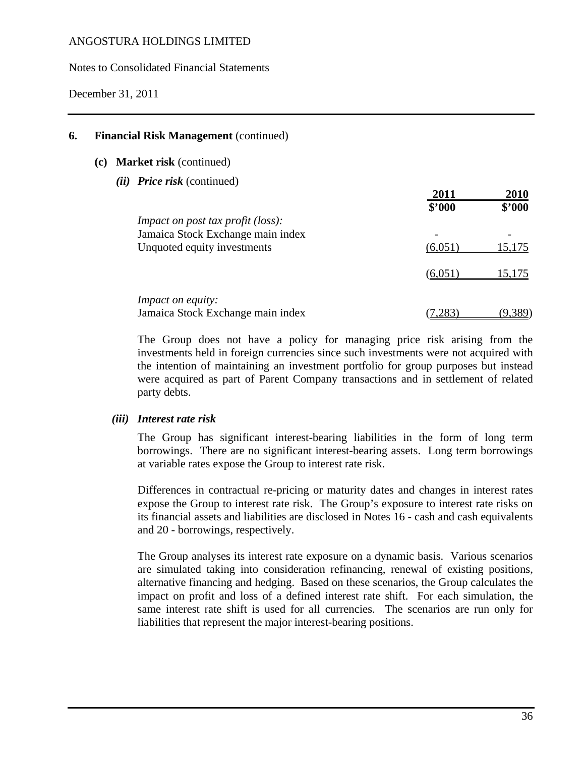ANGOSTURA HOLDINGS LIMITED

Notes to Consolidated Financial Statements

December 31, 2011

## 6. Financial Risk Management (continued)

### (c) Market risk (continued)

#### *(ii) Price risk* (continued)

| | 2011<br>$'000 | 2010<br>$'000 |
|---|---|---|
| *Impact on post tax profit (loss):* | | |
| Jamaica Stock Exchange main index | - | - |
| Unquoted equity investments | (6,051) | 15,175 |
| | (6,051) | 15,175 |
| *Impact on equity:* | | |
| Jamaica Stock Exchange main index | (7,283) | (9,389) |

The Group does not have a policy for managing price risk arising from the investments held in foreign currencies since such investments were not acquired with the intention of maintaining an investment portfolio for group purposes but instead were acquired as part of Parent Company transactions and in settlement of related party debts.

#### *(iii) Interest rate risk*

The Group has significant interest-bearing liabilities in the form of long term borrowings. There are no significant interest-bearing assets. Long term borrowings at variable rates expose the Group to interest rate risk.

Differences in contractual re-pricing or maturity dates and changes in interest rates expose the Group to interest rate risk. The Group's exposure to interest rate risks on its financial assets and liabilities are disclosed in Notes 16 - cash and cash equivalents and 20 - borrowings, respectively.

The Group analyses its interest rate exposure on a dynamic basis. Various scenarios are simulated taking into consideration refinancing, renewal of existing positions, alternative financing and hedging. Based on these scenarios, the Group calculates the impact on profit and loss of a defined interest rate shift. For each simulation, the same interest rate shift is used for all currencies. The scenarios are run only for liabilities that represent the major interest-bearing positions.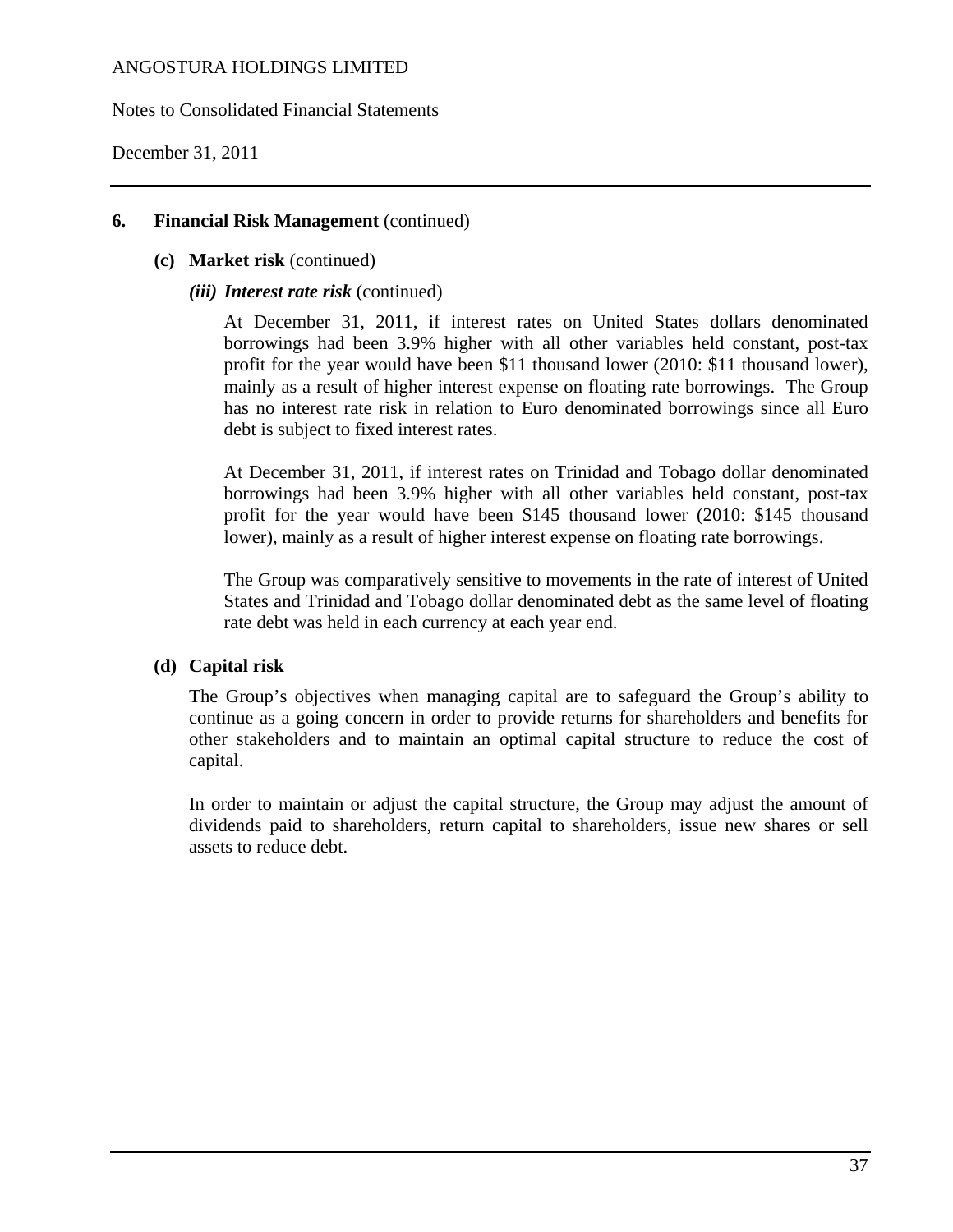## 6. Financial Risk Management (continued)

### (c) Market risk (continued)

#### *(iii) Interest rate risk* (continued)

At December 31, 2011, if interest rates on United States dollars denominated borrowings had been 3.9% higher with all other variables held constant, post-tax profit for the year would have been $11 thousand lower (2010: $11 thousand lower), mainly as a result of higher interest expense on floating rate borrowings. The Group has no interest rate risk in relation to Euro denominated borrowings since all Euro debt is subject to fixed interest rates.

At December 31, 2011, if interest rates on Trinidad and Tobago dollar denominated borrowings had been 3.9% higher with all other variables held constant, post-tax profit for the year would have been $145 thousand lower (2010: $145 thousand lower), mainly as a result of higher interest expense on floating rate borrowings.

The Group was comparatively sensitive to movements in the rate of interest of United States and Trinidad and Tobago dollar denominated debt as the same level of floating rate debt was held in each currency at each year end.

### (d) Capital risk

The Group's objectives when managing capital are to safeguard the Group's ability to continue as a going concern in order to provide returns for shareholders and benefits for other stakeholders and to maintain an optimal capital structure to reduce the cost of capital.

In order to maintain or adjust the capital structure, the Group may adjust the amount of dividends paid to shareholders, return capital to shareholders, issue new shares or sell assets to reduce debt.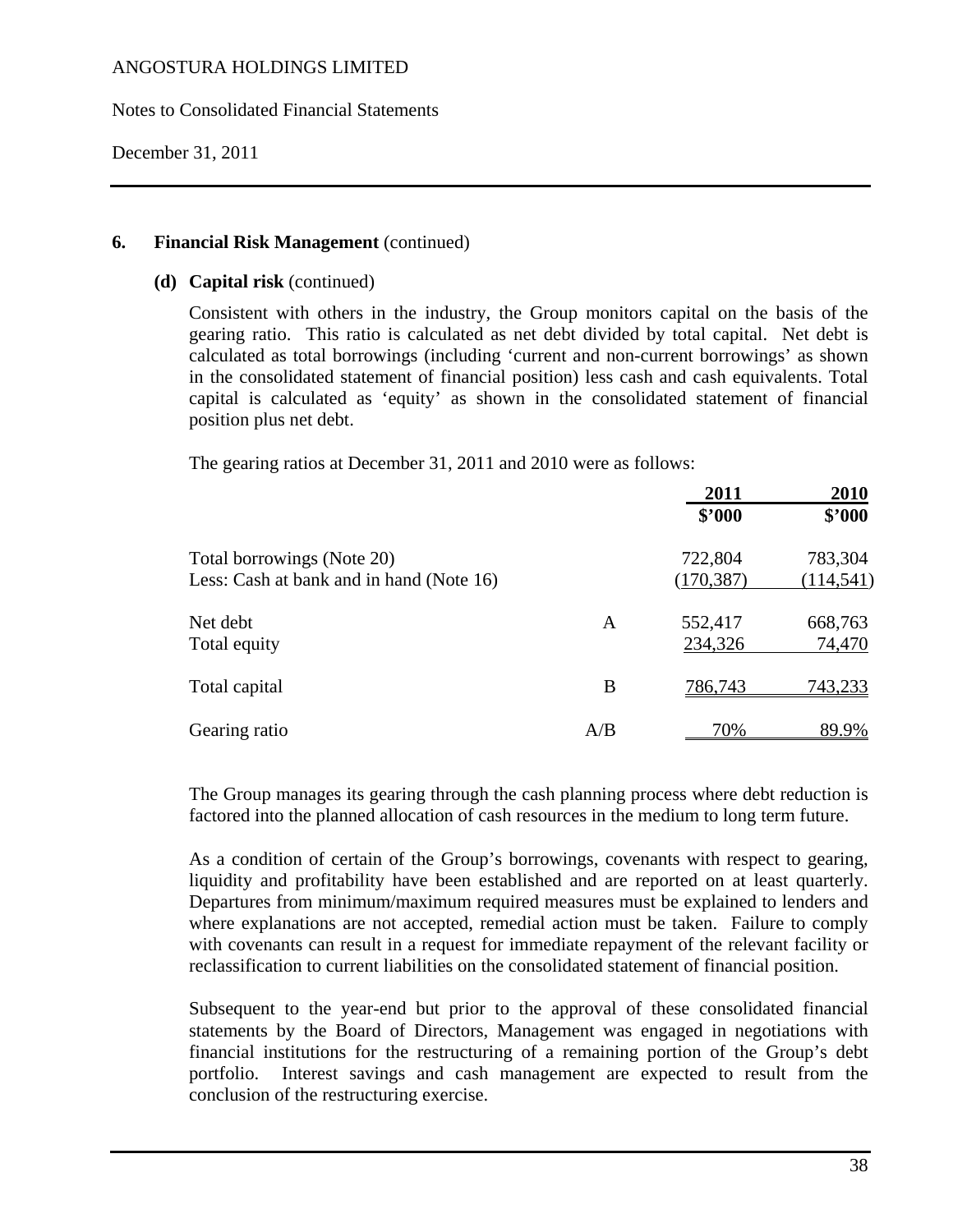ANGOSTURA HOLDINGS LIMITED

Notes to Consolidated Financial Statements

December 31, 2011

## 6. Financial Risk Management (continued)

### (d) Capital risk (continued)

Consistent with others in the industry, the Group monitors capital on the basis of the gearing ratio. This ratio is calculated as net debt divided by total capital. Net debt is calculated as total borrowings (including 'current and non-current borrowings' as shown in the consolidated statement of financial position) less cash and cash equivalents. Total capital is calculated as 'equity' as shown in the consolidated statement of financial position plus net debt.

The gearing ratios at December 31, 2011 and 2010 were as follows:

| | | 2011<br>$'000 | 2010<br>$'000 |
|---|---|---|---|
| Total borrowings (Note 20) | | 722,804 | 783,304 |
| Less: Cash at bank and in hand (Note 16) | | (170,387) | (114,541) |
| Net debt | A | 552,417 | 668,763 |
| Total equity | | 234,326 | 74,470 |
| Total capital | B | 786,743 | 743,233 |
| Gearing ratio | A/B | 70% | 89.9% |

The Group manages its gearing through the cash planning process where debt reduction is factored into the planned allocation of cash resources in the medium to long term future.

As a condition of certain of the Group's borrowings, covenants with respect to gearing, liquidity and profitability have been established and are reported on at least quarterly. Departures from minimum/maximum required measures must be explained to lenders and where explanations are not accepted, remedial action must be taken. Failure to comply with covenants can result in a request for immediate repayment of the relevant facility or reclassification to current liabilities on the consolidated statement of financial position.

Subsequent to the year-end but prior to the approval of these consolidated financial statements by the Board of Directors, Management was engaged in negotiations with financial institutions for the restructuring of a remaining portion of the Group's debt portfolio. Interest savings and cash management are expected to result from the conclusion of the restructuring exercise.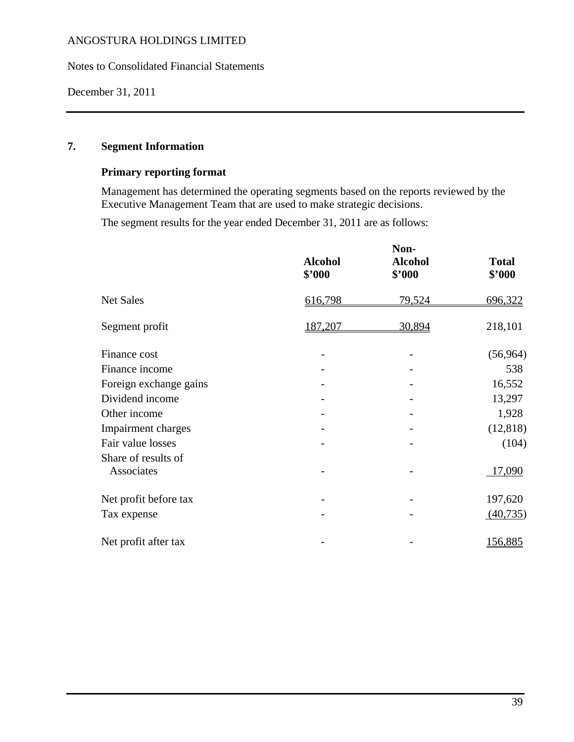ANGOSTURA HOLDINGS LIMITED

Notes to Consolidated Financial Statements

December 31, 2011

## 7. Segment Information

### Primary reporting format

Management has determined the operating segments based on the reports reviewed by the Executive Management Team that are used to make strategic decisions.

The segment results for the year ended December 31, 2011 are as follows:

| | Alcohol $'000 | Non-Alcohol $'000 | Total $'000 |
|---|---|---|---|
| Net Sales | 616,798 | 79,524 | 696,322 |
| Segment profit | 187,207 | 30,894 | 218,101 |
| Finance cost | - | - | (56,964) |
| Finance income | - | - | 538 |
| Foreign exchange gains | - | - | 16,552 |
| Dividend income | - | - | 13,297 |
| Other income | - | - | 1,928 |
| Impairment charges | - | - | (12,818) |
| Fair value losses | - | - | (104) |
| Share of results of Associates | - | - | 17,090 |
| Net profit before tax | - | - | 197,620 |
| Tax expense | - | - | (40,735) |
| Net profit after tax | - | - | 156,885 |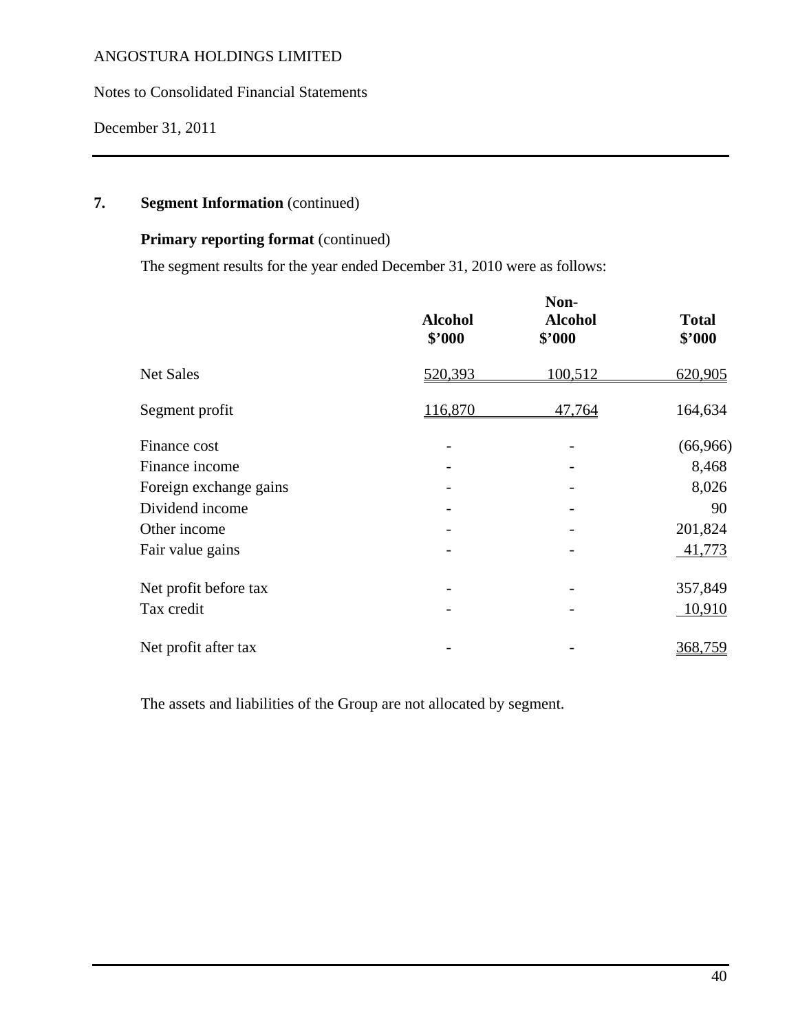ANGOSTURA HOLDINGS LIMITED

Notes to Consolidated Financial Statements

December 31, 2011

## 7. Segment Information (continued)

### Primary reporting format (continued)

The segment results for the year ended December 31, 2010 were as follows:

| | Alcohol $'000 | Non-Alcohol $'000 | Total $'000 |
|---|---|---|---|
| Net Sales | 520,393 | 100,512 | 620,905 |
| Segment profit | 116,870 | 47,764 | 164,634 |
| Finance cost | - | - | (66,966) |
| Finance income | - | - | 8,468 |
| Foreign exchange gains | - | - | 8,026 |
| Dividend income | - | - | 90 |
| Other income | - | - | 201,824 |
| Fair value gains | - | - | 41,773 |
| Net profit before tax | - | - | 357,849 |
| Tax credit | - | - | 10,910 |
| Net profit after tax | - | - | 368,759 |

The assets and liabilities of the Group are not allocated by segment.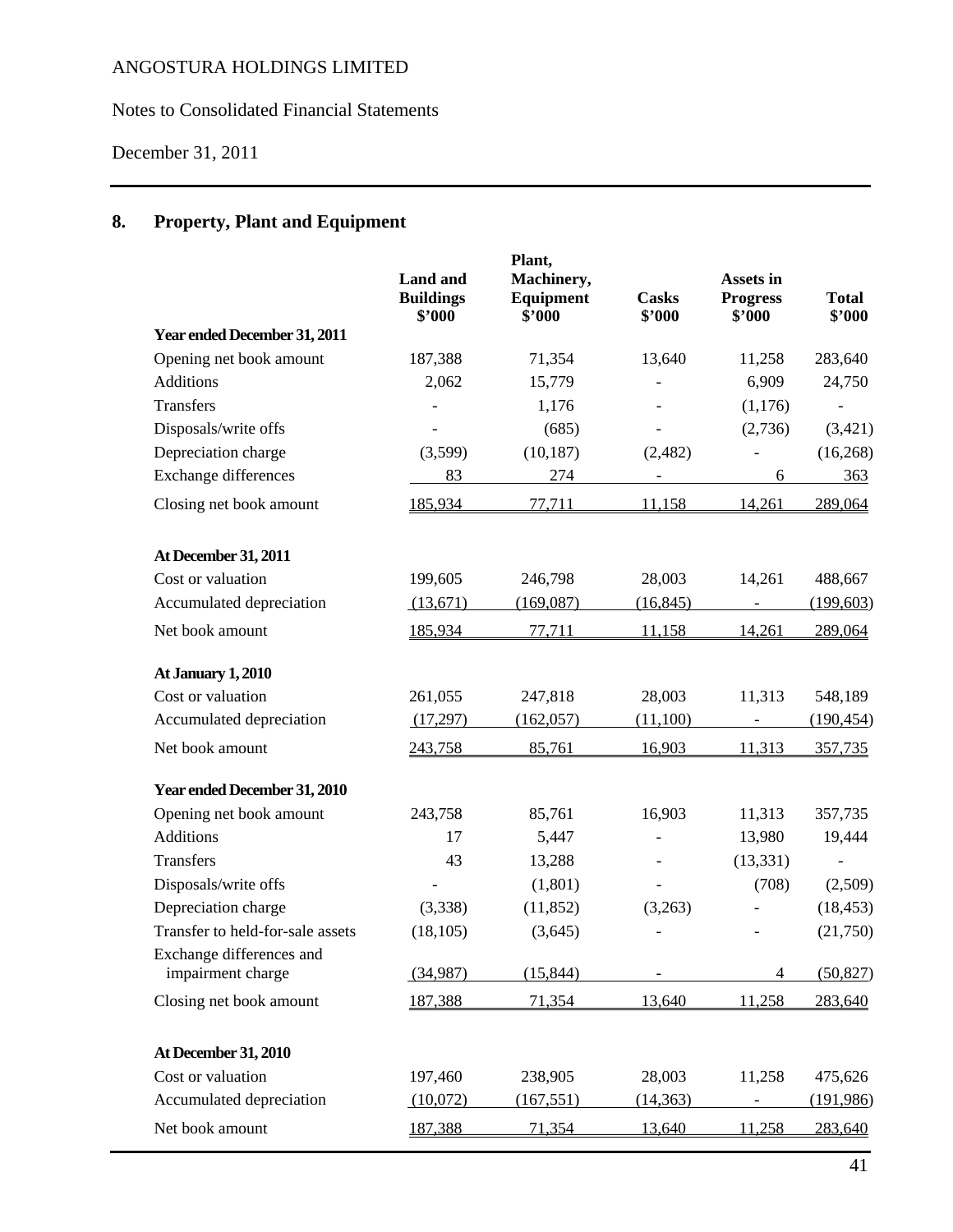ANGOSTURA HOLDINGS LIMITED

Notes to Consolidated Financial Statements

December 31, 2011

## 8. Property, Plant and Equipment

| | Land and Buildings $'000 | Plant, Machinery, Equipment $'000 | Casks $'000 | Assets in Progress $'000 | Total $'000 |
|---|---|---|---|---|---|
| **Year ended December 31, 2011** | | | | | |
| Opening net book amount | 187,388 | 71,354 | 13,640 | 11,258 | 283,640 |
| Additions | 2,062 | 15,779 | - | 6,909 | 24,750 |
| Transfers | - | 1,176 | - | (1,176) | - |
| Disposals/write offs | - | (685) | - | (2,736) | (3,421) |
| Depreciation charge | (3,599) | (10,187) | (2,482) | - | (16,268) |
| Exchange differences | 83 | 274 | - | 6 | 363 |
| Closing net book amount | 185,934 | 77,711 | 11,158 | 14,261 | 289,064 |
| | | | | | |
| **At December 31, 2011** | | | | | |
| Cost or valuation | 199,605 | 246,798 | 28,003 | 14,261 | 488,667 |
| Accumulated depreciation | (13,671) | (169,087) | (16,845) | - | (199,603) |
| Net book amount | 185,934 | 77,711 | 11,158 | 14,261 | 289,064 |
| | | | | | |
| **At January 1, 2010** | | | | | |
| Cost or valuation | 261,055 | 247,818 | 28,003 | 11,313 | 548,189 |
| Accumulated depreciation | (17,297) | (162,057) | (11,100) | - | (190,454) |
| Net book amount | 243,758 | 85,761 | 16,903 | 11,313 | 357,735 |
| | | | | | |
| **Year ended December 31, 2010** | | | | | |
| Opening net book amount | 243,758 | 85,761 | 16,903 | 11,313 | 357,735 |
| Additions | 17 | 5,447 | - | 13,980 | 19,444 |
| Transfers | 43 | 13,288 | - | (13,331) | - |
| Disposals/write offs | - | (1,801) | - | (708) | (2,509) |
| Depreciation charge | (3,338) | (11,852) | (3,263) | - | (18,453) |
| Transfer to held-for-sale assets | (18,105) | (3,645) | - | - | (21,750) |
| Exchange differences and impairment charge | (34,987) | (15,844) | - | 4 | (50,827) |
| Closing net book amount | 187,388 | 71,354 | 13,640 | 11,258 | 283,640 |
| | | | | | |
| **At December 31, 2010** | | | | | |
| Cost or valuation | 197,460 | 238,905 | 28,003 | 11,258 | 475,626 |
| Accumulated depreciation | (10,072) | (167,551) | (14,363) | - | (191,986) |
| Net book amount | 187,388 | 71,354 | 13,640 | 11,258 | 283,640 |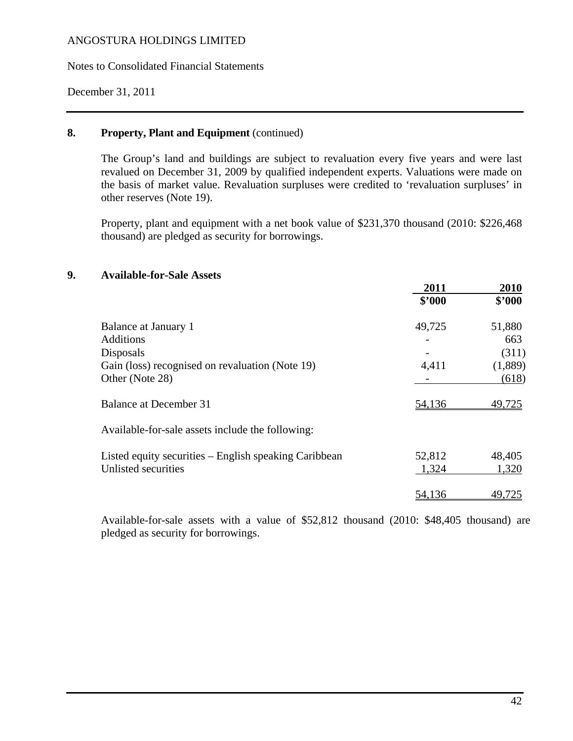## 8. Property, Plant and Equipment (continued)

The Group's land and buildings are subject to revaluation every five years and were last revalued on December 31, 2009 by qualified independent experts. Valuations were made on the basis of market value. Revaluation surpluses were credited to 'revaluation surpluses' in other reserves (Note 19).

Property, plant and equipment with a net book value of $231,370 thousand (2010: $226,468 thousand) are pledged as security for borrowings.

## 9. Available-for-Sale Assets

| | 2011 | 2010 |
|---|---|---|
| | $'000 | $'000 |
| Balance at January 1 | 49,725 | 51,880 |
| Additions | - | 663 |
| Disposals | - | (311) |
| Gain (loss) recognised on revaluation (Note 19) | 4,411 | (1,889) |
| Other (Note 28) | - | (618) |
| Balance at December 31 | 54,136 | 49,725 |
| Available-for-sale assets include the following: | | |
| Listed equity securities – English speaking Caribbean | 52,812 | 48,405 |
| Unlisted securities | 1,324 | 1,320 |
| | 54,136 | 49,725 |

Available-for-sale assets with a value of $52,812 thousand (2010: $48,405 thousand) are pledged as security for borrowings.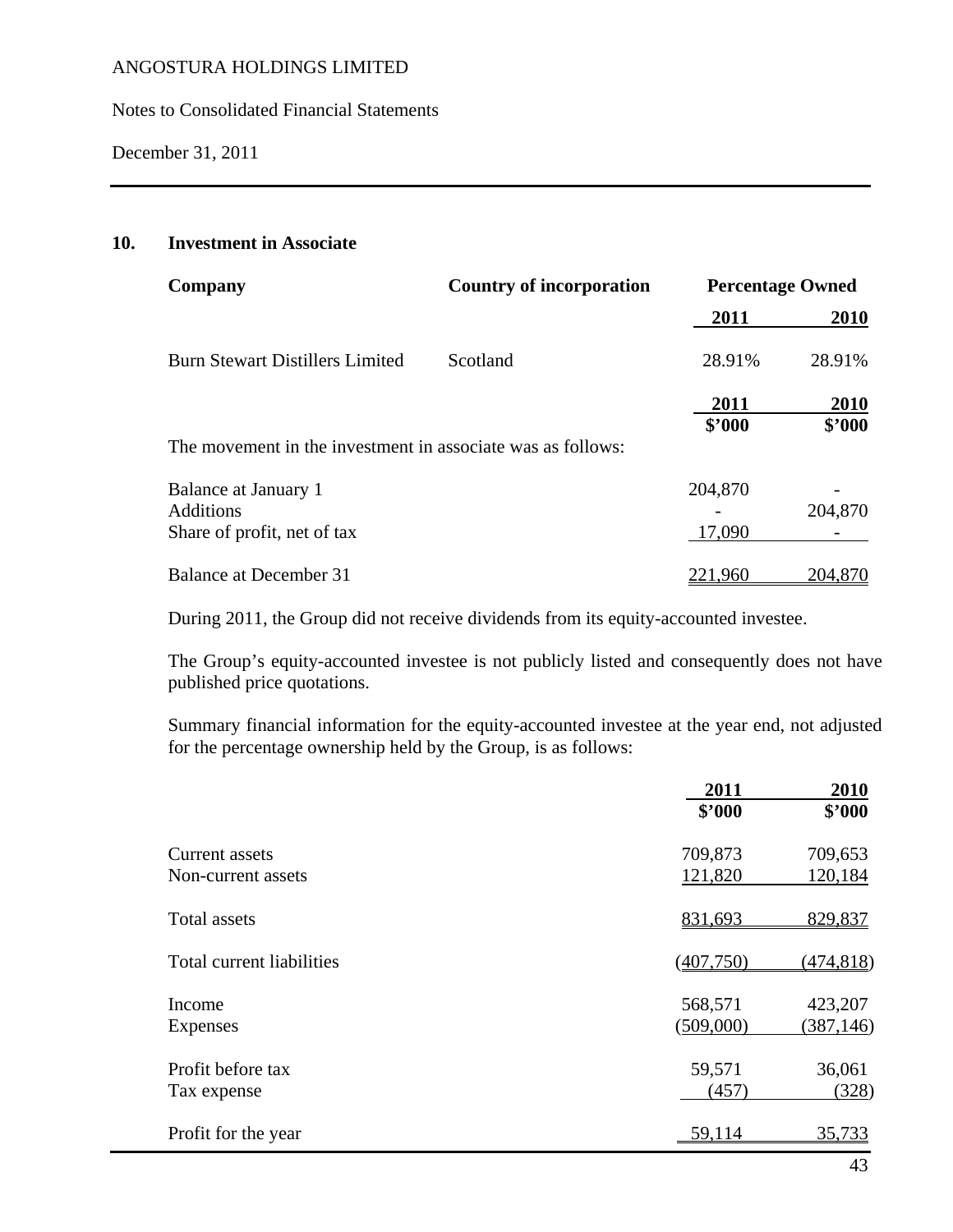## 10. Investment in Associate

| Company | Country of incorporation | Percentage Owned | |
|---|---|---|---|
| | | 2011 | 2010 |
| Burn Stewart Distillers Limited | Scotland | 28.91% | 28.91% |

| | 2011 \$'000 | 2010 \$'000 |
|---|---|---|
| The movement in the investment in associate was as follows: | | |
| Balance at January 1 | 204,870 | - |
| Additions | - | 204,870 |
| Share of profit, net of tax | 17,090 | - |
| Balance at December 31 | 221,960 | 204,870 |

During 2011, the Group did not receive dividends from its equity-accounted investee.

The Group's equity-accounted investee is not publicly listed and consequently does not have published price quotations.

Summary financial information for the equity-accounted investee at the year end, not adjusted for the percentage ownership held by the Group, is as follows:

| | 2011 \$'000 | 2010 \$'000 |
|---|---|---|
| Current assets | 709,873 | 709,653 |
| Non-current assets | 121,820 | 120,184 |
| Total assets | 831,693 | 829,837 |
| Total current liabilities | (407,750) | (474,818) |
| Income | 568,571 | 423,207 |
| Expenses | (509,000) | (387,146) |
| Profit before tax | 59,571 | 36,061 |
| Tax expense | (457) | (328) |
| Profit for the year | 59,114 | 35,733 |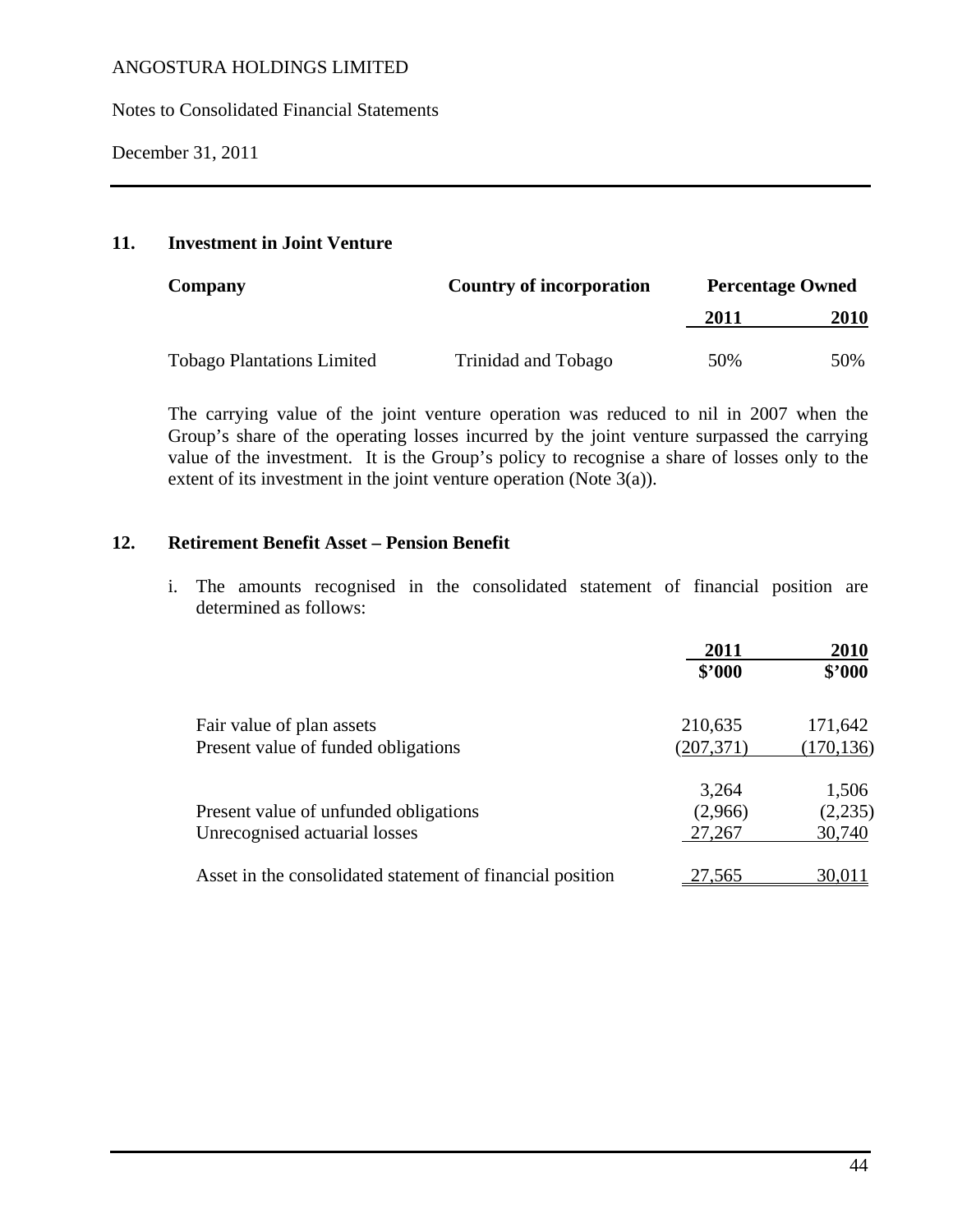## 11. Investment in Joint Venture

| Company | Country of incorporation | Percentage Owned | |
|---|---|---|---|
| | | 2011 | 2010 |
| Tobago Plantations Limited | Trinidad and Tobago | 50% | 50% |

The carrying value of the joint venture operation was reduced to nil in 2007 when the Group's share of the operating losses incurred by the joint venture surpassed the carrying value of the investment. It is the Group's policy to recognise a share of losses only to the extent of its investment in the joint venture operation (Note 3(a)).

## 12. Retirement Benefit Asset – Pension Benefit

i. The amounts recognised in the consolidated statement of financial position are determined as follows:

| | 2011 $'000 | 2010 $'000 |
|---|---|---|
| Fair value of plan assets | 210,635 | 171,642 |
| Present value of funded obligations | (207,371) | (170,136) |
| | 3,264 | 1,506 |
| Present value of unfunded obligations | (2,966) | (2,235) |
| Unrecognised actuarial losses | 27,267 | 30,740 |
| Asset in the consolidated statement of financial position | 27,565 | 30,011 |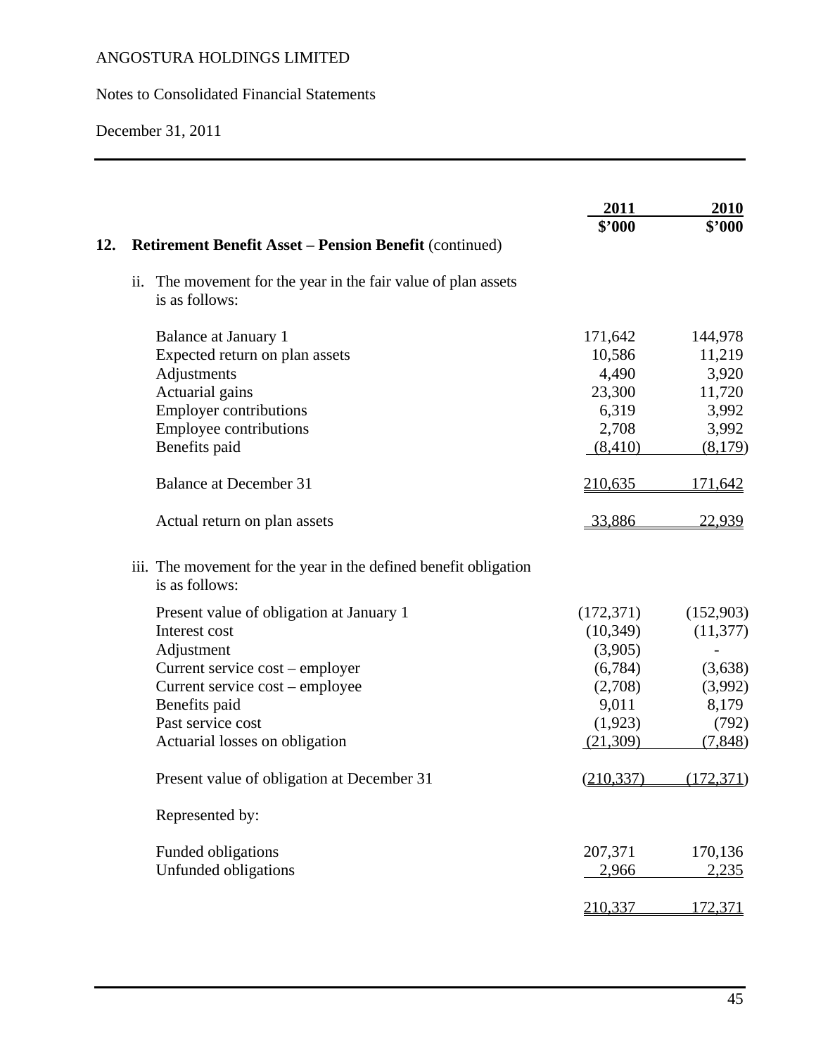ANGOSTURA HOLDINGS LIMITED

Notes to Consolidated Financial Statements

December 31, 2011

| | 2011 | 2010 |
|---|---|---|
| | $'000 | $'000 |
| **12. Retirement Benefit Asset – Pension Benefit** (continued) | | |
| ii. The movement for the year in the fair value of plan assets is as follows: | | |
| Balance at January 1 | 171,642 | 144,978 |
| Expected return on plan assets | 10,586 | 11,219 |
| Adjustments | 4,490 | 3,920 |
| Actuarial gains | 23,300 | 11,720 |
| Employer contributions | 6,319 | 3,992 |
| Employee contributions | 2,708 | 3,992 |
| Benefits paid | (8,410) | (8,179) |
| Balance at December 31 | 210,635 | 171,642 |
| Actual return on plan assets | 33,886 | 22,939 |
| iii. The movement for the year in the defined benefit obligation is as follows: | | |
| Present value of obligation at January 1 | (172,371) | (152,903) |
| Interest cost | (10,349) | (11,377) |
| Adjustment | (3,905) | - |
| Current service cost – employer | (6,784) | (3,638) |
| Current service cost – employee | (2,708) | (3,992) |
| Benefits paid | 9,011 | 8,179 |
| Past service cost | (1,923) | (792) |
| Actuarial losses on obligation | (21,309) | (7,848) |
| Present value of obligation at December 31 | (210,337) | (172,371) |
| Represented by: | | |
| Funded obligations | 207,371 | 170,136 |
| Unfunded obligations | 2,966 | 2,235 |
| | 210,337 | 172,371 |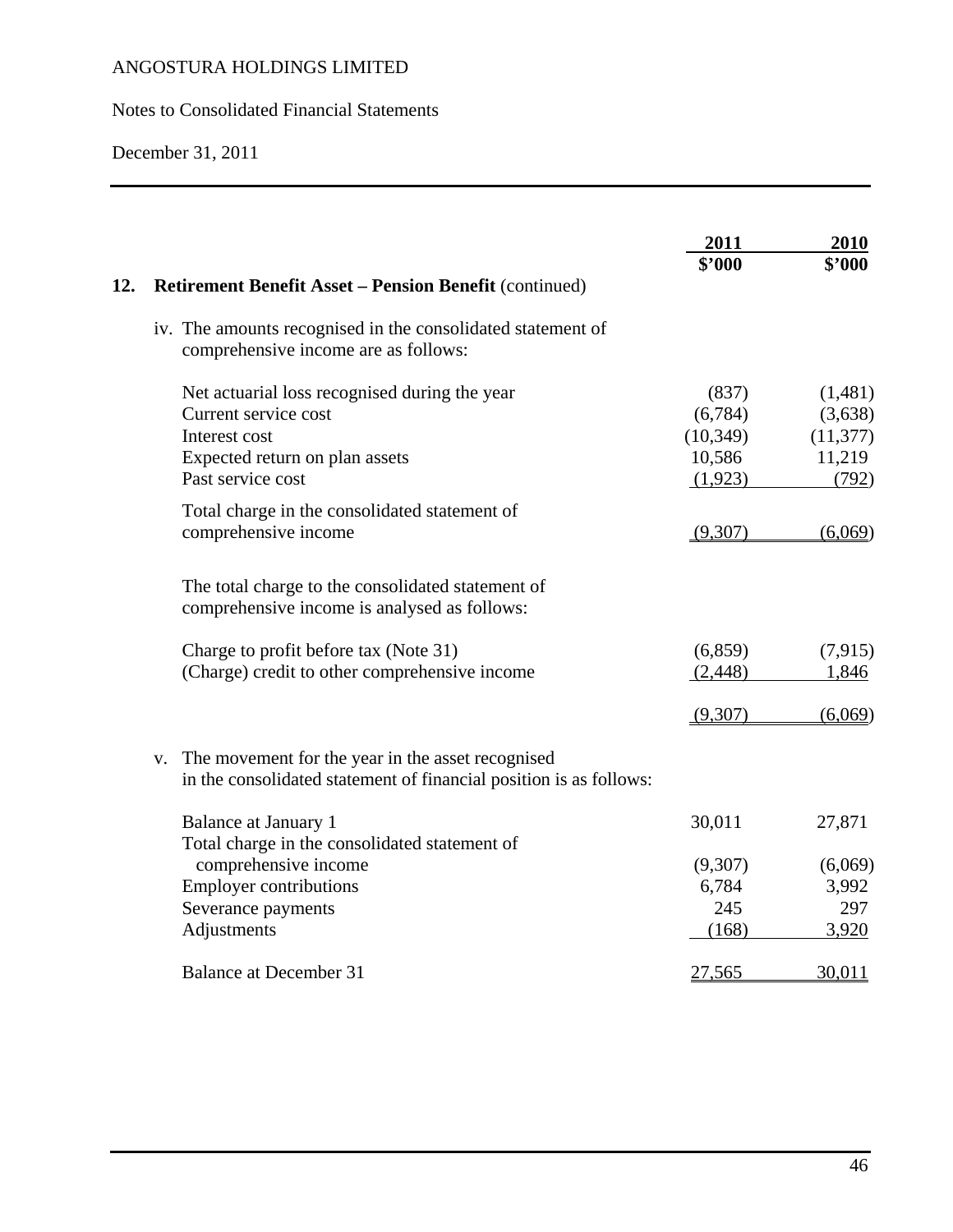ANGOSTURA HOLDINGS LIMITED

Notes to Consolidated Financial Statements

December 31, 2011

| | 2011 $'000 | 2010 $'000 |
|---|---|---|
| **12. Retirement Benefit Asset – Pension Benefit** (continued) | | |
| iv. The amounts recognised in the consolidated statement of comprehensive income are as follows: | | |
| Net actuarial loss recognised during the year | (837) | (1,481) |
| Current service cost | (6,784) | (3,638) |
| Interest cost | (10,349) | (11,377) |
| Expected return on plan assets | 10,586 | 11,219 |
| Past service cost | (1,923) | (792) |
| Total charge in the consolidated statement of comprehensive income | (9,307) | (6,069) |
| The total charge to the consolidated statement of comprehensive income is analysed as follows: | | |
| Charge to profit before tax (Note 31) | (6,859) | (7,915) |
| (Charge) credit to other comprehensive income | (2,448) | 1,846 |
| | (9,307) | (6,069) |
| v. The movement for the year in the asset recognised in the consolidated statement of financial position is as follows: | | |
| Balance at January 1 | 30,011 | 27,871 |
| Total charge in the consolidated statement of comprehensive income | (9,307) | (6,069) |
| Employer contributions | 6,784 | 3,992 |
| Severance payments | 245 | 297 |
| Adjustments | (168) | 3,920 |
| Balance at December 31 | 27,565 | 30,011 |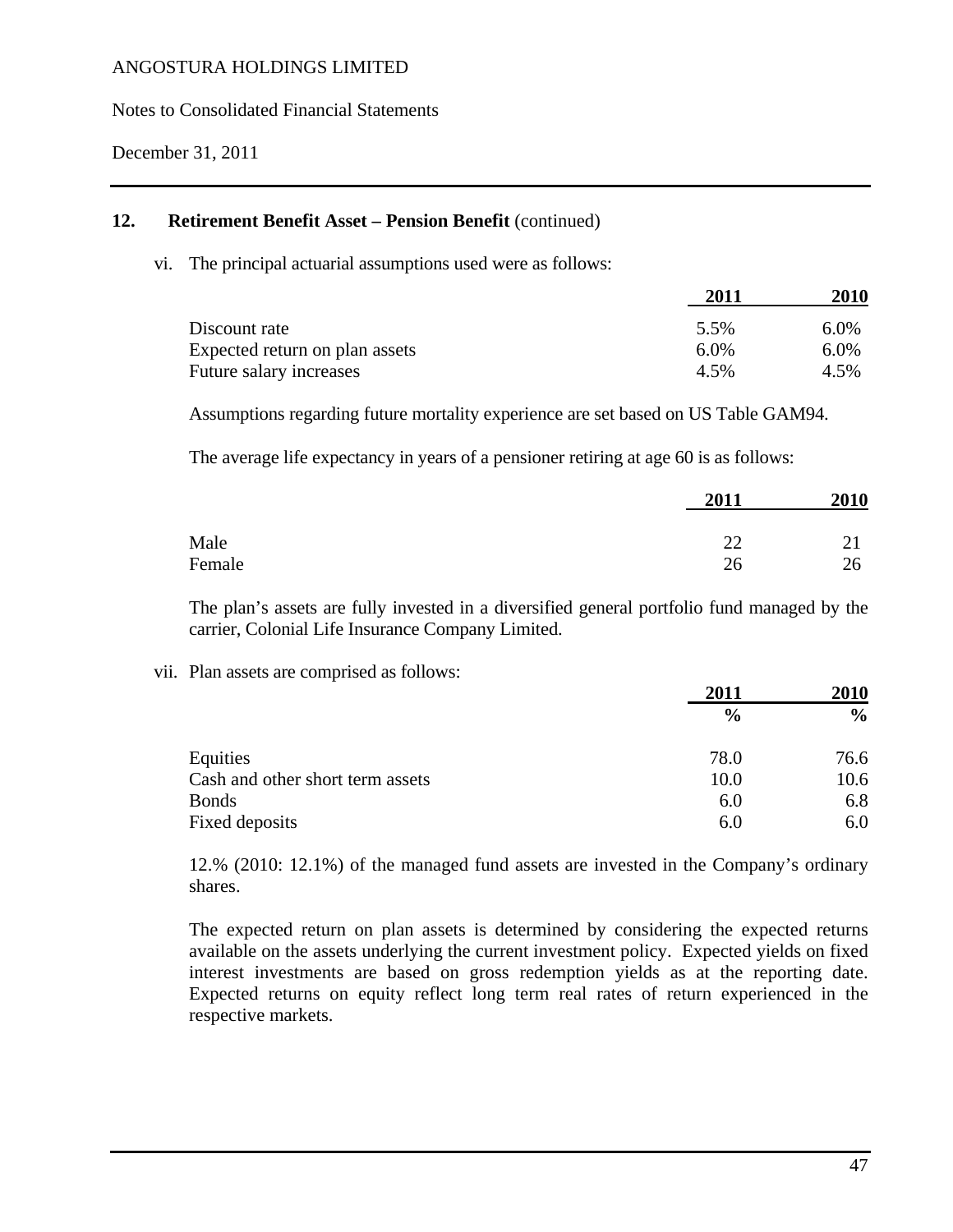## 12. Retirement Benefit Asset – Pension Benefit (continued)

vi. The principal actuarial assumptions used were as follows:

| | 2011 | 2010 |
|---|---|---|
| Discount rate | 5.5% | 6.0% |
| Expected return on plan assets | 6.0% | 6.0% |
| Future salary increases | 4.5% | 4.5% |

Assumptions regarding future mortality experience are set based on US Table GAM94.

The average life expectancy in years of a pensioner retiring at age 60 is as follows:

| | 2011 | 2010 |
|---|---|---|
| Male | 22 | 21 |
| Female | 26 | 26 |

The plan's assets are fully invested in a diversified general portfolio fund managed by the carrier, Colonial Life Insurance Company Limited.

vii. Plan assets are comprised as follows:

| | 2011 | 2010 |
|---|---|---|
| | % | % |
| Equities | 78.0 | 76.6 |
| Cash and other short term assets | 10.0 | 10.6 |
| Bonds | 6.0 | 6.8 |
| Fixed deposits | 6.0 | 6.0 |

12.% (2010: 12.1%) of the managed fund assets are invested in the Company's ordinary shares.

The expected return on plan assets is determined by considering the expected returns available on the assets underlying the current investment policy. Expected yields on fixed interest investments are based on gross redemption yields as at the reporting date. Expected returns on equity reflect long term real rates of return experienced in the respective markets.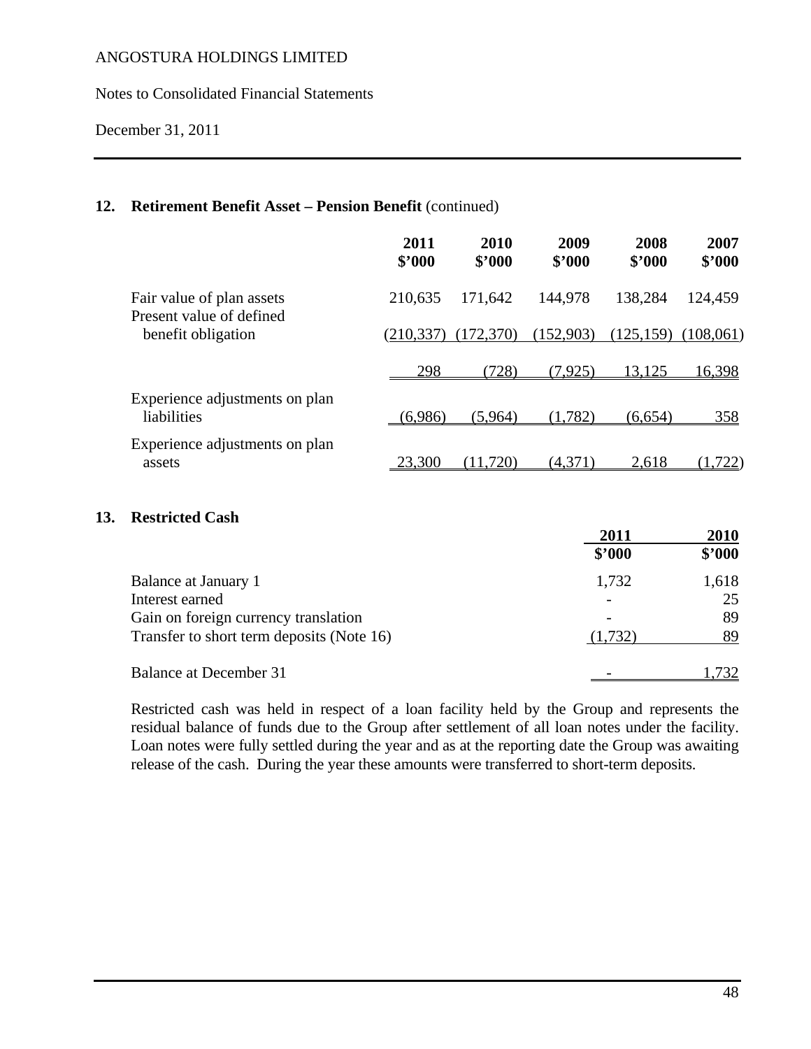ANGOSTURA HOLDINGS LIMITED

Notes to Consolidated Financial Statements

December 31, 2011

## 12. Retirement Benefit Asset – Pension Benefit (continued)

| | 2011 $'000 | 2010 $'000 | 2009 $'000 | 2008 $'000 | 2007 $'000 |
|---|---|---|---|---|---|
| Fair value of plan assets | 210,635 | 171,642 | 144,978 | 138,284 | 124,459 |
| Present value of defined benefit obligation | (210,337) | (172,370) | (152,903) | (125,159) | (108,061) |
| | 298 | (728) | (7,925) | 13,125 | 16,398 |
| Experience adjustments on plan liabilities | (6,986) | (5,964) | (1,782) | (6,654) | 358 |
| Experience adjustments on plan assets | 23,300 | (11,720) | (4,371) | 2,618 | (1,722) |

## 13. Restricted Cash

| | 2011 $'000 | 2010 $'000 |
|---|---|---|
| Balance at January 1 | 1,732 | 1,618 |
| Interest earned | - | 25 |
| Gain on foreign currency translation | - | 89 |
| Transfer to short term deposits (Note 16) | (1,732) | 89 |
| Balance at December 31 | - | 1,732 |

Restricted cash was held in respect of a loan facility held by the Group and represents the residual balance of funds due to the Group after settlement of all loan notes under the facility. Loan notes were fully settled during the year and as at the reporting date the Group was awaiting release of the cash. During the year these amounts were transferred to short-term deposits.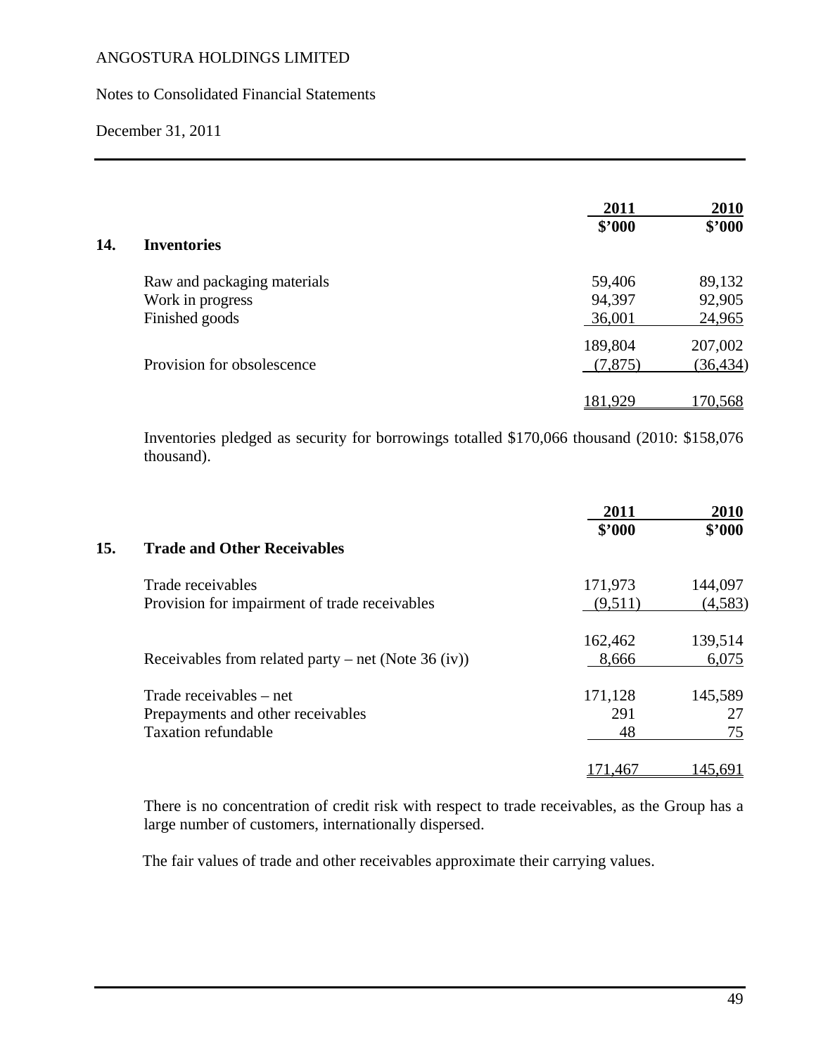ANGOSTURA HOLDINGS LIMITED

Notes to Consolidated Financial Statements

December 31, 2011

## 14. Inventories

| | 2011 $'000 | 2010 $'000 |
|---|---|---|
| Raw and packaging materials | 59,406 | 89,132 |
| Work in progress | 94,397 | 92,905 |
| Finished goods | 36,001 | 24,965 |
| | 189,804 | 207,002 |
| Provision for obsolescence | (7,875) | (36,434) |
| | 181,929 | 170,568 |

Inventories pledged as security for borrowings totalled $170,066 thousand (2010: $158,076 thousand).

## 15. Trade and Other Receivables

| | 2011 $'000 | 2010 $'000 |
|---|---|---|
| Trade receivables | 171,973 | 144,097 |
| Provision for impairment of trade receivables | (9,511) | (4,583) |
| | 162,462 | 139,514 |
| Receivables from related party – net (Note 36 (iv)) | 8,666 | 6,075 |
| Trade receivables – net | 171,128 | 145,589 |
| Prepayments and other receivables | 291 | 27 |
| Taxation refundable | 48 | 75 |
| | 171,467 | 145,691 |

There is no concentration of credit risk with respect to trade receivables, as the Group has a large number of customers, internationally dispersed.

The fair values of trade and other receivables approximate their carrying values.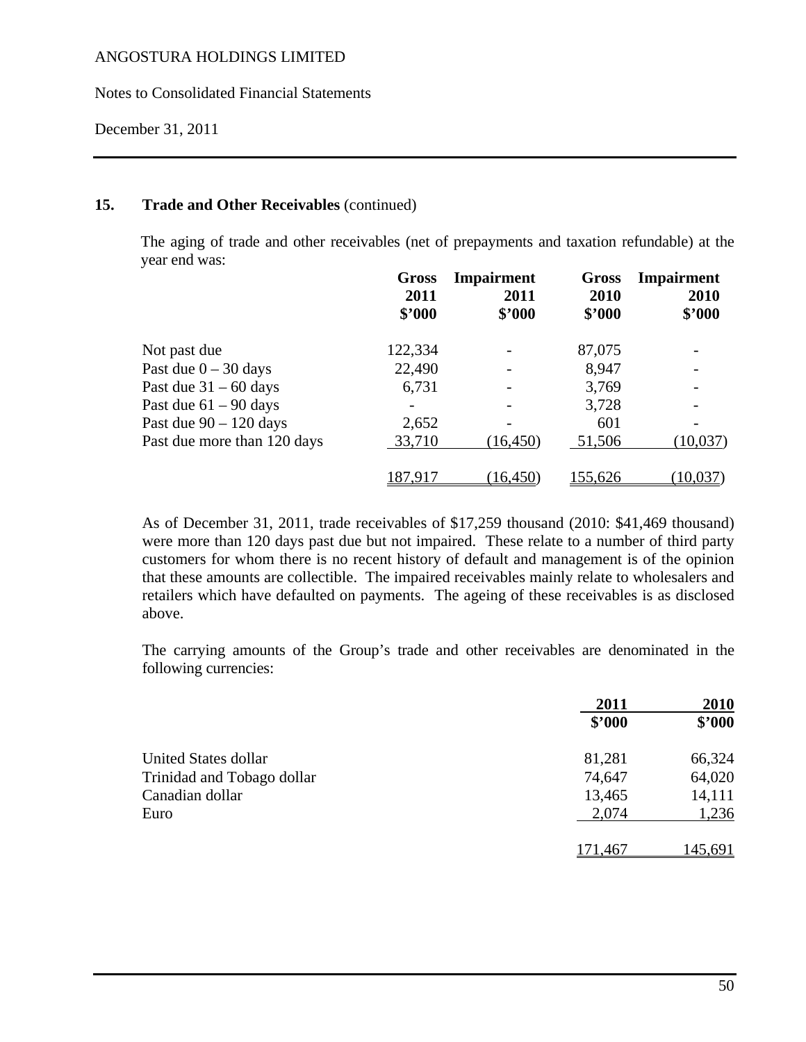## 15. Trade and Other Receivables (continued)

The aging of trade and other receivables (net of prepayments and taxation refundable) at the year end was:

| | Gross 2011 \$'000 | Impairment 2011 \$'000 | Gross 2010 \$'000 | Impairment 2010 \$'000 |
|---|---|---|---|---|
| Not past due | 122,334 | - | 87,075 | - |
| Past due 0 – 30 days | 22,490 | - | 8,947 | - |
| Past due 31 – 60 days | 6,731 | - | 3,769 | - |
| Past due 61 – 90 days | - | - | 3,728 | - |
| Past due 90 – 120 days | 2,652 | - | 601 | - |
| Past due more than 120 days | 33,710 | (16,450) | 51,506 | (10,037) |
| | 187,917 | (16,450) | 155,626 | (10,037) |

As of December 31, 2011, trade receivables of \$17,259 thousand (2010: \$41,469 thousand) were more than 120 days past due but not impaired. These relate to a number of third party customers for whom there is no recent history of default and management is of the opinion that these amounts are collectible. The impaired receivables mainly relate to wholesalers and retailers which have defaulted on payments. The ageing of these receivables is as disclosed above.

The carrying amounts of the Group's trade and other receivables are denominated in the following currencies:

| | 2011 \$'000 | 2010 \$'000 |
|---|---|---|
| United States dollar | 81,281 | 66,324 |
| Trinidad and Tobago dollar | 74,647 | 64,020 |
| Canadian dollar | 13,465 | 14,111 |
| Euro | 2,074 | 1,236 |
| | 171,467 | 145,691 |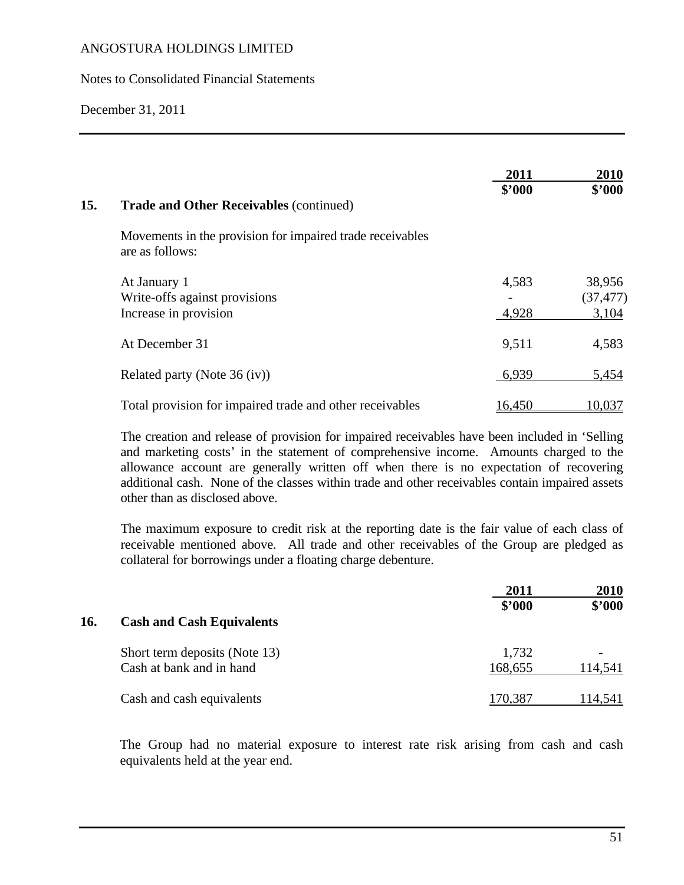## 15. Trade and Other Receivables (continued)

| | 2011 \$'000 | 2010 \$'000 |
|---|---|---|
| Movements in the provision for impaired trade receivables are as follows: | | |
| At January 1 | 4,583 | 38,956 |
| Write-offs against provisions | - | (37,477) |
| Increase in provision | 4,928 | 3,104 |
| At December 31 | 9,511 | 4,583 |
| Related party (Note 36 (iv)) | 6,939 | 5,454 |
| Total provision for impaired trade and other receivables | 16,450 | 10,037 |

The creation and release of provision for impaired receivables have been included in 'Selling and marketing costs' in the statement of comprehensive income. Amounts charged to the allowance account are generally written off when there is no expectation of recovering additional cash. None of the classes within trade and other receivables contain impaired assets other than as disclosed above.

The maximum exposure to credit risk at the reporting date is the fair value of each class of receivable mentioned above. All trade and other receivables of the Group are pledged as collateral for borrowings under a floating charge debenture.

## 16. Cash and Cash Equivalents

| | 2011 \$'000 | 2010 \$'000 |
|---|---|---|
| Short term deposits (Note 13) | 1,732 | - |
| Cash at bank and in hand | 168,655 | 114,541 |
| Cash and cash equivalents | 170,387 | 114,541 |

The Group had no material exposure to interest rate risk arising from cash and cash equivalents held at the year end.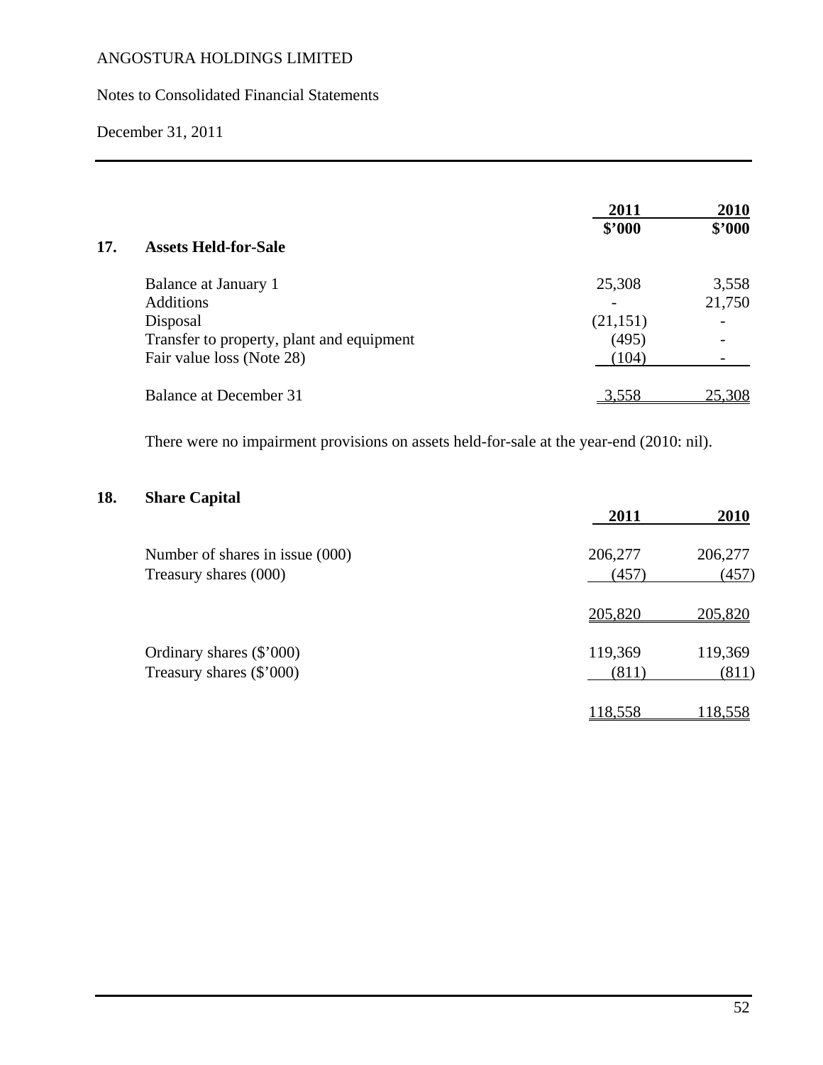ANGOSTURA HOLDINGS LIMITED

Notes to Consolidated Financial Statements

December 31, 2011

## 17. Assets Held-for-Sale

| | 2011 $'000 | 2010 $'000 |
|---|---|---|
| Balance at January 1 | 25,308 | 3,558 |
| Additions | - | 21,750 |
| Disposal | (21,151) | - |
| Transfer to property, plant and equipment | (495) | - |
| Fair value loss (Note 28) | (104) | - |
| Balance at December 31 | 3,558 | 25,308 |

There were no impairment provisions on assets held-for-sale at the year-end (2010: nil).

## 18. Share Capital

| | 2011 | 2010 |
|---|---|---|
| Number of shares in issue (000) | 206,277 | 206,277 |
| Treasury shares (000) | (457) | (457) |
| | 205,820 | 205,820 |
| Ordinary shares ($'000) | 119,369 | 119,369 |
| Treasury shares ($'000) | (811) | (811) |
| | 118,558 | 118,558 |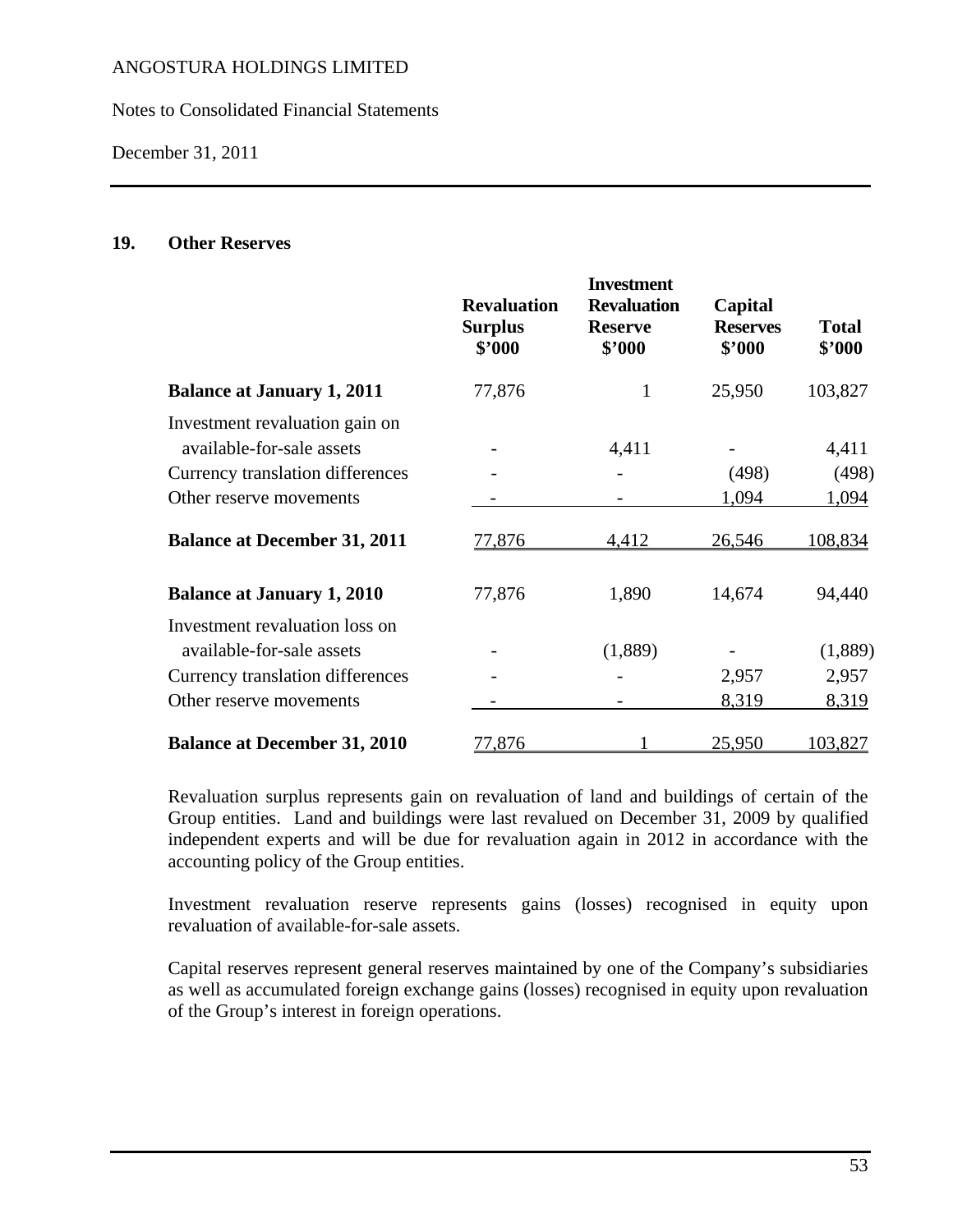## 19. Other Reserves

| | Revaluation Surplus $'000 | Investment Revaluation Reserve $'000 | Capital Reserves $'000 | Total $'000 |
|---|---|---|---|---|
| **Balance at January 1, 2011** | 77,876 | 1 | 25,950 | 103,827 |
| Investment revaluation gain on available-for-sale assets | - | 4,411 | - | 4,411 |
| Currency translation differences | - | - | (498) | (498) |
| Other reserve movements | - | - | 1,094 | 1,094 |
| **Balance at December 31, 2011** | 77,876 | 4,412 | 26,546 | 108,834 |
| **Balance at January 1, 2010** | 77,876 | 1,890 | 14,674 | 94,440 |
| Investment revaluation loss on available-for-sale assets | - | (1,889) | - | (1,889) |
| Currency translation differences | - | - | 2,957 | 2,957 |
| Other reserve movements | - | - | 8,319 | 8,319 |
| **Balance at December 31, 2010** | 77,876 | 1 | 25,950 | 103,827 |

Revaluation surplus represents gain on revaluation of land and buildings of certain of the Group entities. Land and buildings were last revalued on December 31, 2009 by qualified independent experts and will be due for revaluation again in 2012 in accordance with the accounting policy of the Group entities.

Investment revaluation reserve represents gains (losses) recognised in equity upon revaluation of available-for-sale assets.

Capital reserves represent general reserves maintained by one of the Company's subsidiaries as well as accumulated foreign exchange gains (losses) recognised in equity upon revaluation of the Group's interest in foreign operations.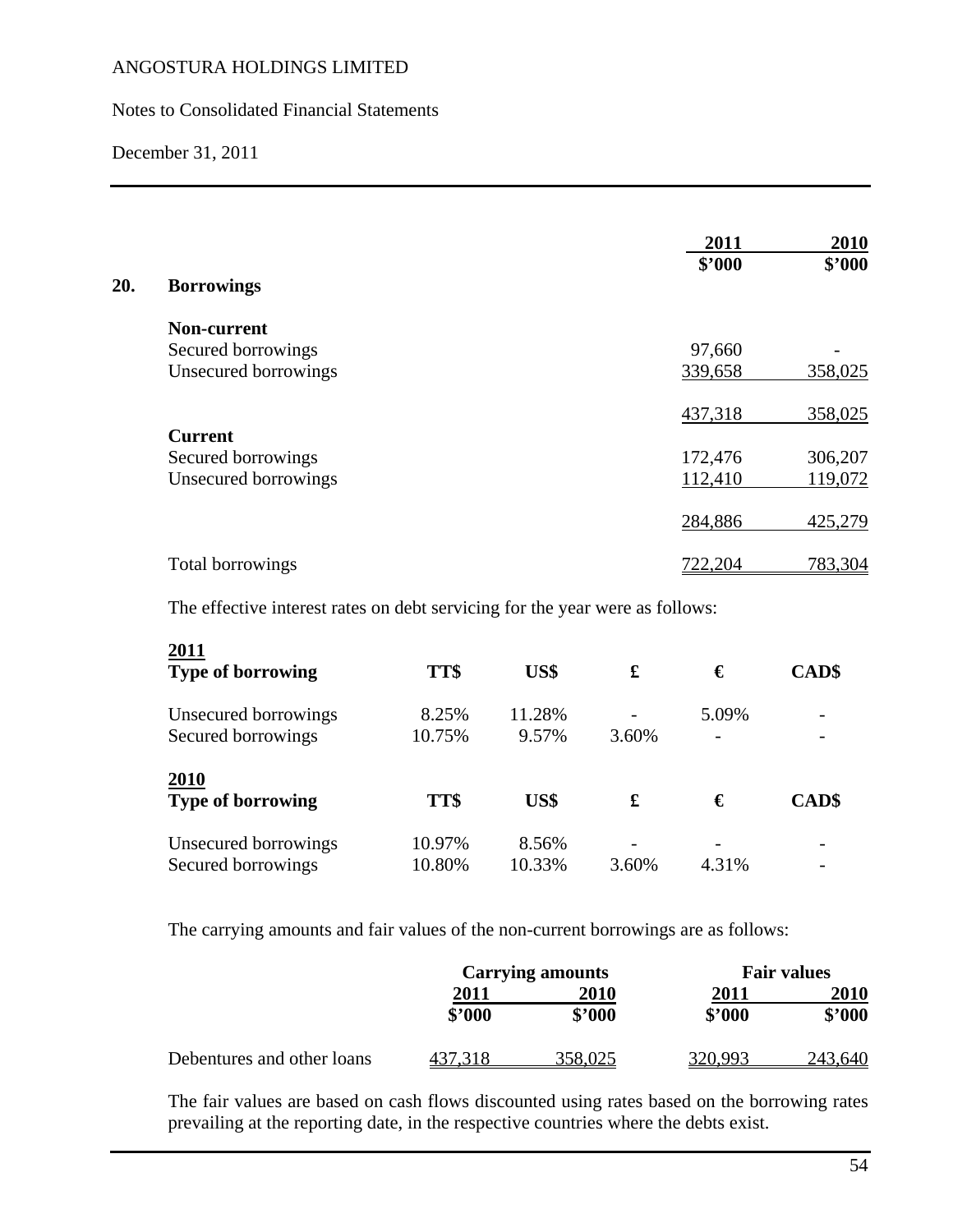ANGOSTURA HOLDINGS LIMITED

Notes to Consolidated Financial Statements

December 31, 2011

## 20. Borrowings

| | 2011 $'000 | 2010 $'000 |
|---|---|---|
| **Non-current** | | |
| Secured borrowings | 97,660 | - |
| Unsecured borrowings | 339,658 | 358,025 |
| | 437,318 | 358,025 |
| **Current** | | |
| Secured borrowings | 172,476 | 306,207 |
| Unsecured borrowings | 112,410 | 119,072 |
| | 284,886 | 425,279 |
| Total borrowings | 722,204 | 783,304 |

The effective interest rates on debt servicing for the year were as follows:

| **2011** Type of borrowing | TT$ | US$ | £ | € | CAD$ |
|---|---|---|---|---|---|
| Unsecured borrowings | 8.25% | 11.28% | - | 5.09% | - |
| Secured borrowings | 10.75% | 9.57% | 3.60% | - | - |

| **2010** Type of borrowing | TT$ | US$ | £ | € | CAD$ |
|---|---|---|---|---|---|
| Unsecured borrowings | 10.97% | 8.56% | - | - | - |
| Secured borrowings | 10.80% | 10.33% | 3.60% | 4.31% | - |

The carrying amounts and fair values of the non-current borrowings are as follows:

| | Carrying amounts | | Fair values | |
|---|---|---|---|---|
| | 2011 $'000 | 2010 $'000 | 2011 $'000 | 2010 $'000 |
| Debentures and other loans | 437,318 | 358,025 | 320,993 | 243,640 |

The fair values are based on cash flows discounted using rates based on the borrowing rates prevailing at the reporting date, in the respective countries where the debts exist.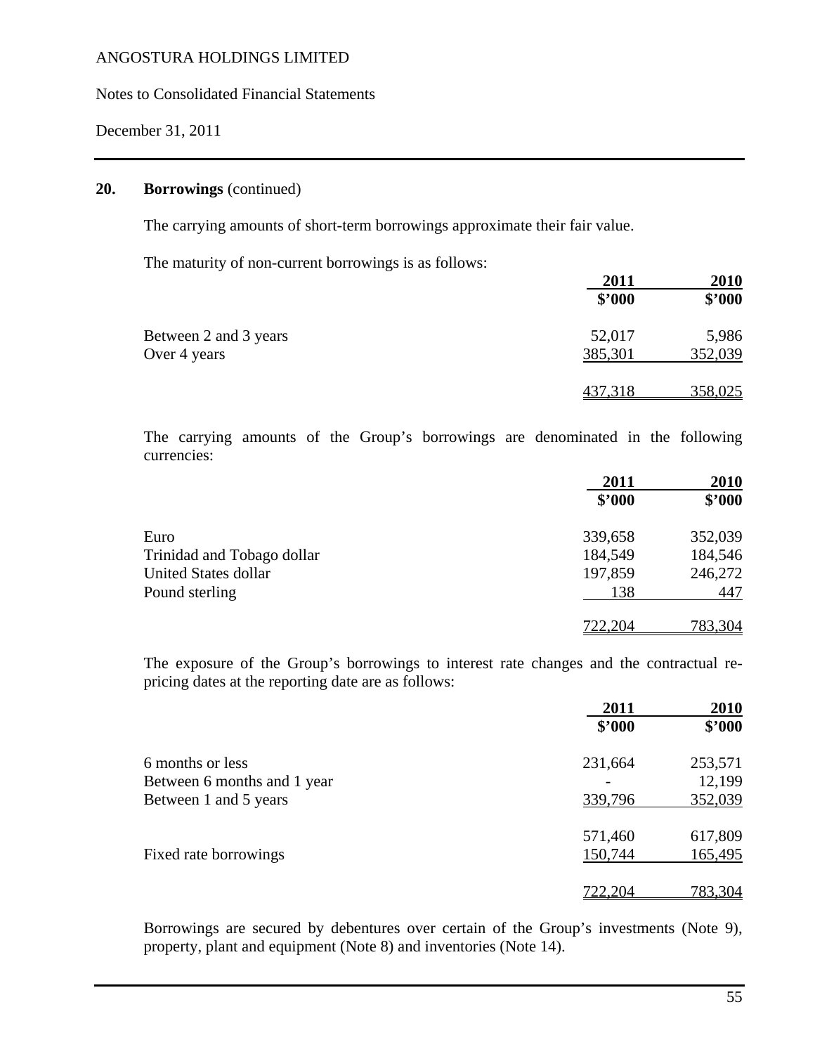ANGOSTURA HOLDINGS LIMITED

Notes to Consolidated Financial Statements

December 31, 2011

## 20. Borrowings (continued)

The carrying amounts of short-term borrowings approximate their fair value.

The maturity of non-current borrowings is as follows:

| | 2011 | 2010 |
|---|---|---|
| | $'000 | $'000 |
| Between 2 and 3 years | 52,017 | 5,986 |
| Over 4 years | 385,301 | 352,039 |
| | 437,318 | 358,025 |

The carrying amounts of the Group's borrowings are denominated in the following currencies:

| | 2011 | 2010 |
|---|---|---|
| | $'000 | $'000 |
| Euro | 339,658 | 352,039 |
| Trinidad and Tobago dollar | 184,549 | 184,546 |
| United States dollar | 197,859 | 246,272 |
| Pound sterling | 138 | 447 |
| | 722,204 | 783,304 |

The exposure of the Group's borrowings to interest rate changes and the contractual re-pricing dates at the reporting date are as follows:

| | 2011 | 2010 |
|---|---|---|
| | $'000 | $'000 |
| 6 months or less | 231,664 | 253,571 |
| Between 6 months and 1 year | - | 12,199 |
| Between 1 and 5 years | 339,796 | 352,039 |
| | 571,460 | 617,809 |
| Fixed rate borrowings | 150,744 | 165,495 |
| | 722,204 | 783,304 |

Borrowings are secured by debentures over certain of the Group's investments (Note 9), property, plant and equipment (Note 8) and inventories (Note 14).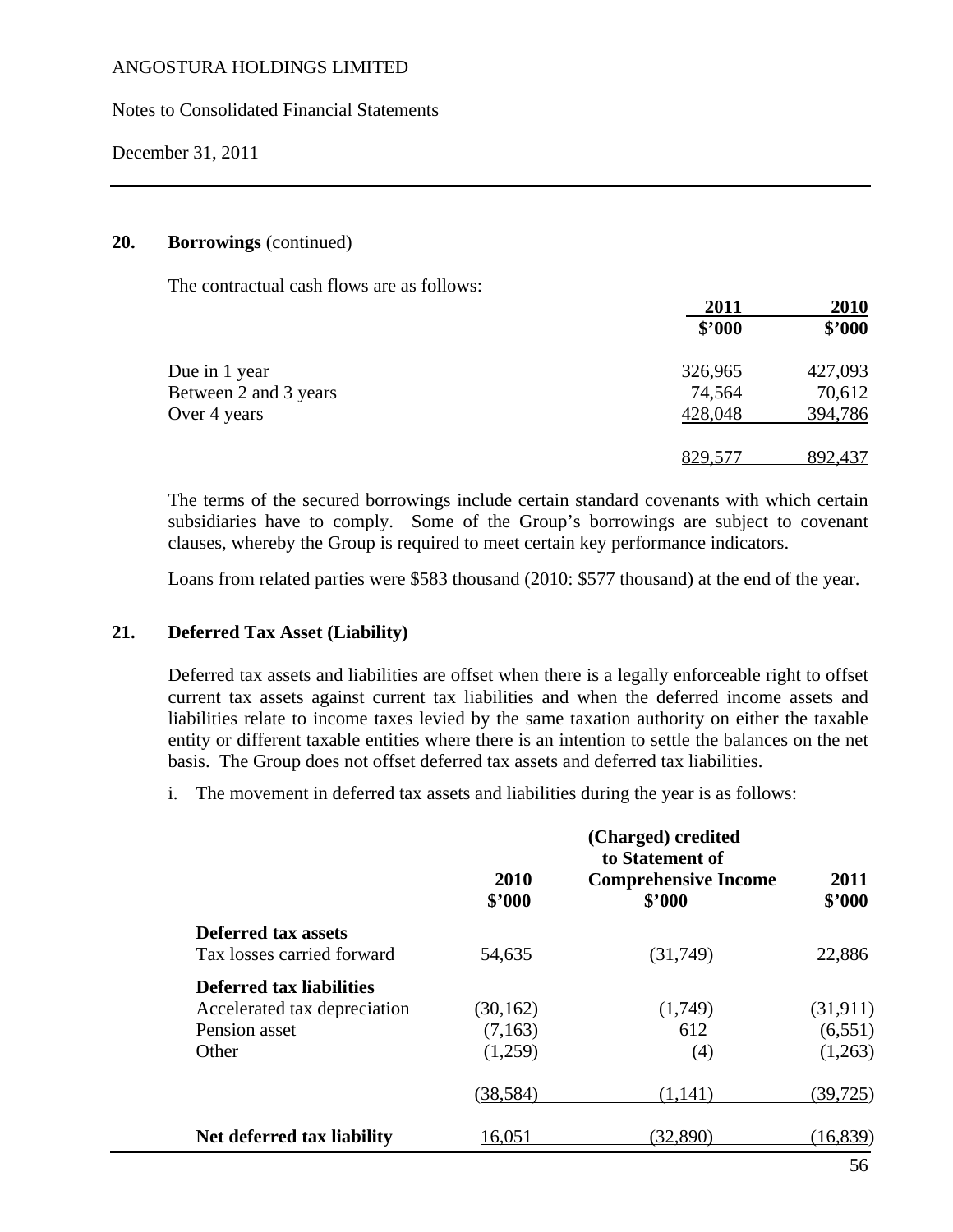ANGOSTURA HOLDINGS LIMITED

Notes to Consolidated Financial Statements

December 31, 2011

## 20. Borrowings (continued)

The contractual cash flows are as follows:

| | 2011 $'000 | 2010 $'000 |
|---|---|---|
| Due in 1 year | 326,965 | 427,093 |
| Between 2 and 3 years | 74,564 | 70,612 |
| Over 4 years | 428,048 | 394,786 |
| | 829,577 | 892,437 |

The terms of the secured borrowings include certain standard covenants with which certain subsidiaries have to comply. Some of the Group's borrowings are subject to covenant clauses, whereby the Group is required to meet certain key performance indicators.

Loans from related parties were $583 thousand (2010: $577 thousand) at the end of the year.

## 21. Deferred Tax Asset (Liability)

Deferred tax assets and liabilities are offset when there is a legally enforceable right to offset current tax assets against current tax liabilities and when the deferred income assets and liabilities relate to income taxes levied by the same taxation authority on either the taxable entity or different taxable entities where there is an intention to settle the balances on the net basis. The Group does not offset deferred tax assets and deferred tax liabilities.

i. The movement in deferred tax assets and liabilities during the year is as follows:

| | 2010 $'000 | (Charged) credited to Statement of Comprehensive Income $'000 | 2011 $'000 |
|---|---|---|---|
| **Deferred tax assets** | | | |
| Tax losses carried forward | 54,635 | (31,749) | 22,886 |
| **Deferred tax liabilities** | | | |
| Accelerated tax depreciation | (30,162) | (1,749) | (31,911) |
| Pension asset | (7,163) | 612 | (6,551) |
| Other | (1,259) | (4) | (1,263) |
| | (38,584) | (1,141) | (39,725) |
| **Net deferred tax liability** | 16,051 | (32,890) | (16,839) |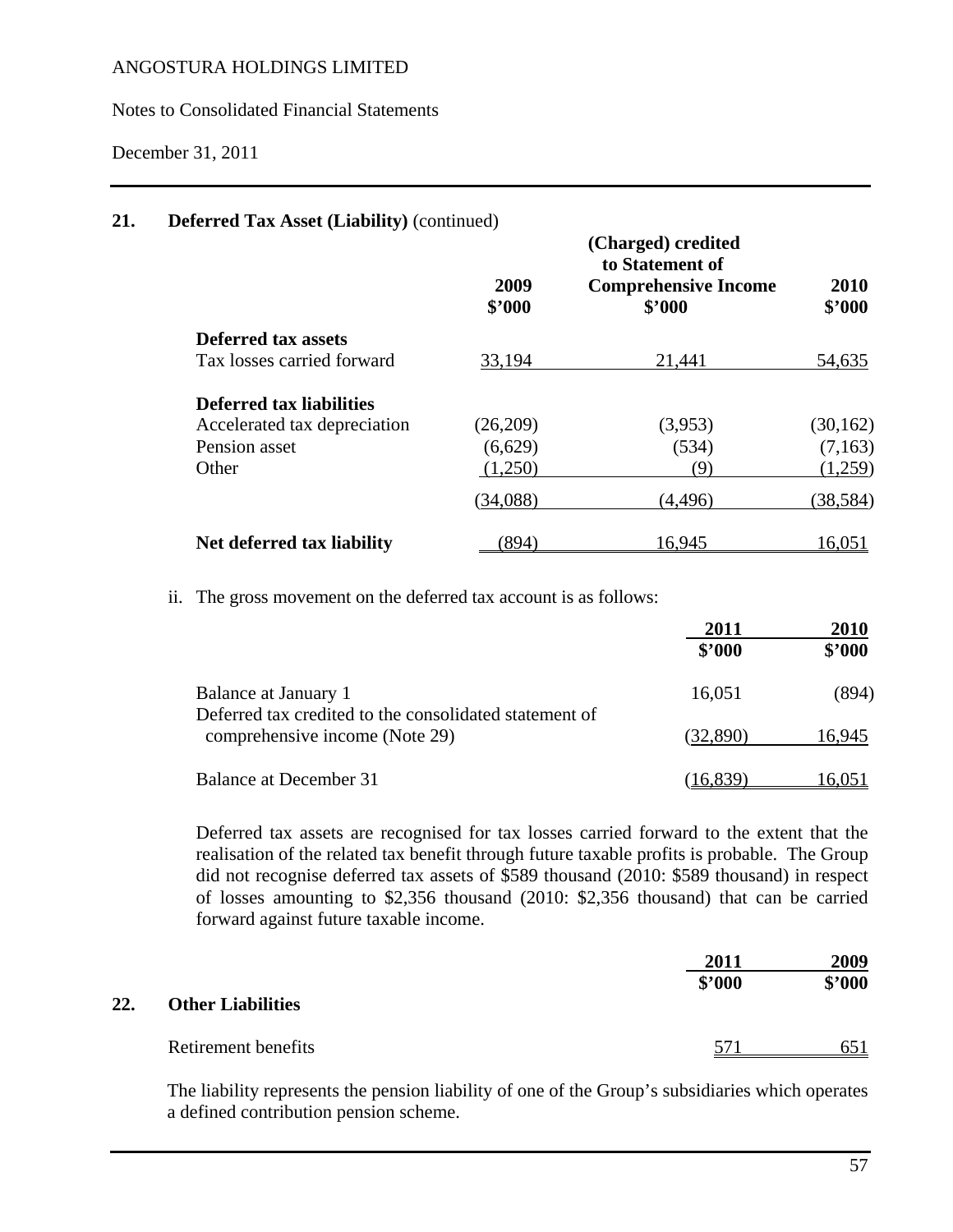ANGOSTURA HOLDINGS LIMITED

Notes to Consolidated Financial Statements

December 31, 2011

## 21. Deferred Tax Asset (Liability) (continued)

| | 2009 $'000 | (Charged) credited to Statement of Comprehensive Income $'000 | 2010 $'000 |
|---|---|---|---|
| **Deferred tax assets** | | | |
| Tax losses carried forward | 33,194 | 21,441 | 54,635 |
| **Deferred tax liabilities** | | | |
| Accelerated tax depreciation | (26,209) | (3,953) | (30,162) |
| Pension asset | (6,629) | (534) | (7,163) |
| Other | (1,250) | (9) | (1,259) |
| | (34,088) | (4,496) | (38,584) |
| **Net deferred tax liability** | (894) | 16,945 | 16,051 |

ii. The gross movement on the deferred tax account is as follows:

| | 2011 $'000 | 2010 $'000 |
|---|---|---|
| Balance at January 1 | 16,051 | (894) |
| Deferred tax credited to the consolidated statement of comprehensive income (Note 29) | (32,890) | 16,945 |
| Balance at December 31 | (16,839) | 16,051 |

Deferred tax assets are recognised for tax losses carried forward to the extent that the realisation of the related tax benefit through future taxable profits is probable. The Group did not recognise deferred tax assets of $589 thousand (2010: $589 thousand) in respect of losses amounting to $2,356 thousand (2010: $2,356 thousand) that can be carried forward against future taxable income.

## 22. Other Liabilities

| | 2011 $'000 | 2009 $'000 |
|---|---|---|
| Retirement benefits | 571 | 651 |

The liability represents the pension liability of one of the Group's subsidiaries which operates a defined contribution pension scheme.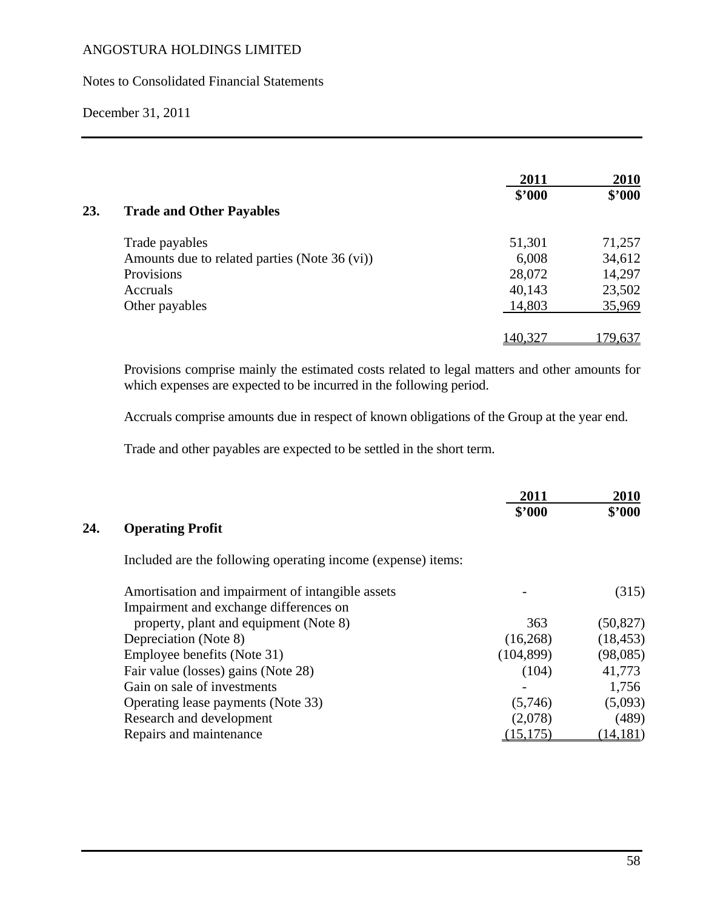ANGOSTURA HOLDINGS LIMITED

Notes to Consolidated Financial Statements

December 31, 2011

## 23. Trade and Other Payables

| | 2011 $'000 | 2010 $'000 |
|---|---|---|
| Trade payables | 51,301 | 71,257 |
| Amounts due to related parties (Note 36 (vi)) | 6,008 | 34,612 |
| Provisions | 28,072 | 14,297 |
| Accruals | 40,143 | 23,502 |
| Other payables | 14,803 | 35,969 |
| | 140,327 | 179,637 |

Provisions comprise mainly the estimated costs related to legal matters and other amounts for which expenses are expected to be incurred in the following period.

Accruals comprise amounts due in respect of known obligations of the Group at the year end.

Trade and other payables are expected to be settled in the short term.

## 24. Operating Profit

Included are the following operating income (expense) items:

| | 2011 $'000 | 2010 $'000 |
|---|---|---|
| Amortisation and impairment of intangible assets | - | (315) |
| Impairment and exchange differences on property, plant and equipment (Note 8) | 363 | (50,827) |
| Depreciation (Note 8) | (16,268) | (18,453) |
| Employee benefits (Note 31) | (104,899) | (98,085) |
| Fair value (losses) gains (Note 28) | (104) | 41,773 |
| Gain on sale of investments | - | 1,756 |
| Operating lease payments (Note 33) | (5,746) | (5,093) |
| Research and development | (2,078) | (489) |
| Repairs and maintenance | (15,175) | (14,181) |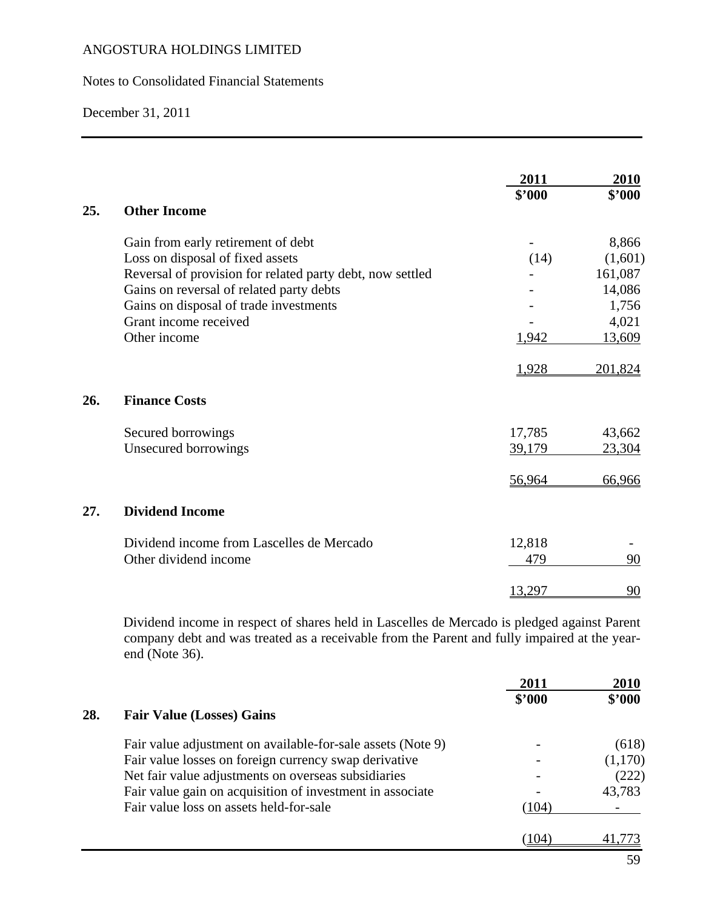ANGOSTURA HOLDINGS LIMITED

Notes to Consolidated Financial Statements

December 31, 2011

| | | 2011 | 2010 |
|---|---|---|---|
| | | $'000 | $'000 |
| **25.** | **Other Income** | | |
| | Gain from early retirement of debt | - | 8,866 |
| | Loss on disposal of fixed assets | (14) | (1,601) |
| | Reversal of provision for related party debt, now settled | - | 161,087 |
| | Gains on reversal of related party debts | - | 14,086 |
| | Gains on disposal of trade investments | - | 1,756 |
| | Grant income received | - | 4,021 |
| | Other income | 1,942 | 13,609 |
| | | 1,928 | 201,824 |
| **26.** | **Finance Costs** | | |
| | Secured borrowings | 17,785 | 43,662 |
| | Unsecured borrowings | 39,179 | 23,304 |
| | | 56,964 | 66,966 |
| **27.** | **Dividend Income** | | |
| | Dividend income from Lascelles de Mercado | 12,818 | - |
| | Other dividend income | 479 | 90 |
| | | 13,297 | 90 |

Dividend income in respect of shares held in Lascelles de Mercado is pledged against Parent company debt and was treated as a receivable from the Parent and fully impaired at the year-end (Note 36).

| | | 2011 | 2010 |
|---|---|---|---|
| | | $'000 | $'000 |
| **28.** | **Fair Value (Losses) Gains** | | |
| | Fair value adjustment on available-for-sale assets (Note 9) | - | (618) |
| | Fair value losses on foreign currency swap derivative | - | (1,170) |
| | Net fair value adjustments on overseas subsidiaries | - | (222) |
| | Fair value gain on acquisition of investment in associate | - | 43,783 |
| | Fair value loss on assets held-for-sale | (104) | - |
| | | (104) | 41,773 |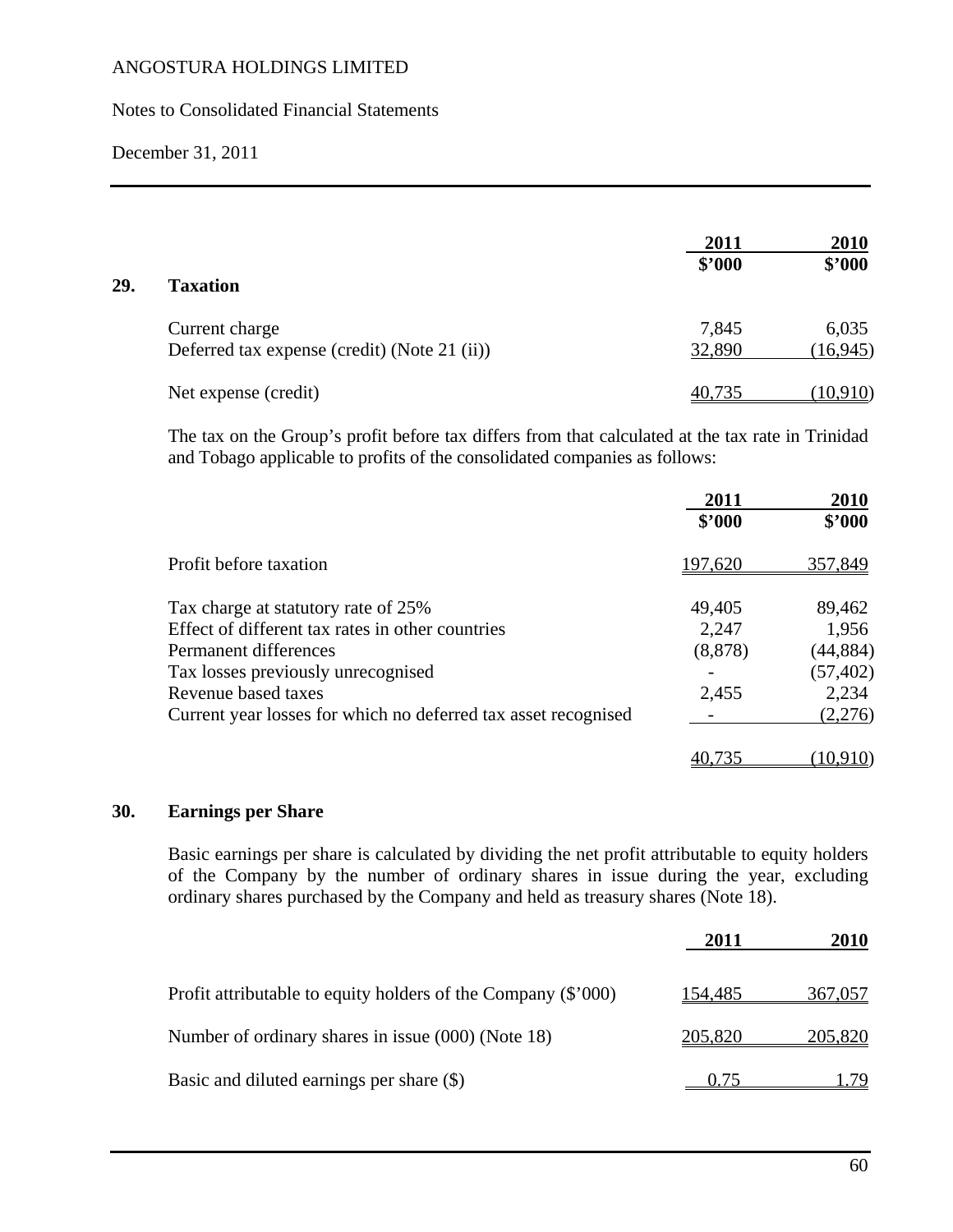ANGOSTURA HOLDINGS LIMITED

Notes to Consolidated Financial Statements

December 31, 2011

## 29. Taxation

| | 2011 \$'000 | 2010 \$'000 |
|---|---|---|
| Current charge | 7,845 | 6,035 |
| Deferred tax expense (credit) (Note 21 (ii)) | 32,890 | (16,945) |
| Net expense (credit) | 40,735 | (10,910) |

The tax on the Group's profit before tax differs from that calculated at the tax rate in Trinidad and Tobago applicable to profits of the consolidated companies as follows:

| | 2011 \$'000 | 2010 \$'000 |
|---|---|---|
| Profit before taxation | 197,620 | 357,849 |
| Tax charge at statutory rate of 25% | 49,405 | 89,462 |
| Effect of different tax rates in other countries | 2,247 | 1,956 |
| Permanent differences | (8,878) | (44,884) |
| Tax losses previously unrecognised | - | (57,402) |
| Revenue based taxes | 2,455 | 2,234 |
| Current year losses for which no deferred tax asset recognised | - | (2,276) |
| | 40,735 | (10,910) |

## 30. Earnings per Share

Basic earnings per share is calculated by dividing the net profit attributable to equity holders of the Company by the number of ordinary shares in issue during the year, excluding ordinary shares purchased by the Company and held as treasury shares (Note 18).

| | 2011 | 2010 |
|---|---|---|
| Profit attributable to equity holders of the Company (\$'000) | 154,485 | 367,057 |
| Number of ordinary shares in issue (000) (Note 18) | 205,820 | 205,820 |
| Basic and diluted earnings per share (\$) | 0.75 | 1.79 |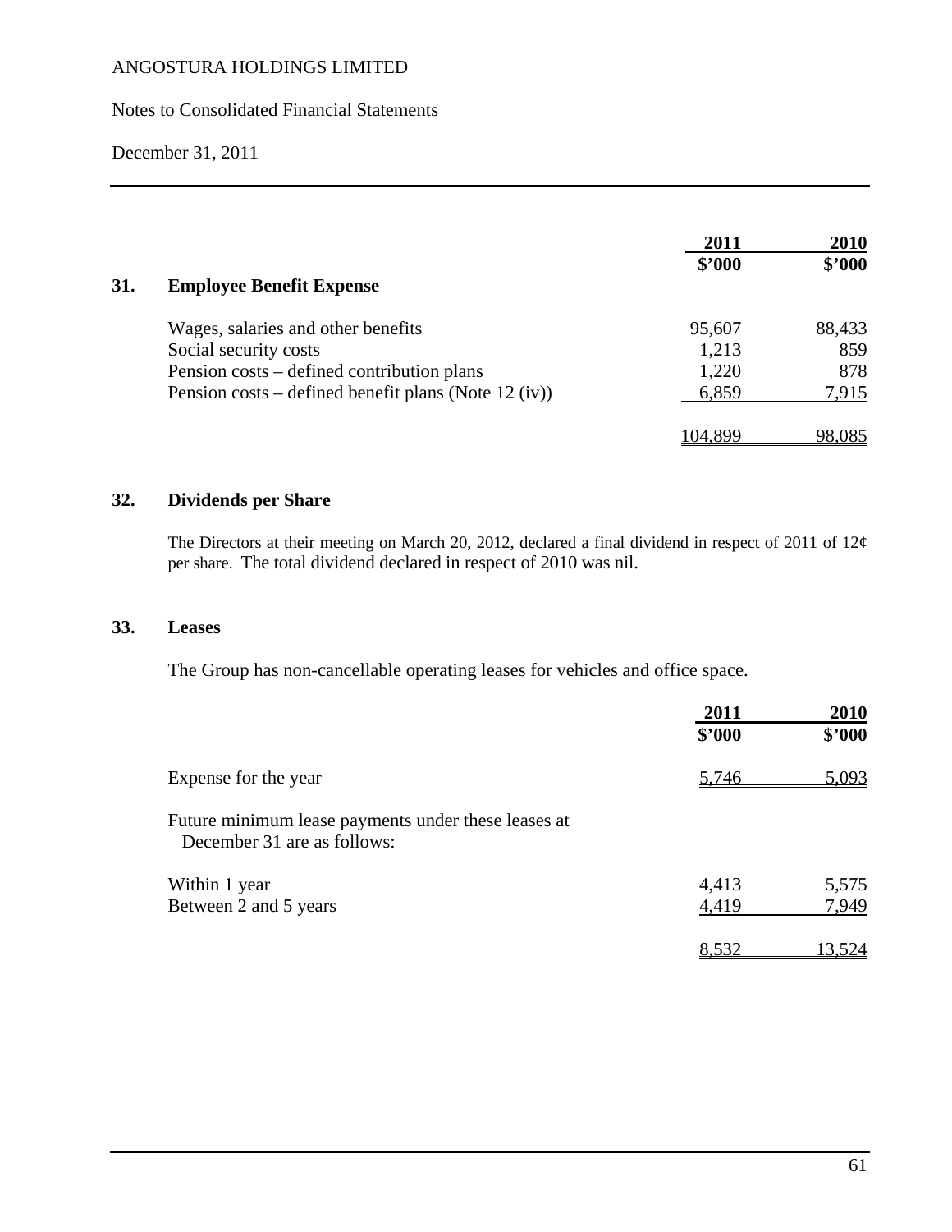ANGOSTURA HOLDINGS LIMITED

Notes to Consolidated Financial Statements

December 31, 2011

| | 2011 | 2010 |
|---|---|---|
| | $'000 | $'000 |
| **31. Employee Benefit Expense** | | |
| Wages, salaries and other benefits | 95,607 | 88,433 |
| Social security costs | 1,213 | 859 |
| Pension costs – defined contribution plans | 1,220 | 878 |
| Pension costs – defined benefit plans (Note 12 (iv)) | 6,859 | 7,915 |
| | 104,899 | 98,085 |

## 32. Dividends per Share

The Directors at their meeting on March 20, 2012, declared a final dividend in respect of 2011 of 12¢ per share. The total dividend declared in respect of 2010 was nil.

## 33. Leases

The Group has non-cancellable operating leases for vehicles and office space.

| | 2011 | 2010 |
|---|---|---|
| | $'000 | $'000 |
| Expense for the year | 5,746 | 5,093 |
| Future minimum lease payments under these leases at December 31 are as follows: | | |
| Within 1 year | 4,413 | 5,575 |
| Between 2 and 5 years | 4,419 | 7,949 |
| | 8,532 | 13,524 |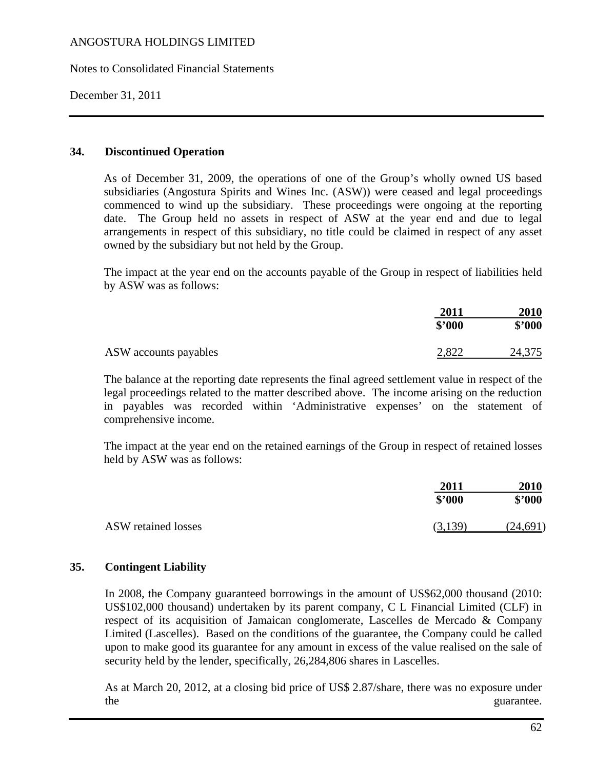## 34. Discontinued Operation

As of December 31, 2009, the operations of one of the Group's wholly owned US based subsidiaries (Angostura Spirits and Wines Inc. (ASW)) were ceased and legal proceedings commenced to wind up the subsidiary. These proceedings were ongoing at the reporting date. The Group held no assets in respect of ASW at the year end and due to legal arrangements in respect of this subsidiary, no title could be claimed in respect of any asset owned by the subsidiary but not held by the Group.

The impact at the year end on the accounts payable of the Group in respect of liabilities held by ASW was as follows:

| | 2011<br>$'000 | 2010<br>$'000 |
|---|---|---|
| ASW accounts payables | 2,822 | 24,375 |

The balance at the reporting date represents the final agreed settlement value in respect of the legal proceedings related to the matter described above. The income arising on the reduction in payables was recorded within 'Administrative expenses' on the statement of comprehensive income.

The impact at the year end on the retained earnings of the Group in respect of retained losses held by ASW was as follows:

| | 2011<br>$'000 | 2010<br>$'000 |
|---|---|---|
| ASW retained losses | (3,139) | (24,691) |

## 35. Contingent Liability

In 2008, the Company guaranteed borrowings in the amount of US$62,000 thousand (2010: US$102,000 thousand) undertaken by its parent company, C L Financial Limited (CLF) in respect of its acquisition of Jamaican conglomerate, Lascelles de Mercado & Company Limited (Lascelles). Based on the conditions of the guarantee, the Company could be called upon to make good its guarantee for any amount in excess of the value realised on the sale of security held by the lender, specifically, 26,284,806 shares in Lascelles.

As at March 20, 2012, at a closing bid price of US$ 2.87/share, there was no exposure under the guarantee.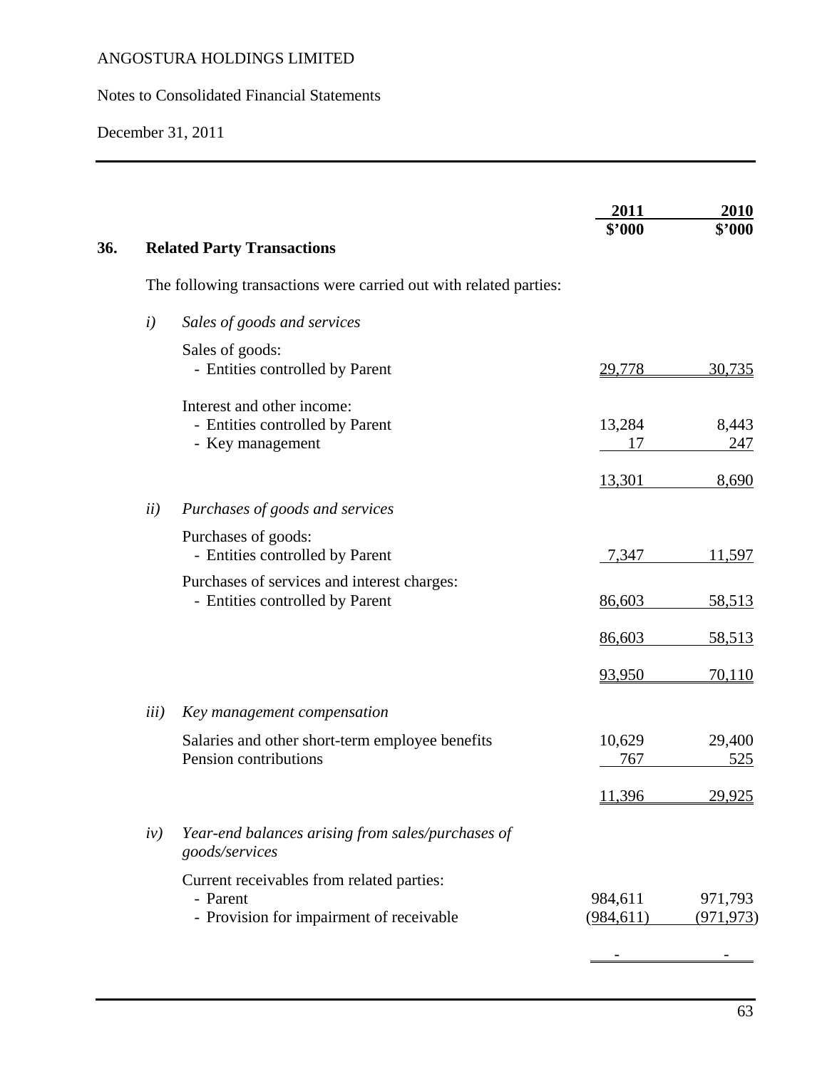ANGOSTURA HOLDINGS LIMITED

Notes to Consolidated Financial Statements

December 31, 2011

| | | 2011 $'000 | 2010 $'000 |
|---|---|---|---|
| **36.** | **Related Party Transactions** | | |
| | The following transactions were carried out with related parties: | | |
| *i)* | *Sales of goods and services* | | |
| | Sales of goods: | | |
| | - Entities controlled by Parent | 29,778 | 30,735 |
| | Interest and other income: | | |
| | - Entities controlled by Parent | 13,284 | 8,443 |
| | - Key management | 17 | 247 |
| | | 13,301 | 8,690 |
| *ii)* | *Purchases of goods and services* | | |
| | Purchases of goods: | | |
| | - Entities controlled by Parent | 7,347 | 11,597 |
| | Purchases of services and interest charges: | | |
| | - Entities controlled by Parent | 86,603 | 58,513 |
| | | 86,603 | 58,513 |
| | | 93,950 | 70,110 |
| *iii)* | *Key management compensation* | | |
| | Salaries and other short-term employee benefits | 10,629 | 29,400 |
| | Pension contributions | 767 | 525 |
| | | 11,396 | 29,925 |
| *iv)* | *Year-end balances arising from sales/purchases of goods/services* | | |
| | Current receivables from related parties: | | |
| | - Parent | 984,611 | 971,793 |
| | - Provision for impairment of receivable | (984,611) | (971,973) |
| | | - | - |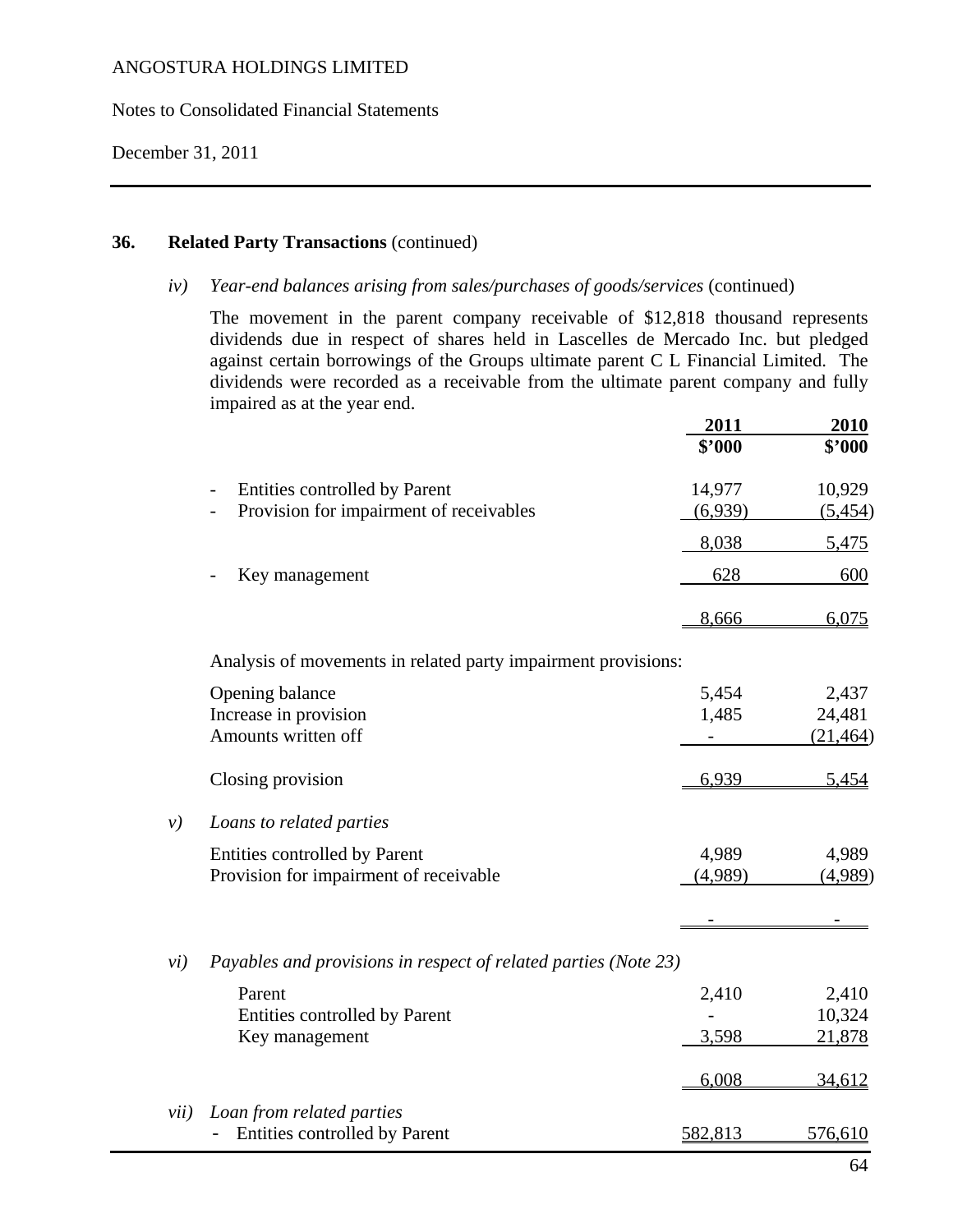ANGOSTURA HOLDINGS LIMITED

Notes to Consolidated Financial Statements

December 31, 2011

## 36. Related Party Transactions (continued)

*iv) Year-end balances arising from sales/purchases of goods/services* (continued)

The movement in the parent company receivable of $12,818 thousand represents dividends due in respect of shares held in Lascelles de Mercado Inc. but pledged against certain borrowings of the Groups ultimate parent C L Financial Limited. The dividends were recorded as a receivable from the ultimate parent company and fully impaired as at the year end.

| | 2011 $'000 | 2010 $'000 |
|---|---|---|
| - Entities controlled by Parent | 14,977 | 10,929 |
| - Provision for impairment of receivables | (6,939) | (5,454) |
| | 8,038 | 5,475 |
| - Key management | 628 | 600 |
| | 8,666 | 6,075 |

Analysis of movements in related party impairment provisions:

| | 2011 | 2010 |
|---|---|---|
| Opening balance | 5,454 | 2,437 |
| Increase in provision | 1,485 | 24,481 |
| Amounts written off | - | (21,464) |
| Closing provision | 6,939 | 5,454 |

*v) Loans to related parties*

| | 2011 | 2010 |
|---|---|---|
| Entities controlled by Parent | 4,989 | 4,989 |
| Provision for impairment of receivable | (4,989) | (4,989) |
| | - | - |

*vi) Payables and provisions in respect of related parties (Note 23)*

| | 2011 | 2010 |
|---|---|---|
| Parent | 2,410 | 2,410 |
| Entities controlled by Parent | - | 10,324 |
| Key management | 3,598 | 21,878 |
| | 6,008 | 34,612 |

*vii) Loan from related parties*

| | 2011 | 2010 |
|---|---|---|
| - Entities controlled by Parent | 582,813 | 576,610 |